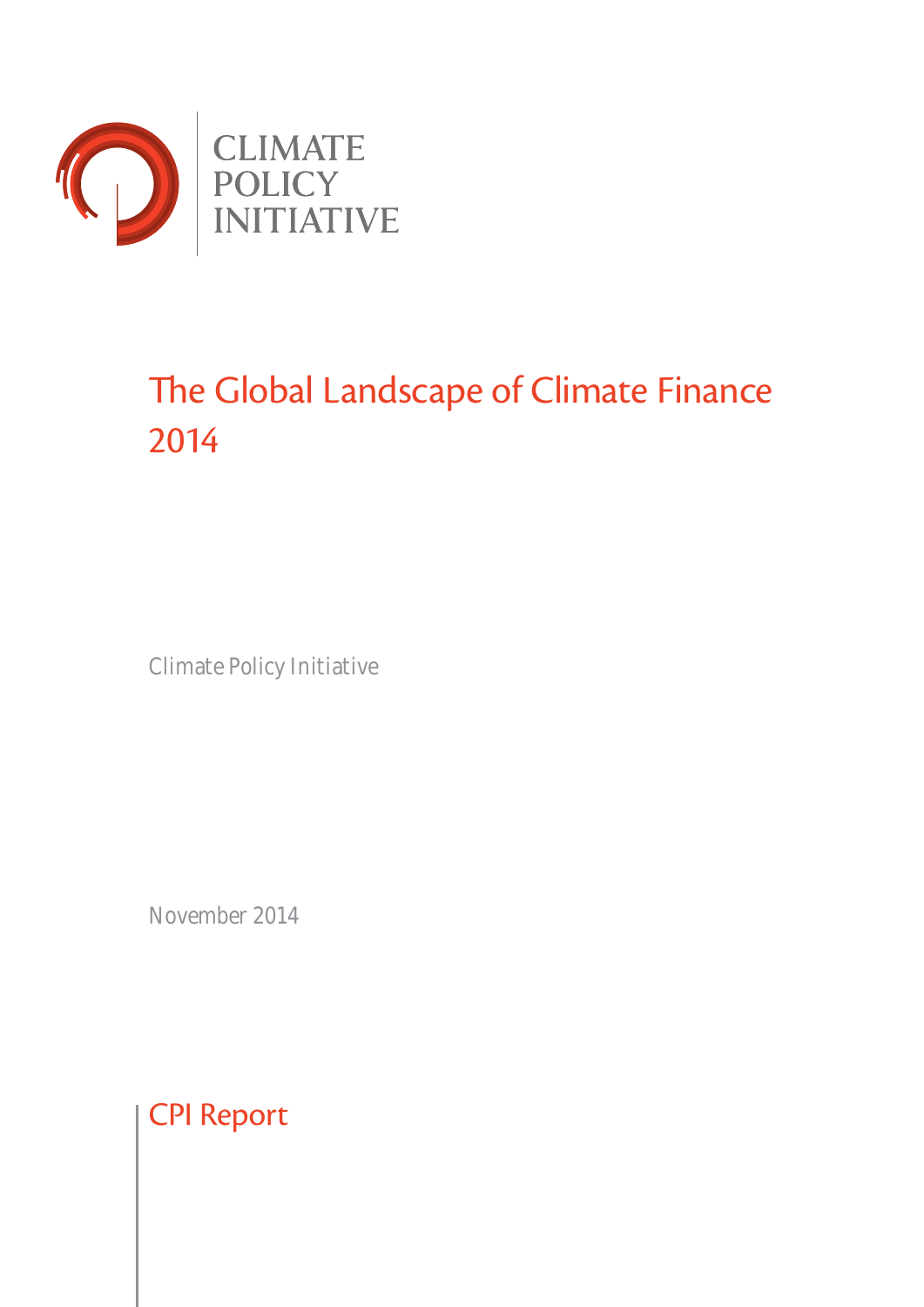CLIMATE POLICY INITIATIVE

# The Global Landscape of Climate Finance 2014

Climate Policy Initiative

November 2014

CPI Report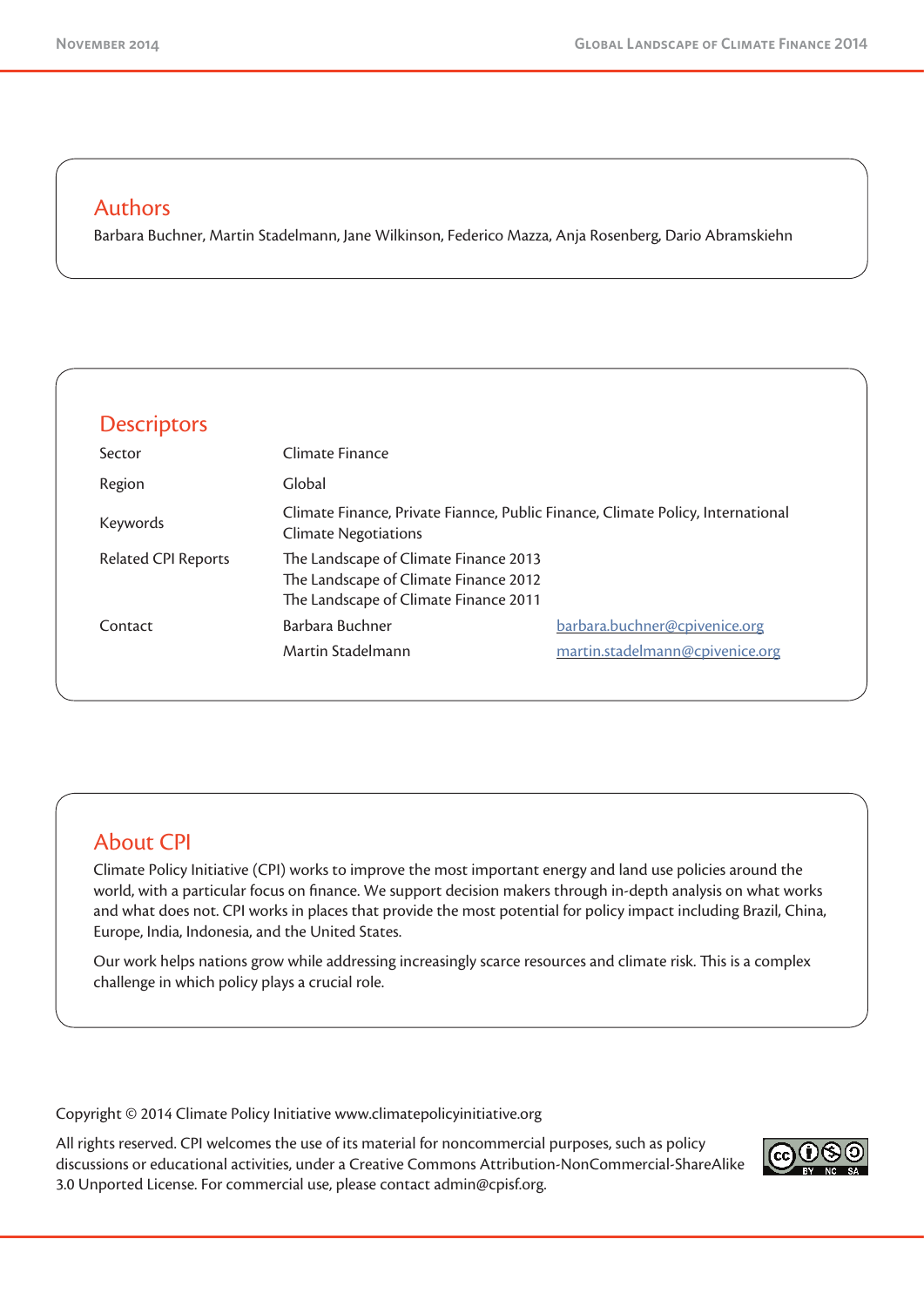## Authors

Barbara Buchner, Martin Stadelmann, Jane Wilkinson, Federico Mazza, Anja Rosenberg, Dario Abramskiehn

## Descriptors

| | | |
|---|---|---|
| Sector | Climate Finance | |
| Region | Global | |
| Keywords | Climate Finance, Private Fiannce, Public Finance, Climate Policy, International Climate Negotiations | |
| Related CPI Reports | The Landscape of Climate Finance 2013<br>The Landscape of Climate Finance 2012<br>The Landscape of Climate Finance 2011 | |
| Contact | Barbara Buchner | barbara.buchner@cpivenice.org |
| | Martin Stadelmann | martin.stadelmann@cpivenice.org |

## About CPI

Climate Policy Initiative (CPI) works to improve the most important energy and land use policies around the world, with a particular focus on finance. We support decision makers through in-depth analysis on what works and what does not. CPI works in places that provide the most potential for policy impact including Brazil, China, Europe, India, Indonesia, and the United States.

Our work helps nations grow while addressing increasingly scarce resources and climate risk. This is a complex challenge in which policy plays a crucial role.

Copyright © 2014 Climate Policy Initiative www.climatepolicyinitiative.org

All rights reserved. CPI welcomes the use of its material for noncommercial purposes, such as policy discussions or educational activities, under a Creative Commons Attribution-NonCommercial-ShareAlike 3.0 Unported License. For commercial use, please contact admin@cpisf.org.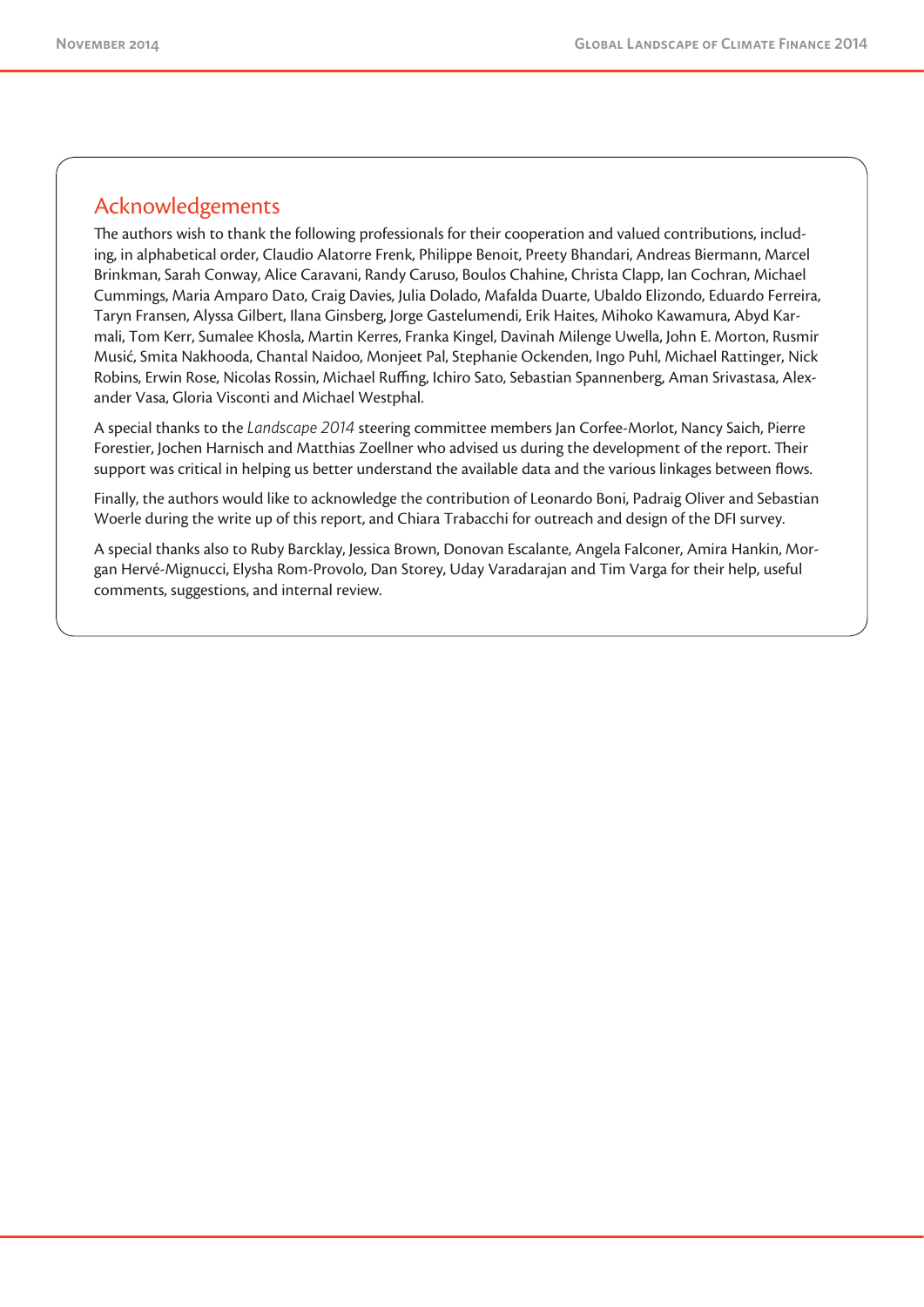## Acknowledgements

The authors wish to thank the following professionals for their cooperation and valued contributions, including, in alphabetical order, Claudio Alatorre Frenk, Philippe Benoit, Preety Bhandari, Andreas Biermann, Marcel Brinkman, Sarah Conway, Alice Caravani, Randy Caruso, Boulos Chahine, Christa Clapp, Ian Cochran, Michael Cummings, Maria Amparo Dato, Craig Davies, Julia Dolado, Mafalda Duarte, Ubaldo Elizondo, Eduardo Ferreira, Taryn Fransen, Alyssa Gilbert, Ilana Ginsberg, Jorge Gastelumendi, Erik Haites, Mihoko Kawamura, Abyd Karmali, Tom Kerr, Sumalee Khosla, Martin Kerres, Franka Kingel, Davinah Milenge Uwella, John E. Morton, Rusmir Musić, Smita Nakhooda, Chantal Naidoo, Monjeet Pal, Stephanie Ockenden, Ingo Puhl, Michael Rattinger, Nick Robins, Erwin Rose, Nicolas Rossin, Michael Ruffing, Ichiro Sato, Sebastian Spannenberg, Aman Srivastasa, Alexander Vasa, Gloria Visconti and Michael Westphal.

A special thanks to the *Landscape 2014* steering committee members Jan Corfee-Morlot, Nancy Saich, Pierre Forestier, Jochen Harnisch and Matthias Zoellner who advised us during the development of the report. Their support was critical in helping us better understand the available data and the various linkages between flows.

Finally, the authors would like to acknowledge the contribution of Leonardo Boni, Padraig Oliver and Sebastian Woerle during the write up of this report, and Chiara Trabacchi for outreach and design of the DFI survey.

A special thanks also to Ruby Barcklay, Jessica Brown, Donovan Escalante, Angela Falconer, Amira Hankin, Morgan Hervé-Mignucci, Elysha Rom-Provolo, Dan Storey, Uday Varadarajan and Tim Varga for their help, useful comments, suggestions, and internal review.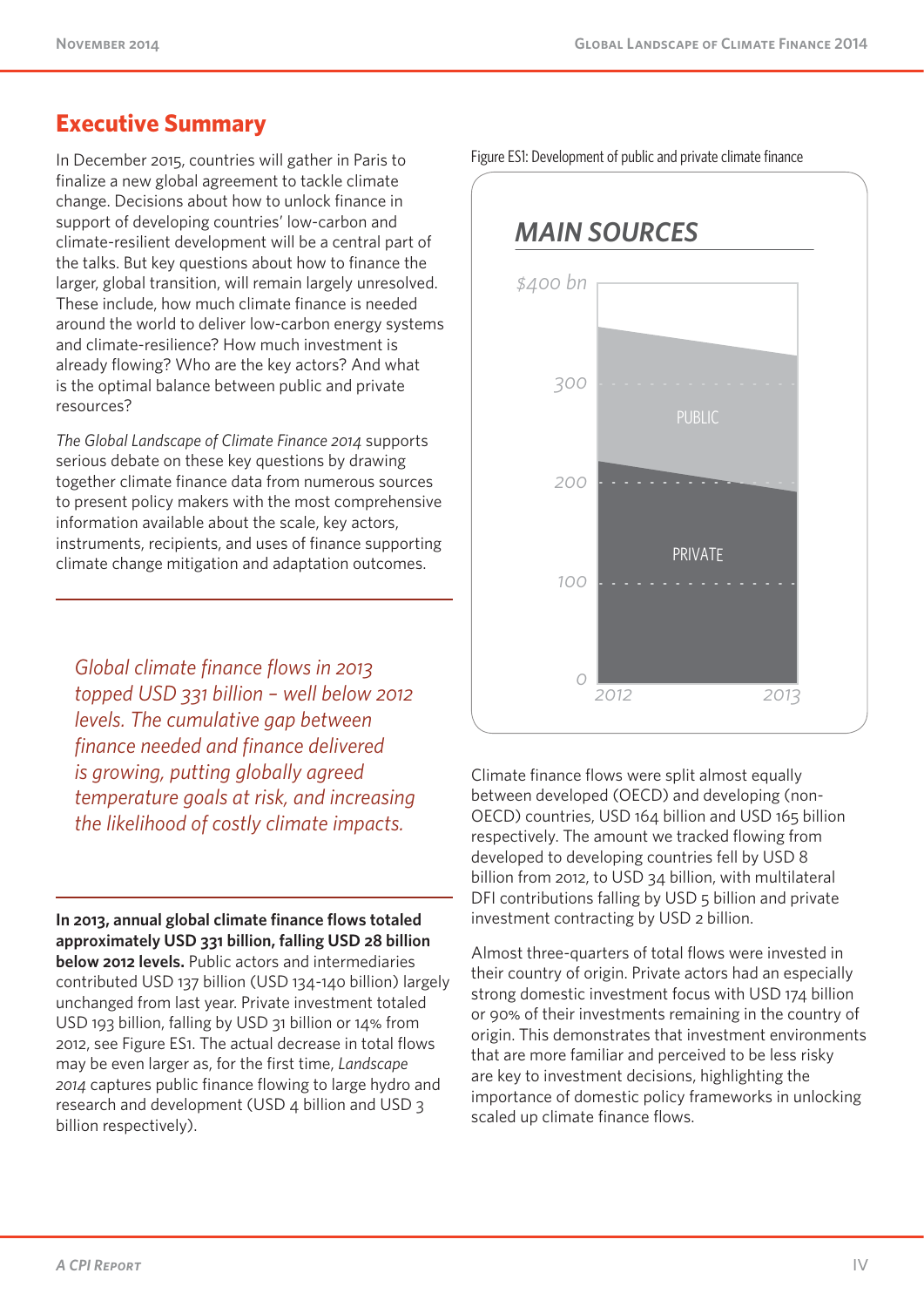## Executive Summary

In December 2015, countries will gather in Paris to finalize a new global agreement to tackle climate change. Decisions about how to unlock finance in support of developing countries' low-carbon and climate-resilient development will be a central part of the talks. But key questions about how to finance the larger, global transition, will remain largely unresolved. These include, how much climate finance is needed around the world to deliver low-carbon energy systems and climate-resilience? How much investment is already flowing? Who are the key actors? And what is the optimal balance between public and private resources?

*The Global Landscape of Climate Finance 2014* supports serious debate on these key questions by drawing together climate finance data from numerous sources to present policy makers with the most comprehensive information available about the scale, key actors, instruments, recipients, and uses of finance supporting climate change mitigation and adaptation outcomes.

*Global climate finance flows in 2013 topped USD 331 billion – well below 2012 levels. The cumulative gap between finance needed and finance delivered is growing, putting globally agreed temperature goals at risk, and increasing the likelihood of costly climate impacts.*

**In 2013, annual global climate finance flows totaled approximately USD 331 billion, falling USD 28 billion below 2012 levels.** Public actors and intermediaries contributed USD 137 billion (USD 134-140 billion) largely unchanged from last year. Private investment totaled USD 193 billion, falling by USD 31 billion or 14% from 2012, see Figure ES1. The actual decrease in total flows may be even larger as, for the first time, *Landscape 2014* captures public finance flowing to large hydro and research and development (USD 4 billion and USD 3 billion respectively).

Figure ES1: Development of public and private climate finance

MAIN SOURCES

Climate finance flows were split almost equally between developed (OECD) and developing (non-OECD) countries, USD 164 billion and USD 165 billion respectively. The amount we tracked flowing from developed to developing countries fell by USD 8 billion from 2012, to USD 34 billion, with multilateral DFI contributions falling by USD 5 billion and private investment contracting by USD 2 billion.

Almost three-quarters of total flows were invested in their country of origin. Private actors had an especially strong domestic investment focus with USD 174 billion or 90% of their investments remaining in the country of origin. This demonstrates that investment environments that are more familiar and perceived to be less risky are key to investment decisions, highlighting the importance of domestic policy frameworks in unlocking scaled up climate finance flows.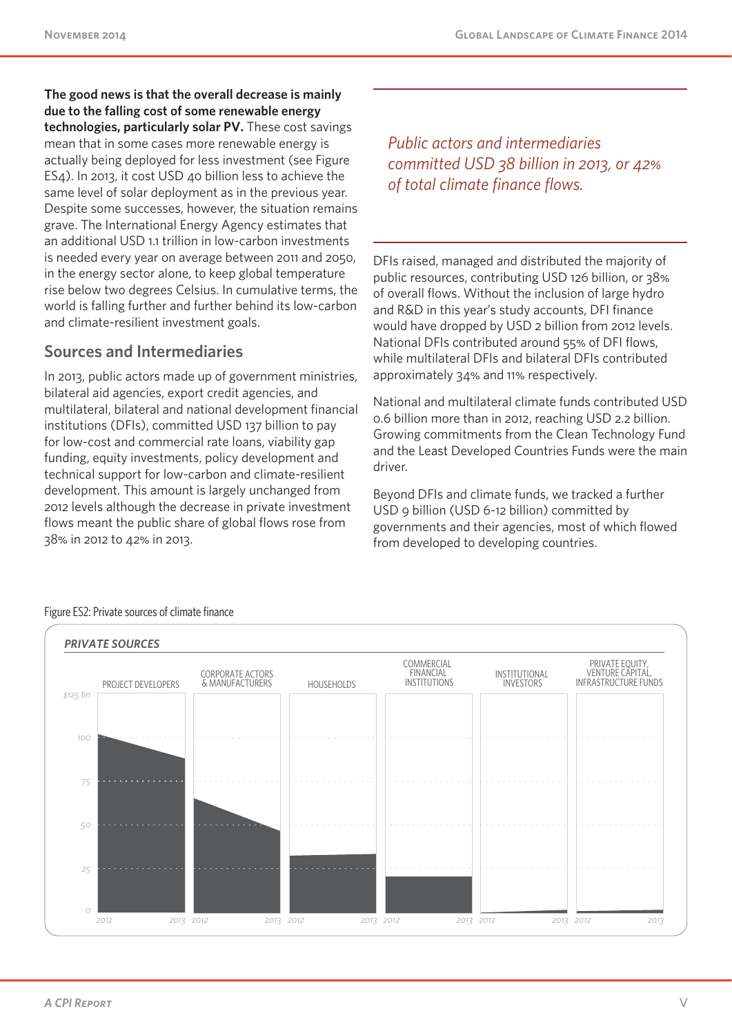**The good news is that the overall decrease is mainly due to the falling cost of some renewable energy technologies, particularly solar PV.** These cost savings mean that in some cases more renewable energy is actually being deployed for less investment (see Figure ES4). In 2013, it cost USD 40 billion less to achieve the same level of solar deployment as in the previous year. Despite some successes, however, the situation remains grave. The International Energy Agency estimates that an additional USD 1.1 trillion in low-carbon investments is needed every year on average between 2011 and 2050, in the energy sector alone, to keep global temperature rise below two degrees Celsius. In cumulative terms, the world is falling further and further behind its low-carbon and climate-resilient investment goals.

## Sources and Intermediaries

In 2013, public actors made up of government ministries, bilateral aid agencies, export credit agencies, and multilateral, bilateral and national development financial institutions (DFIs), committed USD 137 billion to pay for low-cost and commercial rate loans, viability gap funding, equity investments, policy development and technical support for low-carbon and climate-resilient development. This amount is largely unchanged from 2012 levels although the decrease in private investment flows meant the public share of global flows rose from 38% in 2012 to 42% in 2013.

*Public actors and intermediaries committed USD 38 billion in 2013, or 42% of total climate finance flows.*

DFIs raised, managed and distributed the majority of public resources, contributing USD 126 billion, or 38% of overall flows. Without the inclusion of large hydro and R&D in this year's study accounts, DFI finance would have dropped by USD 2 billion from 2012 levels. National DFIs contributed around 55% of DFI flows, while multilateral DFIs and bilateral DFIs contributed approximately 34% and 11% respectively.

National and multilateral climate funds contributed USD 0.6 billion more than in 2012, reaching USD 2.2 billion. Growing commitments from the Clean Technology Fund and the Least Developed Countries Funds were the main driver.

Beyond DFIs and climate funds, we tracked a further USD 9 billion (USD 6-12 billion) committed by governments and their agencies, most of which flowed from developed to developing countries.

Figure ES2: Private sources of climate finance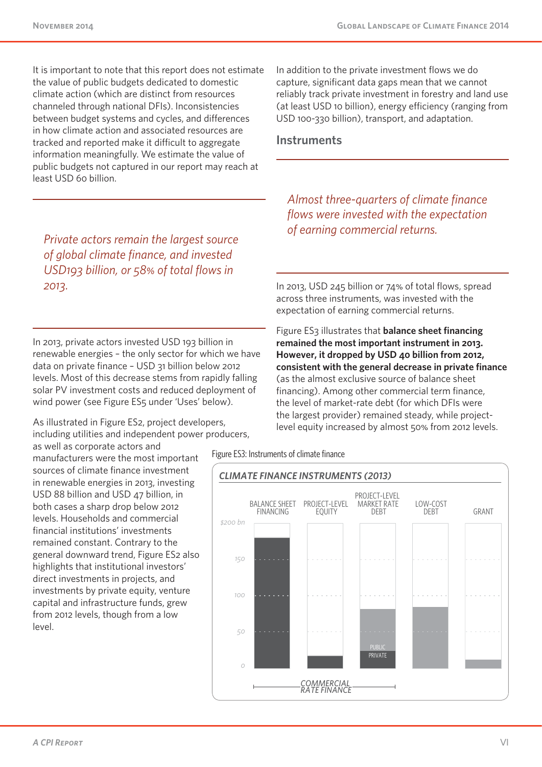It is important to note that this report does not estimate the value of public budgets dedicated to domestic climate action (which are distinct from resources channeled through national DFIs). Inconsistencies between budget systems and cycles, and differences in how climate action and associated resources are tracked and reported make it difficult to aggregate information meaningfully. We estimate the value of public budgets not captured in our report may reach at least USD 60 billion.

*Private actors remain the largest source of global climate finance, and invested USD193 billion, or 58% of total flows in 2013.*

In 2013, private actors invested USD 193 billion in renewable energies – the only sector for which we have data on private finance – USD 31 billion below 2012 levels. Most of this decrease stems from rapidly falling solar PV investment costs and reduced deployment of wind power (see Figure ES5 under 'Uses' below).

As illustrated in Figure ES2, project developers, including utilities and independent power producers, as well as corporate actors and manufacturers were the most important sources of climate finance investment in renewable energies in 2013, investing USD 88 billion and USD 47 billion, in both cases a sharp drop below 2012 levels. Households and commercial financial institutions' investments remained constant. Contrary to the general downward trend, Figure ES2 also highlights that institutional investors' direct investments in projects, and investments by private equity, venture capital and infrastructure funds, grew from 2012 levels, though from a low level.

In addition to the private investment flows we do capture, significant data gaps mean that we cannot reliably track private investment in forestry and land use (at least USD 10 billion), energy efficiency (ranging from USD 100-330 billion), transport, and adaptation.

## Instruments

*Almost three-quarters of climate finance flows were invested with the expectation of earning commercial returns.*

In 2013, USD 245 billion or 74% of total flows, spread across three instruments, was invested with the expectation of earning commercial returns.

Figure ES3 illustrates that **balance sheet financing remained the most important instrument in 2013. However, it dropped by USD 40 billion from 2012, consistent with the general decrease in private finance** (as the almost exclusive source of balance sheet financing). Among other commercial term finance, the level of market-rate debt (for which DFIs were the largest provider) remained steady, while project-level equity increased by almost 50% from 2012 levels.

Figure ES3: Instruments of climate finance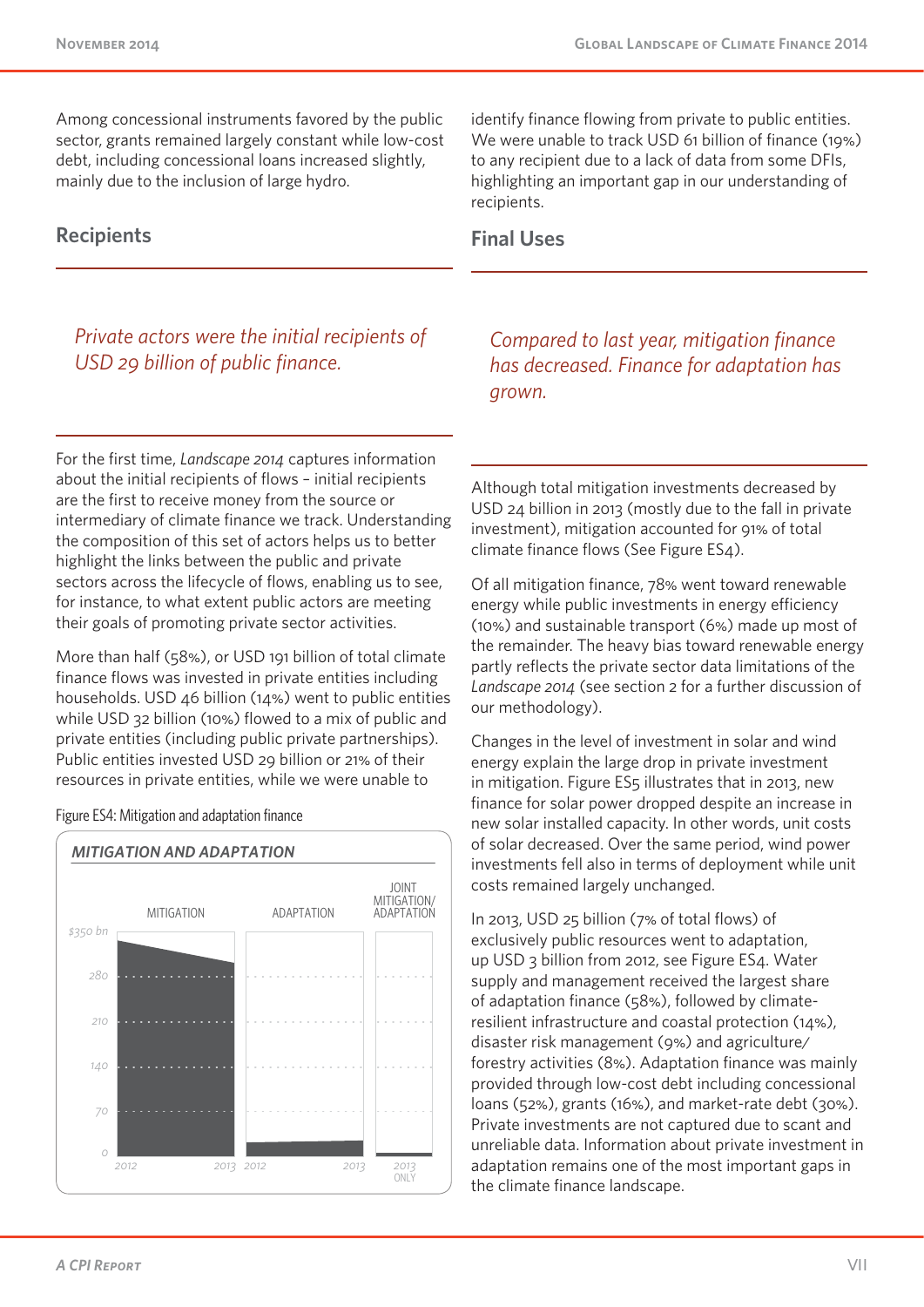Among concessional instruments favored by the public sector, grants remained largely constant while low-cost debt, including concessional loans increased slightly, mainly due to the inclusion of large hydro.

## Recipients

*Private actors were the initial recipients of USD 29 billion of public finance.*

For the first time, *Landscape 2014* captures information about the initial recipients of flows – initial recipients are the first to receive money from the source or intermediary of climate finance we track. Understanding the composition of this set of actors helps us to better highlight the links between the public and private sectors across the lifecycle of flows, enabling us to see, for instance, to what extent public actors are meeting their goals of promoting private sector activities.

More than half (58%), or USD 191 billion of total climate finance flows was invested in private entities including households. USD 46 billion (14%) went to public entities while USD 32 billion (10%) flowed to a mix of public and private entities (including public private partnerships). Public entities invested USD 29 billion or 21% of their resources in private entities, while we were unable to identify finance flowing from private to public entities. We were unable to track USD 61 billion of finance (19%) to any recipient due to a lack of data from some DFIs, highlighting an important gap in our understanding of recipients.

Figure ES4: Mitigation and adaptation finance

*MITIGATION AND ADAPTATION*

| | MITIGATION | ADAPTATION | JOINT MITIGATION/ ADAPTATION |
|---|---|---|---|
| Years | 2012–2013 | 2012–2013 | 2013 ONLY |

(Y-axis: 0, 70, 140, 210, 280, $350 bn)

## Final Uses

*Compared to last year, mitigation finance has decreased. Finance for adaptation has grown.*

Although total mitigation investments decreased by USD 24 billion in 2013 (mostly due to the fall in private investment), mitigation accounted for 91% of total climate finance flows (See Figure ES4).

Of all mitigation finance, 78% went toward renewable energy while public investments in energy efficiency (10%) and sustainable transport (6%) made up most of the remainder. The heavy bias toward renewable energy partly reflects the private sector data limitations of the *Landscape 2014* (see section 2 for a further discussion of our methodology).

Changes in the level of investment in solar and wind energy explain the large drop in private investment in mitigation. Figure ES5 illustrates that in 2013, new finance for solar power dropped despite an increase in new solar installed capacity. In other words, unit costs of solar decreased. Over the same period, wind power investments fell also in terms of deployment while unit costs remained largely unchanged.

In 2013, USD 25 billion (7% of total flows) of exclusively public resources went to adaptation, up USD 3 billion from 2012, see Figure ES4. Water supply and management received the largest share of adaptation finance (58%), followed by climate-resilient infrastructure and coastal protection (14%), disaster risk management (9%) and agriculture/forestry activities (8%). Adaptation finance was mainly provided through low-cost debt including concessional loans (52%), grants (16%), and market-rate debt (30%). Private investments are not captured due to scant and unreliable data. Information about private investment in adaptation remains one of the most important gaps in the climate finance landscape.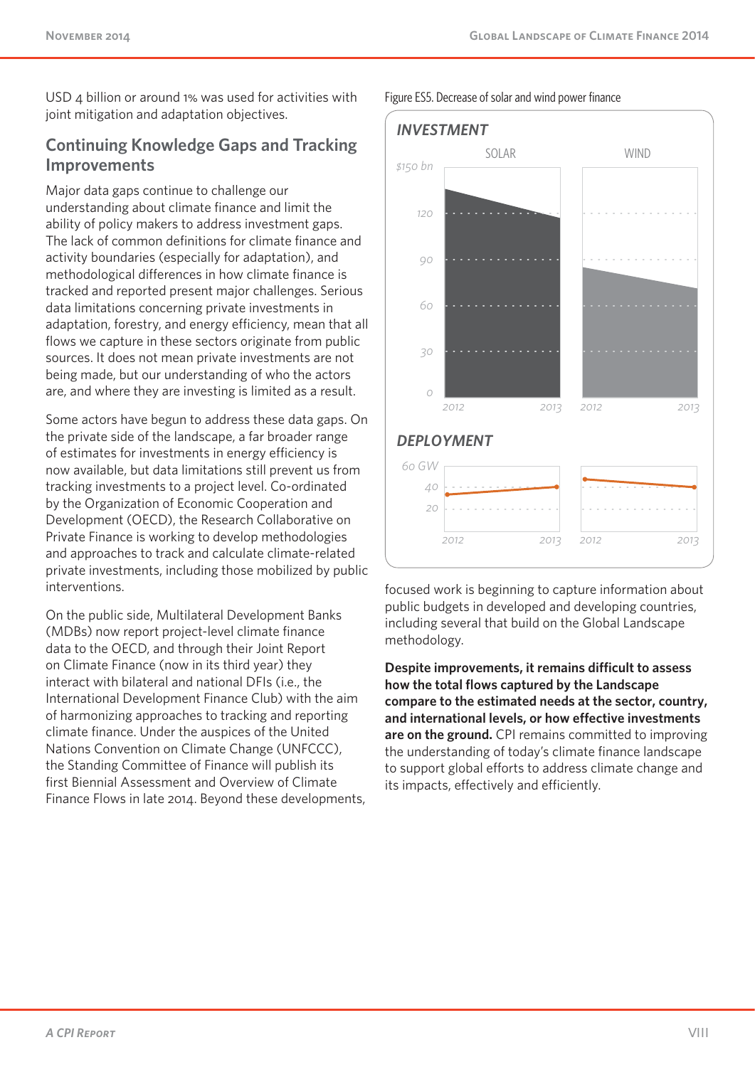USD 4 billion or around 1% was used for activities with joint mitigation and adaptation objectives.

## Continuing Knowledge Gaps and Tracking Improvements

Major data gaps continue to challenge our understanding about climate finance and limit the ability of policy makers to address investment gaps. The lack of common definitions for climate finance and activity boundaries (especially for adaptation), and methodological differences in how climate finance is tracked and reported present major challenges. Serious data limitations concerning private investments in adaptation, forestry, and energy efficiency, mean that all flows we capture in these sectors originate from public sources. It does not mean private investments are not being made, but our understanding of who the actors are, and where they are investing is limited as a result.

Some actors have begun to address these data gaps. On the private side of the landscape, a far broader range of estimates for investments in energy efficiency is now available, but data limitations still prevent us from tracking investments to a project level. Co-ordinated by the Organization of Economic Cooperation and Development (OECD), the Research Collaborative on Private Finance is working to develop methodologies and approaches to track and calculate climate-related private investments, including those mobilized by public interventions.

On the public side, Multilateral Development Banks (MDBs) now report project-level climate finance data to the OECD, and through their Joint Report on Climate Finance (now in its third year) they interact with bilateral and national DFIs (i.e., the International Development Finance Club) with the aim of harmonizing approaches to tracking and reporting climate finance. Under the auspices of the United Nations Convention on Climate Change (UNFCCC), the Standing Committee of Finance will publish its first Biennial Assessment and Overview of Climate Finance Flows in late 2014. Beyond these developments, focused work is beginning to capture information about public budgets in developed and developing countries, including several that build on the Global Landscape methodology.

Figure ES5. Decrease of solar and wind power finance

**Despite improvements, it remains difficult to assess how the total flows captured by the Landscape compare to the estimated needs at the sector, country, and international levels, or how effective investments are on the ground.** CPI remains committed to improving the understanding of today's climate finance landscape to support global efforts to address climate change and its impacts, effectively and efficiently.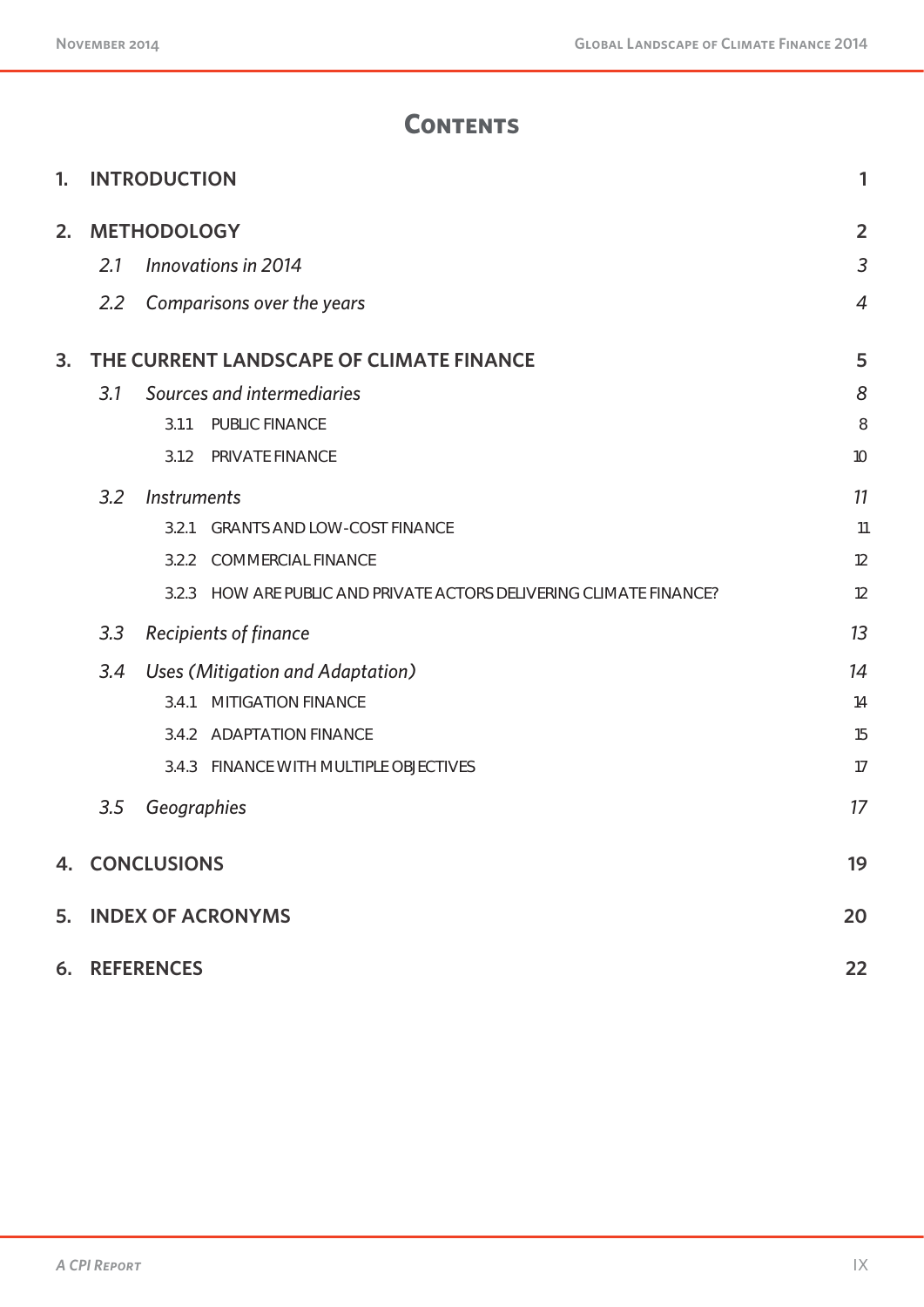# Contents

| | | |
|---|---|---|
| **1.** | **INTRODUCTION** | **1** |
| **2.** | **METHODOLOGY** | **2** |
| | *2.1 Innovations in 2014* | *3* |
| | *2.2 Comparisons over the years* | *4* |
| **3.** | **THE CURRENT LANDSCAPE OF CLIMATE FINANCE** | **5** |
| | *3.1 Sources and intermediaries* | *8* |
| | 3.1.1 PUBLIC FINANCE | 8 |
| | 3.1.2 PRIVATE FINANCE | 10 |
| | *3.2 Instruments* | *11* |
| | 3.2.1 GRANTS AND LOW-COST FINANCE | 11 |
| | 3.2.2 COMMERCIAL FINANCE | 12 |
| | 3.2.3 HOW ARE PUBLIC AND PRIVATE ACTORS DELIVERING CLIMATE FINANCE? | 12 |
| | *3.3 Recipients of finance* | *13* |
| | *3.4 Uses (Mitigation and Adaptation)* | *14* |
| | 3.4.1 MITIGATION FINANCE | 14 |
| | 3.4.2 ADAPTATION FINANCE | 15 |
| | 3.4.3 FINANCE WITH MULTIPLE OBJECTIVES | 17 |
| | *3.5 Geographies* | *17* |
| **4.** | **CONCLUSIONS** | **19** |
| **5.** | **INDEX OF ACRONYMS** | **20** |
| **6.** | **REFERENCES** | **22** |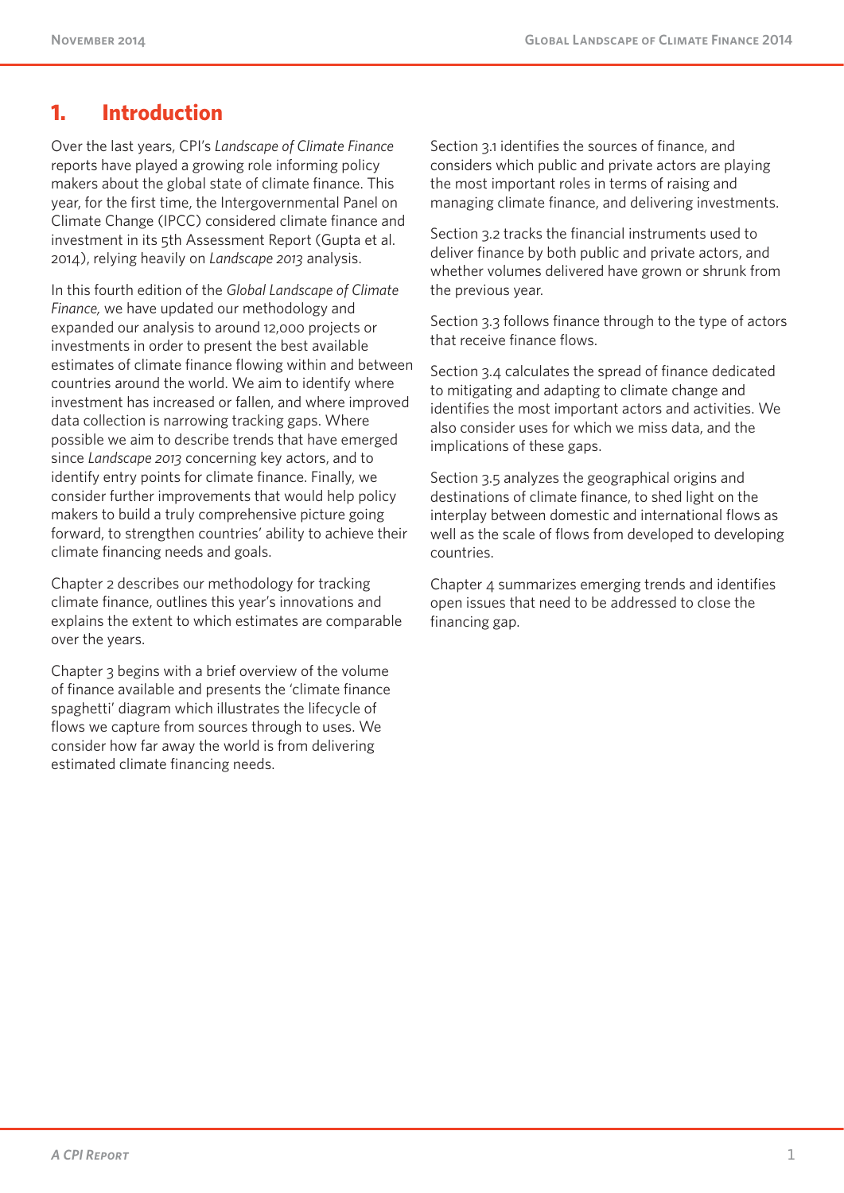# 1. Introduction

Over the last years, CPI's *Landscape of Climate Finance* reports have played a growing role informing policy makers about the global state of climate finance. This year, for the first time, the Intergovernmental Panel on Climate Change (IPCC) considered climate finance and investment in its 5th Assessment Report (Gupta et al. 2014), relying heavily on *Landscape 2013* analysis.

In this fourth edition of the *Global Landscape of Climate Finance,* we have updated our methodology and expanded our analysis to around 12,000 projects or investments in order to present the best available estimates of climate finance flowing within and between countries around the world. We aim to identify where investment has increased or fallen, and where improved data collection is narrowing tracking gaps. Where possible we aim to describe trends that have emerged since *Landscape 2013* concerning key actors, and to identify entry points for climate finance. Finally, we consider further improvements that would help policy makers to build a truly comprehensive picture going forward, to strengthen countries' ability to achieve their climate financing needs and goals.

Chapter 2 describes our methodology for tracking climate finance, outlines this year's innovations and explains the extent to which estimates are comparable over the years.

Chapter 3 begins with a brief overview of the volume of finance available and presents the 'climate finance spaghetti' diagram which illustrates the lifecycle of flows we capture from sources through to uses. We consider how far away the world is from delivering estimated climate financing needs.

Section 3.1 identifies the sources of finance, and considers which public and private actors are playing the most important roles in terms of raising and managing climate finance, and delivering investments.

Section 3.2 tracks the financial instruments used to deliver finance by both public and private actors, and whether volumes delivered have grown or shrunk from the previous year.

Section 3.3 follows finance through to the type of actors that receive finance flows.

Section 3.4 calculates the spread of finance dedicated to mitigating and adapting to climate change and identifies the most important actors and activities. We also consider uses for which we miss data, and the implications of these gaps.

Section 3.5 analyzes the geographical origins and destinations of climate finance, to shed light on the interplay between domestic and international flows as well as the scale of flows from developed to developing countries.

Chapter 4 summarizes emerging trends and identifies open issues that need to be addressed to close the financing gap.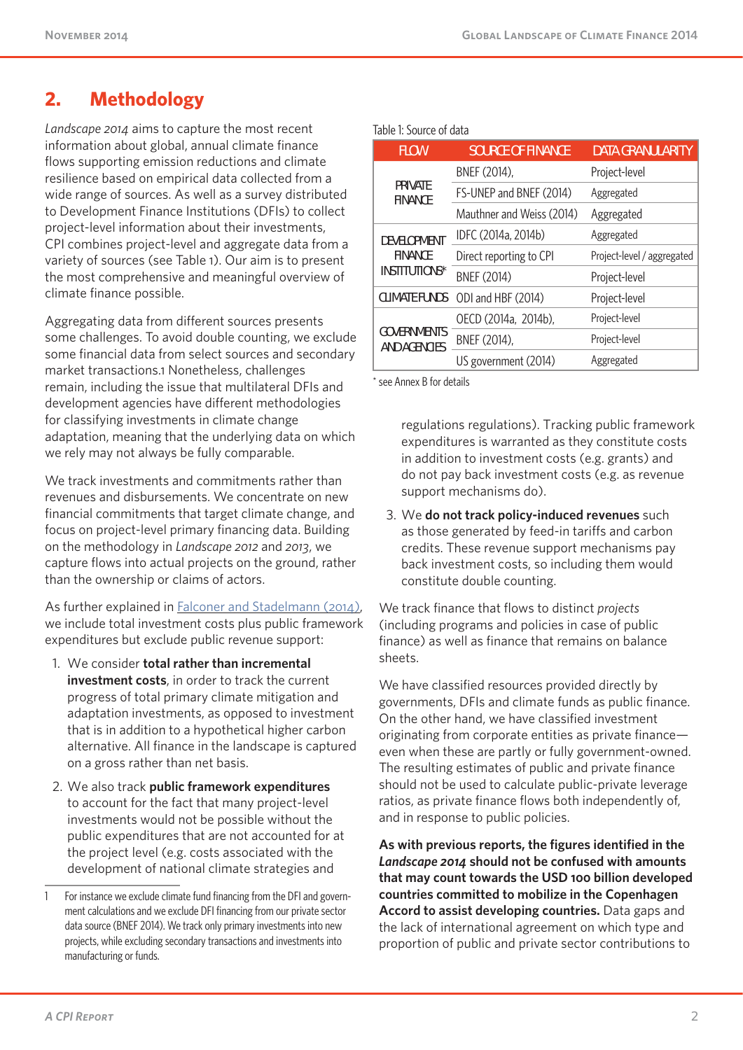## 2. Methodology

*Landscape 2014* aims to capture the most recent information about global, annual climate finance flows supporting emission reductions and climate resilience based on empirical data collected from a wide range of sources. As well as a survey distributed to Development Finance Institutions (DFIs) to collect project-level information about their investments, CPI combines project-level and aggregate data from a variety of sources (see Table 1). Our aim is to present the most comprehensive and meaningful overview of climate finance possible.

Aggregating data from different sources presents some challenges. To avoid double counting, we exclude some financial data from select sources and secondary market transactions.[1] Nonetheless, challenges remain, including the issue that multilateral DFIs and development agencies have different methodologies for classifying investments in climate change adaptation, meaning that the underlying data on which we rely may not always be fully comparable.

We track investments and commitments rather than revenues and disbursements. We concentrate on new financial commitments that target climate change, and focus on project-level primary financing data. Building on the methodology in *Landscape 2012* and *2013*, we capture flows into actual projects on the ground, rather than the ownership or claims of actors.

As further explained in Falconer and Stadelmann (2014), we include total investment costs plus public framework expenditures but exclude public revenue support:

1. We consider **total rather than incremental investment costs**, in order to track the current progress of total primary climate mitigation and adaptation investments, as opposed to investment that is in addition to a hypothetical higher carbon alternative. All finance in the landscape is captured on a gross rather than net basis.
2. We also track **public framework expenditures** to account for the fact that many project-level investments would not be possible without the public expenditures that are not accounted for at the project level (e.g. costs associated with the development of national climate strategies and regulations regulations). Tracking public framework expenditures is warranted as they constitute costs in addition to investment costs (e.g. grants) and do not pay back investment costs (e.g. as revenue support mechanisms do).
3. We **do not track policy-induced revenues** such as those generated by feed-in tariffs and carbon credits. These revenue support mechanisms pay back investment costs, so including them would constitute double counting.

Table 1: Source of data

| FLOW | SOURCE OF FINANCE | DATA GRANULARITY |
|---|---|---|
| PRIVATE FINANCE | BNEF (2014), | Project-level |
| | FS-UNEP and BNEF (2014) | Aggregated |
| | Mauthner and Weiss (2014) | Aggregated |
| DEVELOPMENT FINANCE INSTITUTIONS* | IDFC (2014a, 2014b) | Aggregated |
| | Direct reporting to CPI | Project-level / aggregated |
| | BNEF (2014) | Project-level |
| CLIMATE FUNDS | ODI and HBF (2014) | Project-level |
| GOVERNMENTS AND AGENCIES | OECD (2014a, 2014b), | Project-level |
| | BNEF (2014), | Project-level |
| | US government (2014) | Aggregated |

\* see Annex B for details

We track finance that flows to distinct *projects* (including programs and policies in case of public finance) as well as finance that remains on balance sheets.

We have classified resources provided directly by governments, DFIs and climate funds as public finance. On the other hand, we have classified investment originating from corporate entities as private finance—even when these are partly or fully government-owned. The resulting estimates of public and private finance should not be used to calculate public-private leverage ratios, as private finance flows both independently of, and in response to public policies.

**As with previous reports, the figures identified in the *Landscape 2014* should not be confused with amounts that may count towards the USD 100 billion developed countries committed to mobilize in the Copenhagen Accord to assist developing countries.** Data gaps and the lack of international agreement on which type and proportion of public and private sector contributions to

---

1 For instance we exclude climate fund financing from the DFI and government calculations and we exclude DFI financing from our private sector data source (BNEF 2014). We track only primary investments into new projects, while excluding secondary transactions and investments into manufacturing or funds.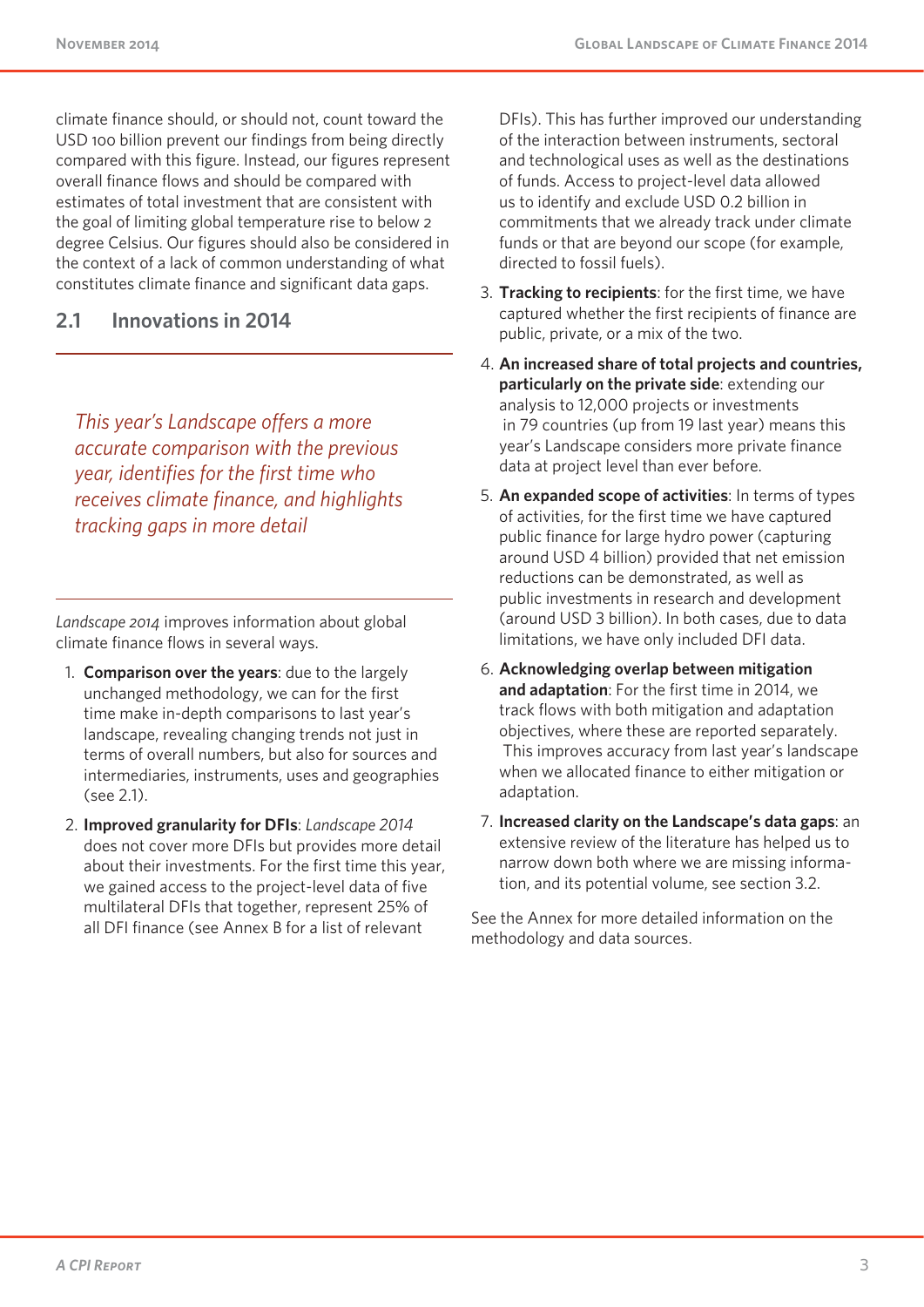climate finance should, or should not, count toward the USD 100 billion prevent our findings from being directly compared with this figure. Instead, our figures represent overall finance flows and should be compared with estimates of total investment that are consistent with the goal of limiting global temperature rise to below 2 degree Celsius. Our figures should also be considered in the context of a lack of common understanding of what constitutes climate finance and significant data gaps.

## 2.1 Innovations in 2014

*This year's Landscape offers a more accurate comparison with the previous year, identifies for the first time who receives climate finance, and highlights tracking gaps in more detail*

*Landscape 2014* improves information about global climate finance flows in several ways.

1. **Comparison over the years**: due to the largely unchanged methodology, we can for the first time make in-depth comparisons to last year's landscape, revealing changing trends not just in terms of overall numbers, but also for sources and intermediaries, instruments, uses and geographies (see 2.1).
2. **Improved granularity for DFIs**: *Landscape 2014* does not cover more DFIs but provides more detail about their investments. For the first time this year, we gained access to the project-level data of five multilateral DFIs that together, represent 25% of all DFI finance (see Annex B for a list of relevant DFIs). This has further improved our understanding of the interaction between instruments, sectoral and technological uses as well as the destinations of funds. Access to project-level data allowed us to identify and exclude USD 0.2 billion in commitments that we already track under climate funds or that are beyond our scope (for example, directed to fossil fuels).
3. **Tracking to recipients**: for the first time, we have captured whether the first recipients of finance are public, private, or a mix of the two.
4. **An increased share of total projects and countries, particularly on the private side**: extending our analysis to 12,000 projects or investments in 79 countries (up from 19 last year) means this year's Landscape considers more private finance data at project level than ever before.
5. **An expanded scope of activities**: In terms of types of activities, for the first time we have captured public finance for large hydro power (capturing around USD 4 billion) provided that net emission reductions can be demonstrated, as well as public investments in research and development (around USD 3 billion). In both cases, due to data limitations, we have only included DFI data.
6. **Acknowledging overlap between mitigation and adaptation**: For the first time in 2014, we track flows with both mitigation and adaptation objectives, where these are reported separately. This improves accuracy from last year's landscape when we allocated finance to either mitigation or adaptation.
7. **Increased clarity on the Landscape's data gaps**: an extensive review of the literature has helped us to narrow down both where we are missing information, and its potential volume, see section 3.2.

See the Annex for more detailed information on the methodology and data sources.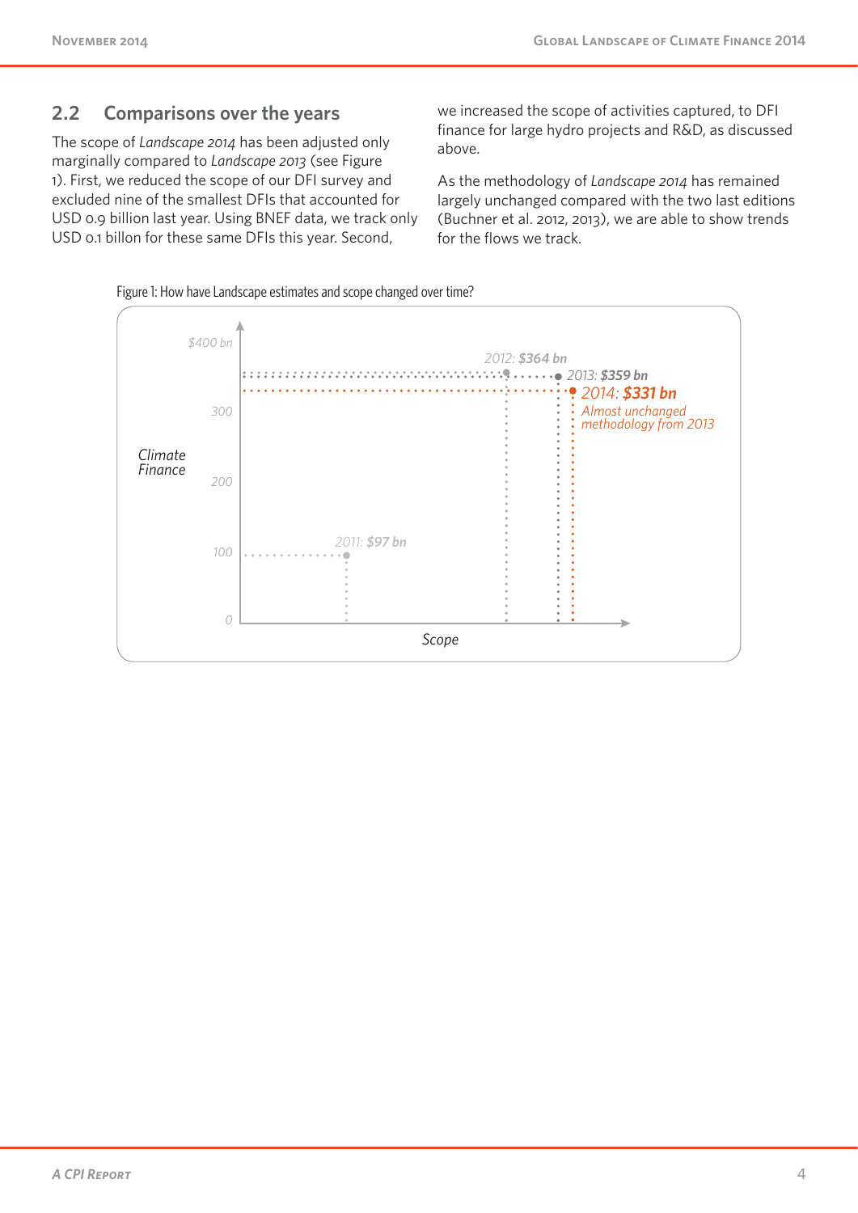## 2.2 Comparisons over the years

The scope of *Landscape 2014* has been adjusted only marginally compared to *Landscape 2013* (see Figure 1). First, we reduced the scope of our DFI survey and excluded nine of the smallest DFIs that accounted for USD 0.9 billion last year. Using BNEF data, we track only USD 0.1 billon for these same DFIs this year. Second, we increased the scope of activities captured, to DFI finance for large hydro projects and R&D, as discussed above.

As the methodology of *Landscape 2014* has remained largely unchanged compared with the two last editions (Buchner et al. 2012, 2013), we are able to show trends for the flows we track.

Figure 1: How have Landscape estimates and scope changed over time?

Climate Finance

$400 bn

300

200

100

0

Scope

2011: **$97 bn**

2012: **$364 bn**

2013: **$359 bn**

2014: **$331 bn**

*Almost unchanged methodology from 2013*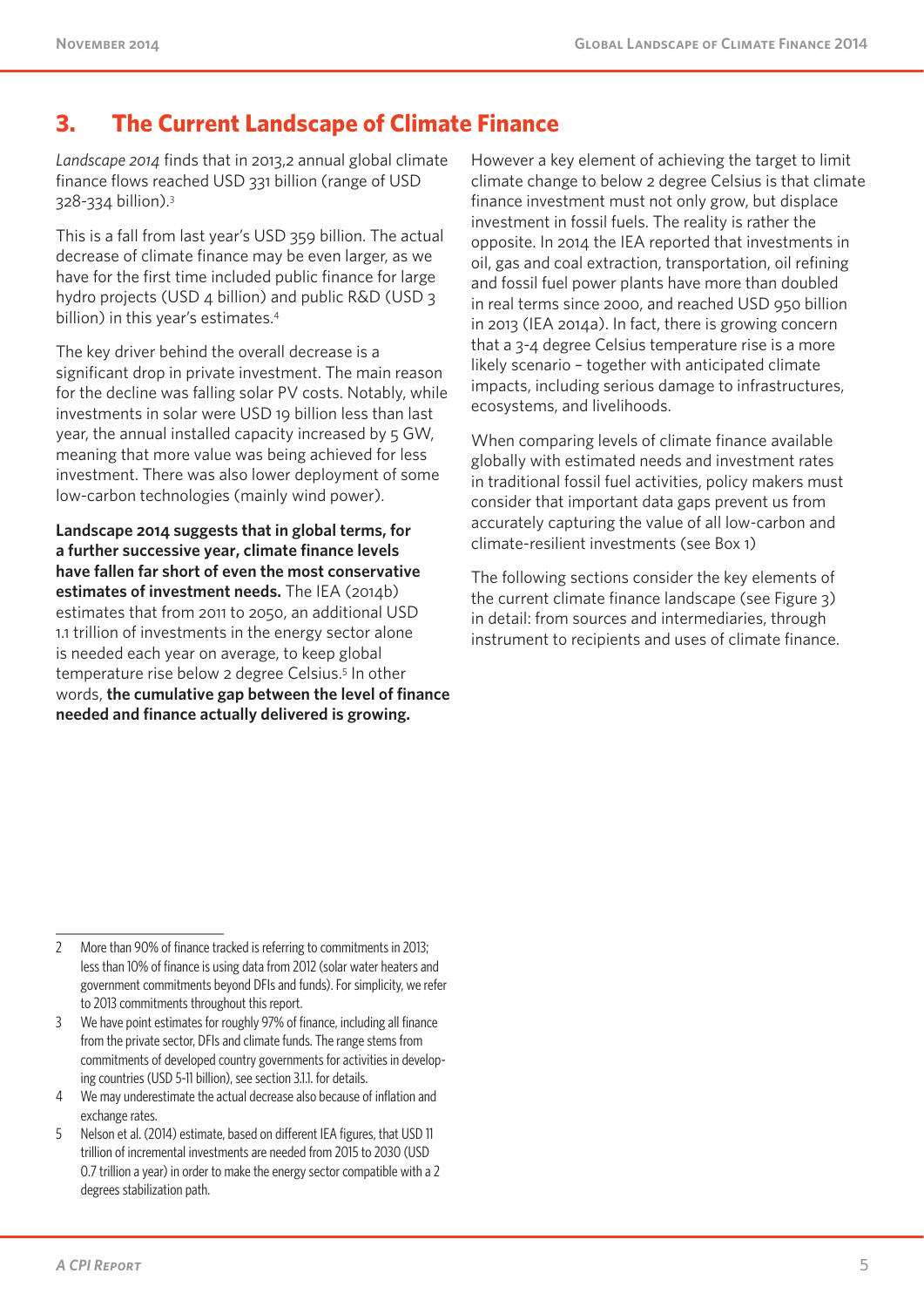# 3. The Current Landscape of Climate Finance

*Landscape 2014* finds that in 2013,[2] annual global climate finance flows reached USD 331 billion (range of USD 328-334 billion).[3]

This is a fall from last year's USD 359 billion. The actual decrease of climate finance may be even larger, as we have for the first time included public finance for large hydro projects (USD 4 billion) and public R&D (USD 3 billion) in this year's estimates.[4]

The key driver behind the overall decrease is a significant drop in private investment. The main reason for the decline was falling solar PV costs. Notably, while investments in solar were USD 19 billion less than last year, the annual installed capacity increased by 5 GW, meaning that more value was being achieved for less investment. There was also lower deployment of some low-carbon technologies (mainly wind power).

**Landscape 2014 suggests that in global terms, for a further successive year, climate finance levels have fallen far short of even the most conservative estimates of investment needs.** The IEA (2014b) estimates that from 2011 to 2050, an additional USD 1.1 trillion of investments in the energy sector alone is needed each year on average, to keep global temperature rise below 2 degree Celsius.[5] In other words, **the cumulative gap between the level of finance needed and finance actually delivered is growing.**

However a key element of achieving the target to limit climate change to below 2 degree Celsius is that climate finance investment must not only grow, but displace investment in fossil fuels. The reality is rather the opposite. In 2014 the IEA reported that investments in oil, gas and coal extraction, transportation, oil refining and fossil fuel power plants have more than doubled in real terms since 2000, and reached USD 950 billion in 2013 (IEA 2014a). In fact, there is growing concern that a 3-4 degree Celsius temperature rise is a more likely scenario – together with anticipated climate impacts, including serious damage to infrastructures, ecosystems, and livelihoods.

When comparing levels of climate finance available globally with estimated needs and investment rates in traditional fossil fuel activities, policy makers must consider that important data gaps prevent us from accurately capturing the value of all low-carbon and climate-resilient investments (see Box 1)

The following sections consider the key elements of the current climate finance landscape (see Figure 3) in detail: from sources and intermediaries, through instrument to recipients and uses of climate finance.

---

2 More than 90% of finance tracked is referring to commitments in 2013; less than 10% of finance is using data from 2012 (solar water heaters and government commitments beyond DFIs and funds). For simplicity, we refer to 2013 commitments throughout this report.

3 We have point estimates for roughly 97% of finance, including all finance from the private sector, DFIs and climate funds. The range stems from commitments of developed country governments for activities in developing countries (USD 5-11 billion), see section 3.1.1. for details.

4 We may underestimate the actual decrease also because of inflation and exchange rates.

5 Nelson et al. (2014) estimate, based on different IEA figures, that USD 11 trillion of incremental investments are needed from 2015 to 2030 (USD 0.7 trillion a year) in order to make the energy sector compatible with a 2 degrees stabilization path.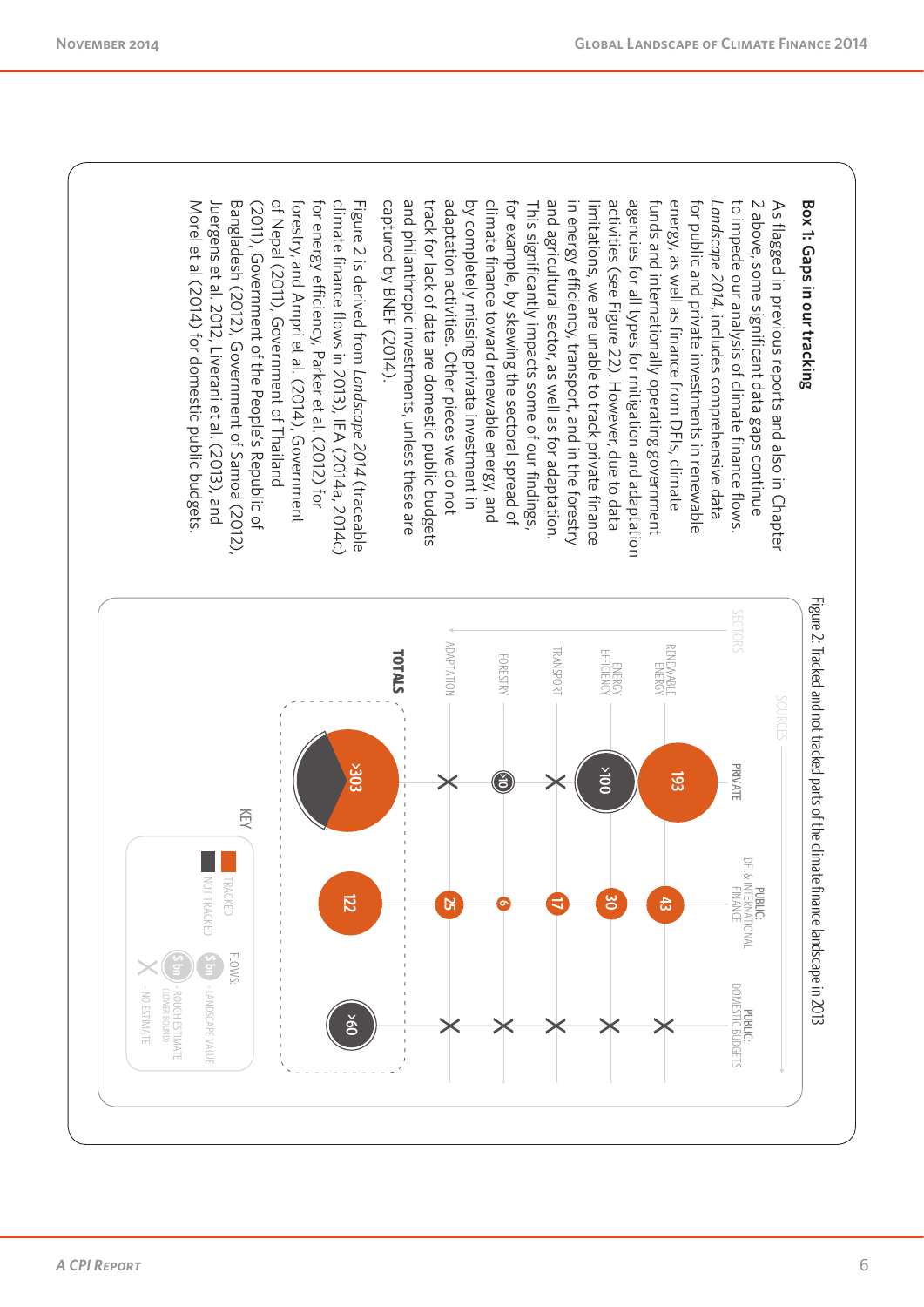## Box 1: Gaps in our tracking

As flagged in previous reports and also in Chapter 2 above, some significant data gaps continue to impede our analysis of climate finance flows. *Landscape 2014*, includes comprehensive data for public and private investments in renewable energy, as well as finance from DFIs, climate funds and internationally operating government agencies for all types for mitigation and adaptation activities (see Figure 22). However, due to data limitations, we are unable to track private finance in energy efficiency, transport, and in the forestry and agricultural sector, as well as for adaptation. This significantly impacts some of our findings, for example, by skewing the sectoral spread of climate finance toward renewable energy, and by completely missing private investment in adaptation activities. Other pieces we do not track for lack of data are domestic public budgets and philanthropic investments, unless these are captured by BNEF (2014).

Figure 2 is derived from *Landscape 2014* (traceable climate finance flows in 2013), IEA (2014a, 2014c) for energy efficiency, Parker et al. (2012) for forestry, and Ampri et al. (2014), Government of Nepal (2011), Government of Thailand (2011), Government of the People's Republic of Bangladesh (2012), Government of Samoa (2012), Juergens et al. 2012, Liverani et al. (2013), and Morel et al (2014) for domestic public budgets.

Figure 2: Tracked and not tracked parts of the climate finance landscape in 2013

| Sectors / Sources | Private | Public: DFI & International Finance | Public: Domestic Budgets |
|---|---|---|---|
| Renewable Energy | 193 | 43 | X |
| Energy Efficiency | >100 | 30 | X |
| Transport | X | 17 | X |
| Forestry | >10 | 6 | X |
| Adaptation | X | 25 | X |
| **Totals** | >303 | 122 | >60 |

Key: Tracked; Not tracked. Flows: $ bn – Landscape value; $ bn – Rough estimate (lower bound); X – No estimate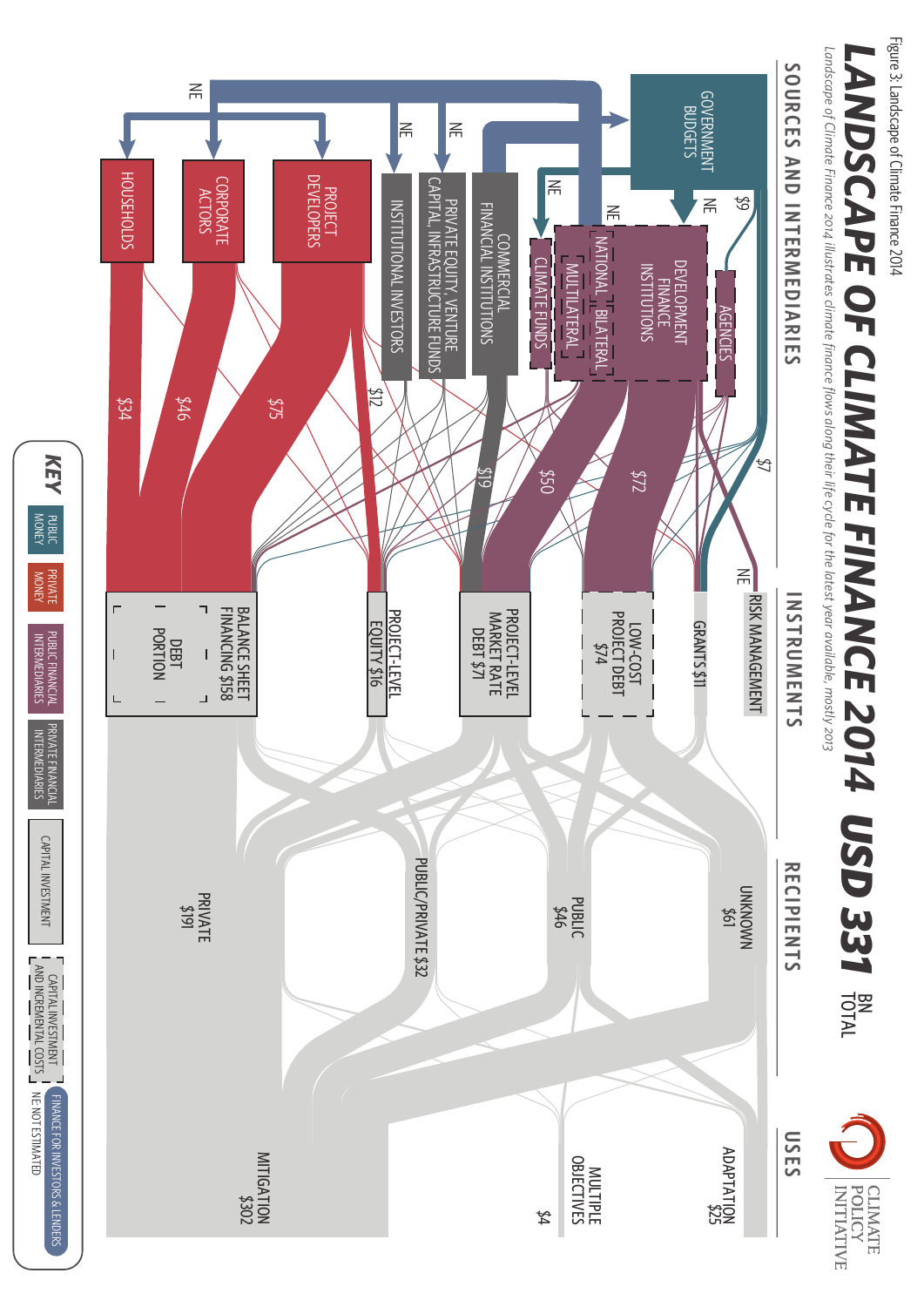Figure 3: Landscape of Climate Finance 2014

# LANDSCAPE OF CLIMATE FINANCE 2014 USD 331 BN TOTAL

*Landscape of Climate Finance 2014 illustrates climate finance flows along their life cycle for the latest year available, mostly 2013*

CLIMATE POLICY INITIATIVE

**SOURCES AND INTERMEDIARIES**

GOVERNMENT BUDGETS

AGENCIES

DEVELOPMENT FINANCE INSTITUTIONS (NATIONAL, BILATERAL, MULTILATERAL)

CLIMATE FUNDS

COMMERCIAL FINANCIAL INSTITUTIONS

PRIVATE EQUITY, VENTURE CAPITAL, INFRASTRUCTURE FUNDS

INSTITUTIONAL INVESTORS

PROJECT DEVELOPERS

CORPORATE ACTORS

HOUSEHOLDS

$9 · $7 · $72 · $50 · $19 · $12 · $75 · $46 · $34 · NE

**INSTRUMENTS**

RISK MANAGEMENT

GRANTS $11

LOW-COST PROJECT DEBT $74

PROJECT-LEVEL MARKET RATE DEBT $71

PROJECT-LEVEL EQUITY $16

BALANCE SHEET FINANCING $158

DEBT PORTION

**RECIPIENTS**

UNKNOWN $61

PUBLIC $46

PUBLIC/PRIVATE $32

PRIVATE $191

**USES**

ADAPTATION $25

MULTIPLE OBJECTIVES $4

MITIGATION $302

**KEY**

PUBLIC MONEY

PRIVATE MONEY

PUBLIC FINANCIAL INTERMEDIARIES

PRIVATE FINANCIAL INTERMEDIARIES

CAPITAL INVESTMENT

CAPITAL INVESTMENT AND INCREMENTAL COSTS

FINANCE FOR INVESTORS & LENDERS

NE: NOT ESTIMATED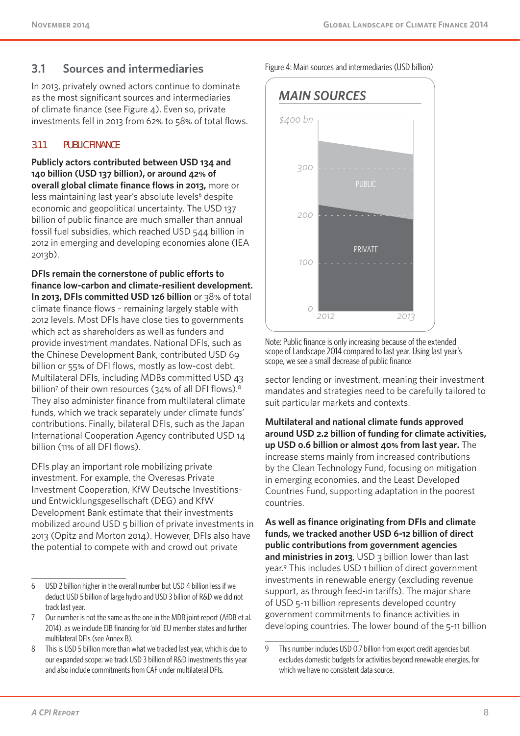## 3.1 Sources and intermediaries

In 2013, privately owned actors continue to dominate as the most significant sources and intermediaries of climate finance (see Figure 4). Even so, private investments fell in 2013 from 62% to 58% of total flows.

### 3.1.1 PUBLIC FINANCE

**Publicly actors contributed between USD 134 and 140 billion (USD 137 billion), or around 42% of overall global climate finance flows in 2013,** more or less maintaining last year's absolute levels[6] despite economic and geopolitical uncertainty. The USD 137 billion of public finance are much smaller than annual fossil fuel subsidies, which reached USD 544 billion in 2012 in emerging and developing economies alone (IEA 2013b).

**DFIs remain the cornerstone of public efforts to finance low-carbon and climate-resilient development. In 2013, DFIs committed USD 126 billion** or 38% of total climate finance flows – remaining largely stable with 2012 levels. Most DFIs have close ties to governments which act as shareholders as well as funders and provide investment mandates. National DFIs, such as the Chinese Development Bank, contributed USD 69 billion or 55% of DFI flows, mostly as low-cost debt. Multilateral DFIs, including MDBs committed USD 43 billion[7] of their own resources (34% of all DFI flows).[8] They also administer finance from multilateral climate funds, which we track separately under climate funds' contributions. Finally, bilateral DFIs, such as the Japan International Cooperation Agency contributed USD 14 billion (11% of all DFI flows).

DFIs play an important role mobilizing private investment. For example, the Overesas Private Investment Cooperation, KfW Deutsche Investitions- und Entwicklungsgesellschaft (DEG) and KfW Development Bank estimate that their investments mobilized around USD 5 billion of private investments in 2013 (Opitz and Morton 2014). However, DFIs also have the potential to compete with and crowd out private sector lending or investment, meaning their investment mandates and strategies need to be carefully tailored to suit particular markets and contexts.

Figure 4: Main sources and intermediaries (USD billion)

Note: Public finance is only increasing because of the extended scope of Landscape 2014 compared to last year. Using last year's scope, we see a small decrease of public finance

**Multilateral and national climate funds approved around USD 2.2 billion of funding for climate activities, up USD 0.6 billion or almost 40% from last year.** The increase stems mainly from increased contributions by the Clean Technology Fund, focusing on mitigation in emerging economies, and the Least Developed Countries Fund, supporting adaptation in the poorest countries.

**As well as finance originating from DFIs and climate funds, we tracked another USD 6-12 billion of direct public contributions from government agencies and ministries in 2013**, USD 3 billion lower than last year.[9] This includes USD 1 billion of direct government investments in renewable energy (excluding revenue support, as through feed-in tariffs). The major share of USD 5-11 billion represents developed country government commitments to finance activities in developing countries. The lower bound of the 5-11 billion

---

6 USD 2 billion higher in the overall number but USD 4 billion less if we deduct USD 5 billion of large hydro and USD 3 billion of R&D we did not track last year.

7 Our number is not the same as the one in the MDB joint report (AfDB et al. 2014), as we include EIB financing for 'old' EU member states and further multilateral DFIs (see Annex B).

8 This is USD 5 billion more than what we tracked last year, which is due to our expanded scope: we track USD 3 billion of R&D investments this year and also include commitments from CAF under multilateral DFIs.

9 This number includes USD 0.7 billion from export credit agencies but excludes domestic budgets for activities beyond renewable energies, for which we have no consistent data source.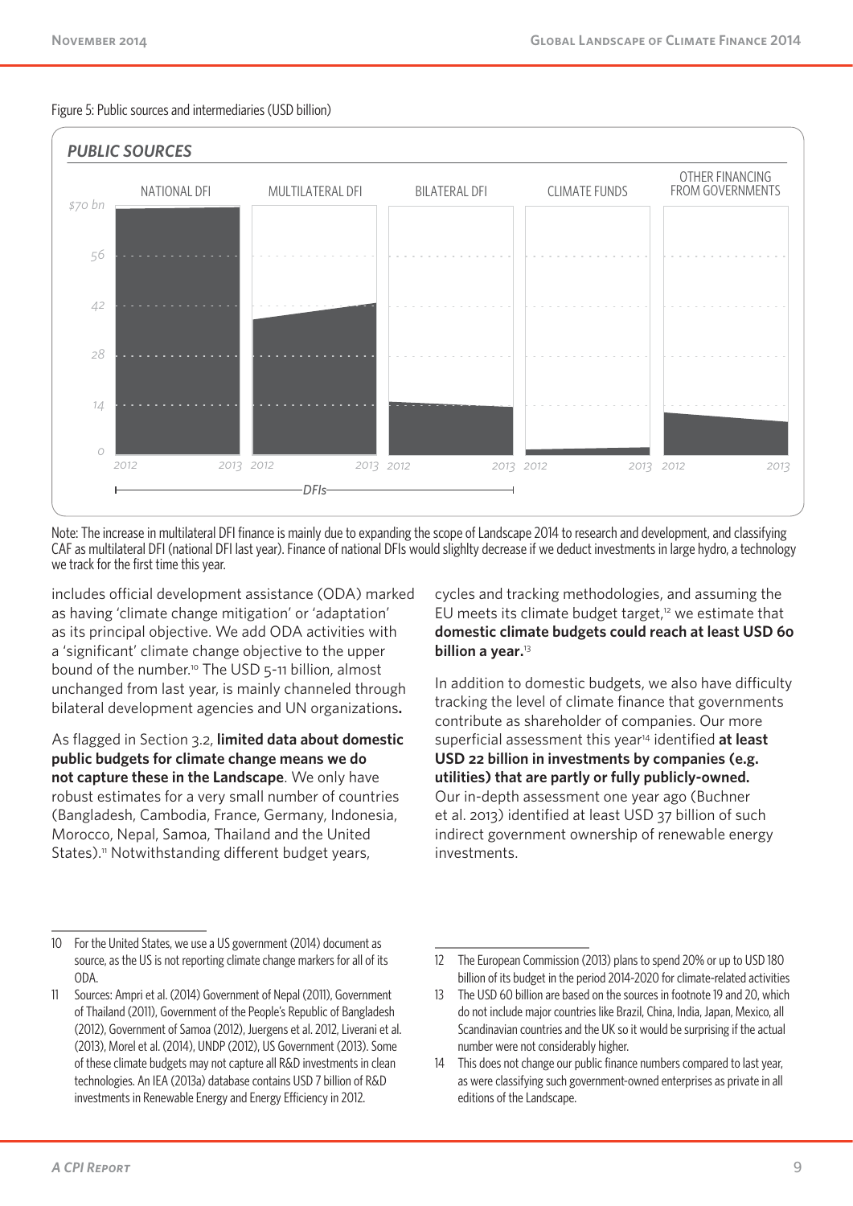Figure 5: Public sources and intermediaries (USD billion)

Note: The increase in multilateral DFI finance is mainly due to expanding the scope of Landscape 2014 to research and development, and classifying CAF as multilateral DFI (national DFI last year). Finance of national DFIs would slighlty decrease if we deduct investments in large hydro, a technology we track for the first time this year.

includes official development assistance (ODA) marked as having 'climate change mitigation' or 'adaptation' as its principal objective. We add ODA activities with a 'significant' climate change objective to the upper bound of the number.[10] The USD 5-11 billion, almost unchanged from last year, is mainly channeled through bilateral development agencies and UN organizations**.**

As flagged in Section 3.2, **limited data about domestic public budgets for climate change means we do not capture these in the Landscape**. We only have robust estimates for a very small number of countries (Bangladesh, Cambodia, France, Germany, Indonesia, Morocco, Nepal, Samoa, Thailand and the United States).[11] Notwithstanding different budget years, cycles and tracking methodologies, and assuming the EU meets its climate budget target,[12] we estimate that **domestic climate budgets could reach at least USD 60 billion a year.**[13]

In addition to domestic budgets, we also have difficulty tracking the level of climate finance that governments contribute as shareholder of companies. Our more superficial assessment this year[14] identified **at least USD 22 billion in investments by companies (e.g. utilities) that are partly or fully publicly-owned.** Our in-depth assessment one year ago (Buchner et al. 2013) identified at least USD 37 billion of such indirect government ownership of renewable energy investments.

---

10 For the United States, we use a US government (2014) document as source, as the US is not reporting climate change markers for all of its ODA.

11 Sources: Ampri et al. (2014) Government of Nepal (2011), Government of Thailand (2011), Government of the People's Republic of Bangladesh (2012), Government of Samoa (2012), Juergens et al. 2012, Liverani et al. (2013), Morel et al. (2014), UNDP (2012), US Government (2013). Some of these climate budgets may not capture all R&D investments in clean technologies. An IEA (2013a) database contains USD 7 billion of R&D investments in Renewable Energy and Energy Efficiency in 2012.

12 The European Commission (2013) plans to spend 20% or up to USD 180 billion of its budget in the period 2014-2020 for climate-related activities

13 The USD 60 billion are based on the sources in footnote 19 and 20, which do not include major countries like Brazil, China, India, Japan, Mexico, all Scandinavian countries and the UK so it would be surprising if the actual number were not considerably higher.

14 This does not change our public finance numbers compared to last year, as were classifying such government-owned enterprises as private in all editions of the Landscape.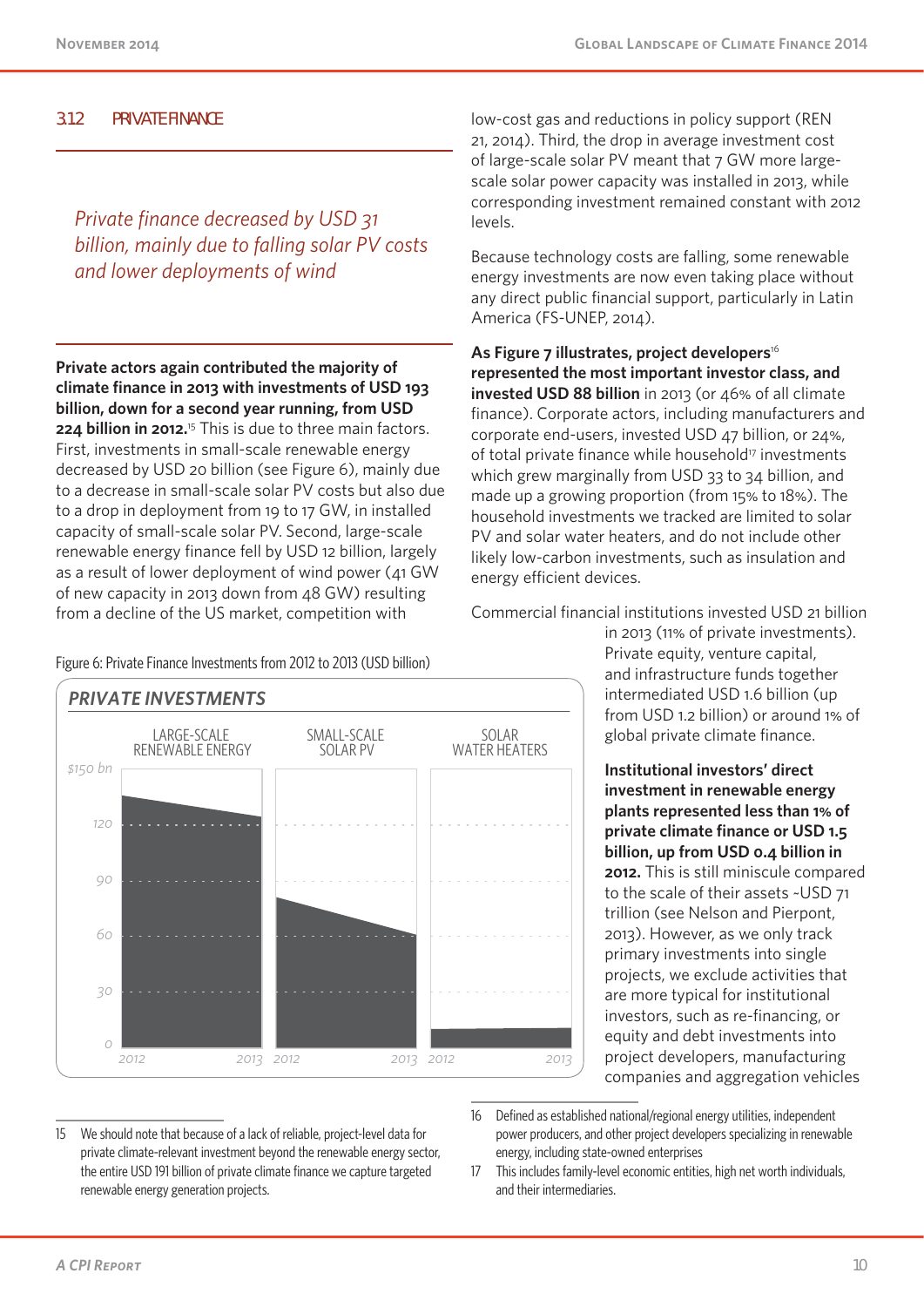### 3.1.2 PRIVATE FINANCE

*Private finance decreased by USD 31 billion, mainly due to falling solar PV costs and lower deployments of wind*

**Private actors again contributed the majority of climate finance in 2013 with investments of USD 193 billion, down for a second year running, from USD 224 billion in 2012.**[15] This is due to three main factors. First, investments in small-scale renewable energy decreased by USD 20 billion (see Figure 6), mainly due to a decrease in small-scale solar PV costs but also due to a drop in deployment from 19 to 17 GW, in installed capacity of small-scale solar PV. Second, large-scale renewable energy finance fell by USD 12 billion, largely as a result of lower deployment of wind power (41 GW of new capacity in 2013 down from 48 GW) resulting from a decline of the US market, competition with low-cost gas and reductions in policy support (REN 21, 2014). Third, the drop in average investment cost of large-scale solar PV meant that 7 GW more large-scale solar power capacity was installed in 2013, while corresponding investment remained constant with 2012 levels.

Figure 6: Private Finance Investments from 2012 to 2013 (USD billion)

PRIVATE INVESTMENTS

LARGE-SCALE RENEWABLE ENERGY | SMALL-SCALE SOLAR PV | SOLAR WATER HEATERS

$150 bn, 120, 90, 60, 30, 0

2012 2013 2012 2013 2012 2013

Because technology costs are falling, some renewable energy investments are now even taking place without any direct public financial support, particularly in Latin America (FS-UNEP, 2014).

**As Figure 7 illustrates, project developers**[16] **represented the most important investor class, and invested USD 88 billion** in 2013 (or 46% of all climate finance). Corporate actors, including manufacturers and corporate end-users, invested USD 47 billion, or 24%, of total private finance while household[17] investments which grew marginally from USD 33 to 34 billion, and made up a growing proportion (from 15% to 18%). The household investments we tracked are limited to solar PV and solar water heaters, and do not include other likely low-carbon investments, such as insulation and energy efficient devices.

Commercial financial institutions invested USD 21 billion in 2013 (11% of private investments). Private equity, venture capital, and infrastructure funds together intermediated USD 1.6 billion (up from USD 1.2 billion) or around 1% of global private climate finance.

**Institutional investors' direct investment in renewable energy plants represented less than 1% of private climate finance or USD 1.5 billion, up from USD 0.4 billion in 2012.** This is still miniscule compared to the scale of their assets ~USD 71 trillion (see Nelson and Pierpont, 2013). However, as we only track primary investments into single projects, we exclude activities that are more typical for institutional investors, such as re-financing, or equity and debt investments into project developers, manufacturing companies and aggregation vehicles

15 We should note that because of a lack of reliable, project-level data for private climate-relevant investment beyond the renewable energy sector, the entire USD 191 billion of private climate finance we capture targeted renewable energy generation projects.

16 Defined as established national/regional energy utilities, independent power producers, and other project developers specializing in renewable energy, including state-owned enterprises

17 This includes family-level economic entities, high net worth individuals, and their intermediaries.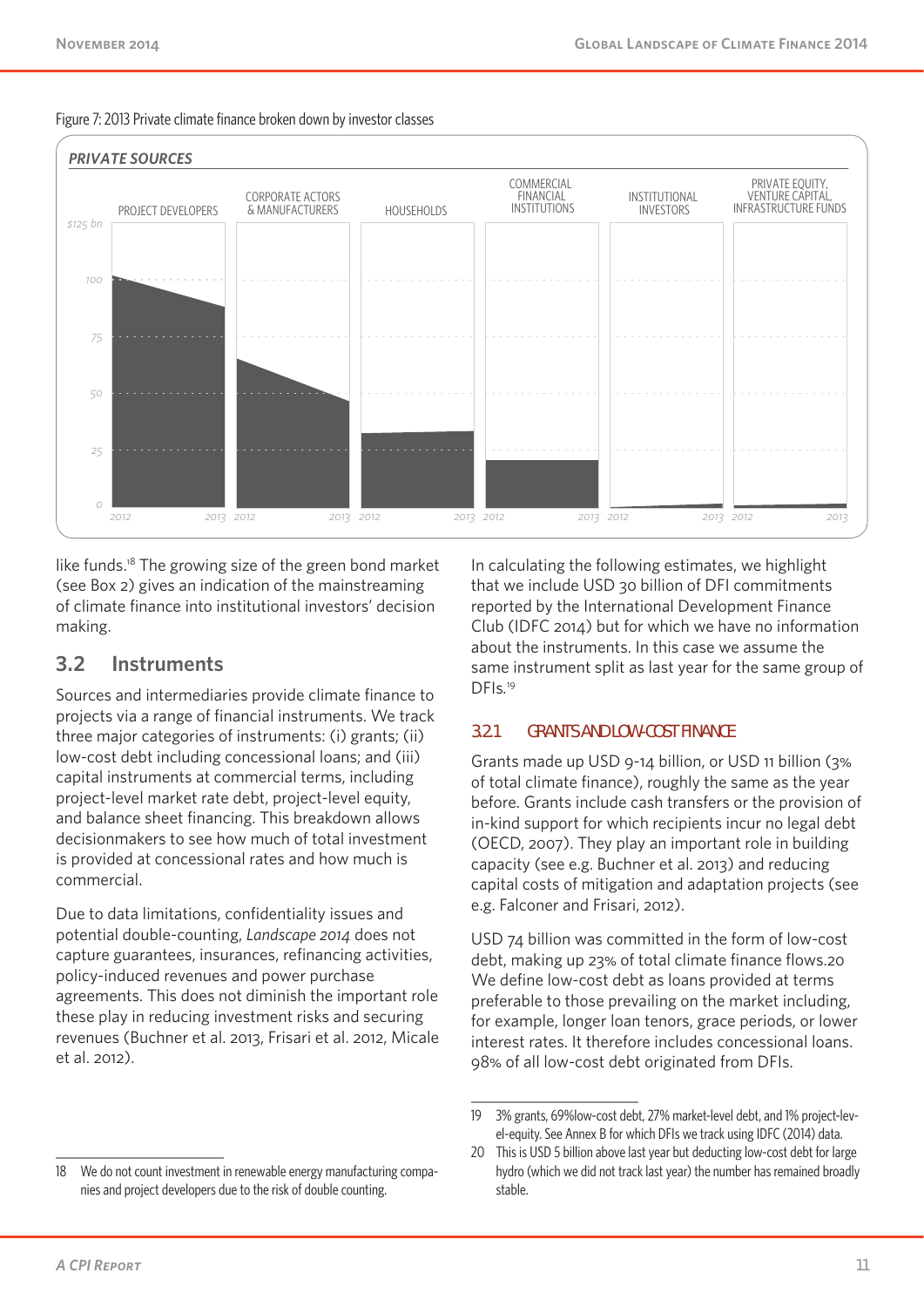Figure 7: 2013 Private climate finance broken down by investor classes

like funds.[18] The growing size of the green bond market (see Box 2) gives an indication of the mainstreaming of climate finance into institutional investors' decision making.

## 3.2 Instruments

Sources and intermediaries provide climate finance to projects via a range of financial instruments. We track three major categories of instruments: (i) grants; (ii) low-cost debt including concessional loans; and (iii) capital instruments at commercial terms, including project-level market rate debt, project-level equity, and balance sheet financing. This breakdown allows decisionmakers to see how much of total investment is provided at concessional rates and how much is commercial.

Due to data limitations, confidentiality issues and potential double-counting, *Landscape 2014* does not capture guarantees, insurances, refinancing activities, policy-induced revenues and power purchase agreements. This does not diminish the important role these play in reducing investment risks and securing revenues (Buchner et al. 2013, Frisari et al. 2012, Micale et al. 2012).

In calculating the following estimates, we highlight that we include USD 30 billion of DFI commitments reported by the International Development Finance Club (IDFC 2014) but for which we have no information about the instruments. In this case we assume the same instrument split as last year for the same group of DFIs.[19]

### 3.2.1 GRANTS AND LOW-COST FINANCE

Grants made up USD 9-14 billion, or USD 11 billion (3% of total climate finance), roughly the same as the year before. Grants include cash transfers or the provision of in-kind support for which recipients incur no legal debt (OECD, 2007). They play an important role in building capacity (see e.g. Buchner et al. 2013) and reducing capital costs of mitigation and adaptation projects (see e.g. Falconer and Frisari, 2012).

USD 74 billion was committed in the form of low-cost debt, making up 23% of total climate finance flows.20 We define low-cost debt as loans provided at terms preferable to those prevailing on the market including, for example, longer loan tenors, grace periods, or lower interest rates. It therefore includes concessional loans. 98% of all low-cost debt originated from DFIs.

18 We do not count investment in renewable energy manufacturing companies and project developers due to the risk of double counting.

19 3% grants, 69%low-cost debt, 27% market-level debt, and 1% project-level-equity. See Annex B for which DFIs we track using IDFC (2014) data.

20 This is USD 5 billion above last year but deducting low-cost debt for large hydro (which we did not track last year) the number has remained broadly stable.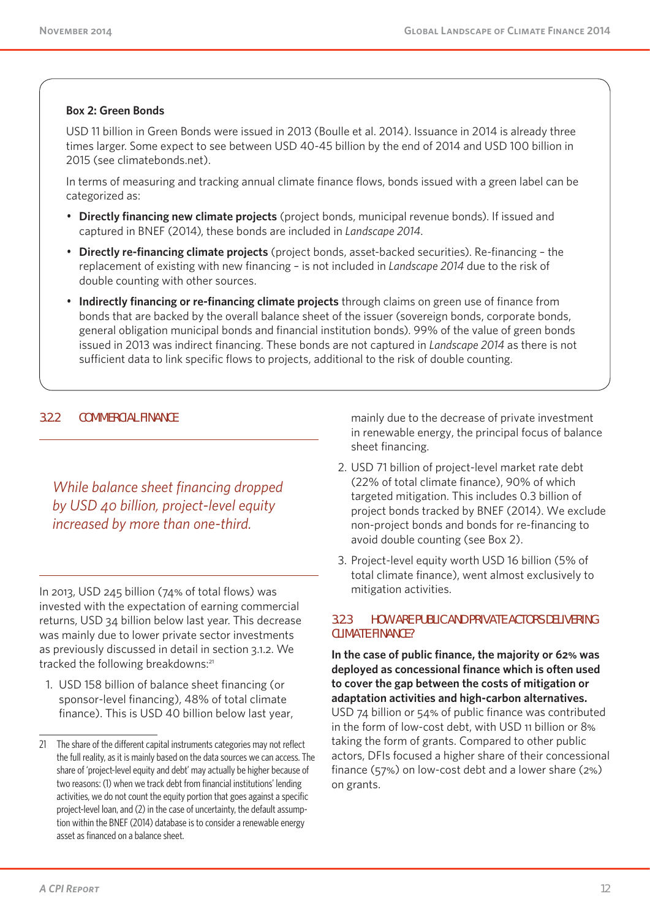**Box 2: Green Bonds**

USD 11 billion in Green Bonds were issued in 2013 (Boulle et al. 2014). Issuance in 2014 is already three times larger. Some expect to see between USD 40-45 billion by the end of 2014 and USD 100 billion in 2015 (see climatebonds.net).

In terms of measuring and tracking annual climate finance flows, bonds issued with a green label can be categorized as:

- **Directly financing new climate projects** (project bonds, municipal revenue bonds). If issued and captured in BNEF (2014), these bonds are included in *Landscape 2014*.
- **Directly re-financing climate projects** (project bonds, asset-backed securities). Re-financing – the replacement of existing with new financing – is not included in *Landscape 2014* due to the risk of double counting with other sources.
- **Indirectly financing or re-financing climate projects** through claims on green use of finance from bonds that are backed by the overall balance sheet of the issuer (sovereign bonds, corporate bonds, general obligation municipal bonds and financial institution bonds). 99% of the value of green bonds issued in 2013 was indirect financing. These bonds are not captured in *Landscape 2014* as there is not sufficient data to link specific flows to projects, additional to the risk of double counting.

### 3.2.2 COMMERCIAL FINANCE

*While balance sheet financing dropped by USD 40 billion, project-level equity increased by more than one-third.*

In 2013, USD 245 billion (74% of total flows) was invested with the expectation of earning commercial returns, USD 34 billion below last year. This decrease was mainly due to lower private sector investments as previously discussed in detail in section 3.1.2. We tracked the following breakdowns:[21]

1. USD 158 billion of balance sheet financing (or sponsor-level financing), 48% of total climate finance). This is USD 40 billion below last year, mainly due to the decrease of private investment in renewable energy, the principal focus of balance sheet financing.
2. USD 71 billion of project-level market rate debt (22% of total climate finance), 90% of which targeted mitigation. This includes 0.3 billion of project bonds tracked by BNEF (2014). We exclude non-project bonds and bonds for re-financing to avoid double counting (see Box 2).
3. Project-level equity worth USD 16 billion (5% of total climate finance), went almost exclusively to mitigation activities.

### 3.2.3 HOW ARE PUBLIC AND PRIVATE ACTORS DELIVERING CLIMATE FINANCE?

**In the case of public finance, the majority or 62% was deployed as concessional finance which is often used to cover the gap between the costs of mitigation or adaptation activities and high-carbon alternatives.** USD 74 billion or 54% of public finance was contributed in the form of low-cost debt, with USD 11 billion or 8% taking the form of grants. Compared to other public actors, DFIs focused a higher share of their concessional finance (57%) on low-cost debt and a lower share (2%) on grants.

21 The share of the different capital instruments categories may not reflect the full reality, as it is mainly based on the data sources we can access. The share of 'project-level equity and debt' may actually be higher because of two reasons: (1) when we track debt from financial institutions' lending activities, we do not count the equity portion that goes against a specific project-level loan, and (2) in the case of uncertainty, the default assumption within the BNEF (2014) database is to consider a renewable energy asset as financed on a balance sheet.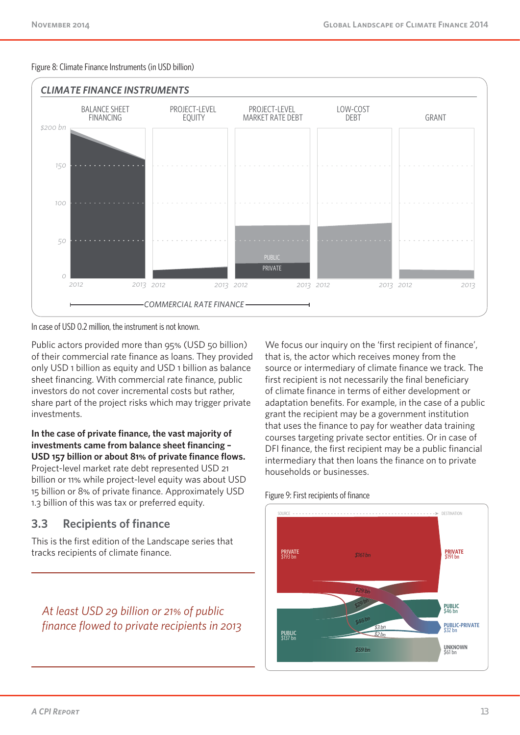Figure 8: Climate Finance Instruments (in USD billion)

In case of USD 0.2 million, the instrument is not known.

Public actors provided more than 95% (USD 50 billion) of their commercial rate finance as loans. They provided only USD 1 billion as equity and USD 1 billion as balance sheet financing. With commercial rate finance, public investors do not cover incremental costs but rather, share part of the project risks which may trigger private investments.

**In the case of private finance, the vast majority of investments came from balance sheet financing – USD 157 billion or about 81% of private finance flows.** Project-level market rate debt represented USD 21 billion or 11% while project-level equity was about USD 15 billion or 8% of private finance. Approximately USD 1.3 billion of this was tax or preferred equity.

## 3.3 Recipients of finance

This is the first edition of the Landscape series that tracks recipients of climate finance.

*At least USD 29 billion or 21% of public finance flowed to private recipients in 2013*

We focus our inquiry on the 'first recipient of finance', that is, the actor which receives money from the source or intermediary of climate finance we track. The first recipient is not necessarily the final beneficiary of climate finance in terms of either development or adaptation benefits. For example, in the case of a public grant the recipient may be a government institution that uses the finance to pay for weather data training courses targeting private sector entities. Or in case of DFI finance, the first recipient may be a public financial intermediary that then loans the finance on to private households or businesses.

Figure 9: First recipients of finance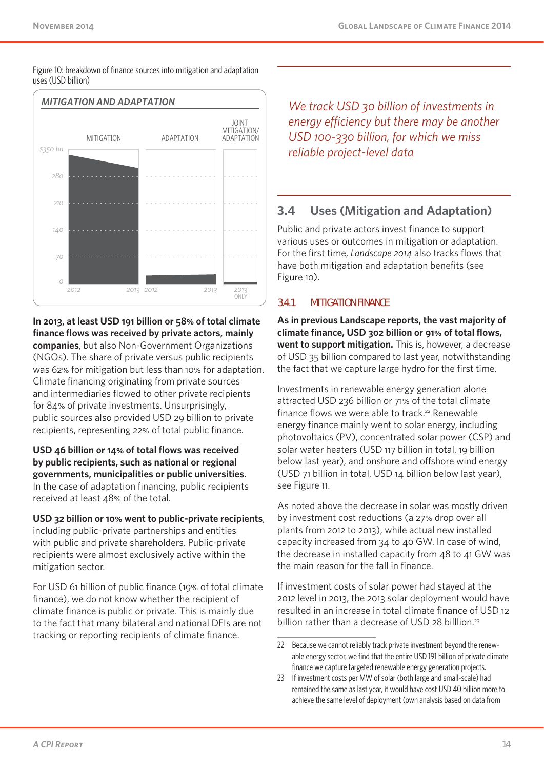Figure 10: breakdown of finance sources into mitigation and adaptation uses (USD billion)

*MITIGATION AND ADAPTATION*

MITIGATION | ADAPTATION | JOINT MITIGATION/ ADAPTATION

$350 bn, 280, 210, 140, 70, 0

2012 2013 2012 2013 2013 ONLY

**In 2013, at least USD 191 billion or 58% of total climate finance flows was received by private actors, mainly companies**, but also Non-Government Organizations (NGOs). The share of private versus public recipients was 62% for mitigation but less than 10% for adaptation. Climate financing originating from private sources and intermediaries flowed to other private recipients for 84% of private investments. Unsurprisingly, public sources also provided USD 29 billion to private recipients, representing 22% of total public finance.

**USD 46 billion or 14% of total flows was received by public recipients, such as national or regional governments, municipalities or public universities.** In the case of adaptation financing, public recipients received at least 48% of the total.

**USD 32 billion or 10% went to public-private recipients**, including public-private partnerships and entities with public and private shareholders. Public-private recipients were almost exclusively active within the mitigation sector.

For USD 61 billion of public finance (19% of total climate finance), we do not know whether the recipient of climate finance is public or private. This is mainly due to the fact that many bilateral and national DFIs are not tracking or reporting recipients of climate finance.

> *We track USD 30 billion of investments in energy efficiency but there may be another USD 100-330 billion, for which we miss reliable project-level data*

## 3.4 Uses (Mitigation and Adaptation)

Public and private actors invest finance to support various uses or outcomes in mitigation or adaptation. For the first time, *Landscape 2014* also tracks flows that have both mitigation and adaptation benefits (see Figure 10).

### 3.4.1 MITIGATION FINANCE

**As in previous Landscape reports, the vast majority of climate finance, USD 302 billion or 91% of total flows, went to support mitigation.** This is, however, a decrease of USD 35 billion compared to last year, notwithstanding the fact that we capture large hydro for the first time.

Investments in renewable energy generation alone attracted USD 236 billion or 71% of the total climate finance flows we were able to track.[22] Renewable energy finance mainly went to solar energy, including photovoltaics (PV), concentrated solar power (CSP) and solar water heaters (USD 117 billion in total, 19 billion below last year), and onshore and offshore wind energy (USD 71 billion in total, USD 14 billion below last year), see Figure 11.

As noted above the decrease in solar was mostly driven by investment cost reductions (a 27% drop over all plants from 2012 to 2013), while actual new installed capacity increased from 34 to 40 GW. In case of wind, the decrease in installed capacity from 48 to 41 GW was the main reason for the fall in finance.

If investment costs of solar power had stayed at the 2012 level in 2013, the 2013 solar deployment would have resulted in an increase in total climate finance of USD 12 billion rather than a decrease of USD 28 billlion.[23]

---

22 Because we cannot reliably track private investment beyond the renewable energy sector, we find that the entire USD 191 billion of private climate finance we capture targeted renewable energy generation projects.

23 If investment costs per MW of solar (both large and small-scale) had remained the same as last year, it would have cost USD 40 billion more to achieve the same level of deployment (own analysis based on data from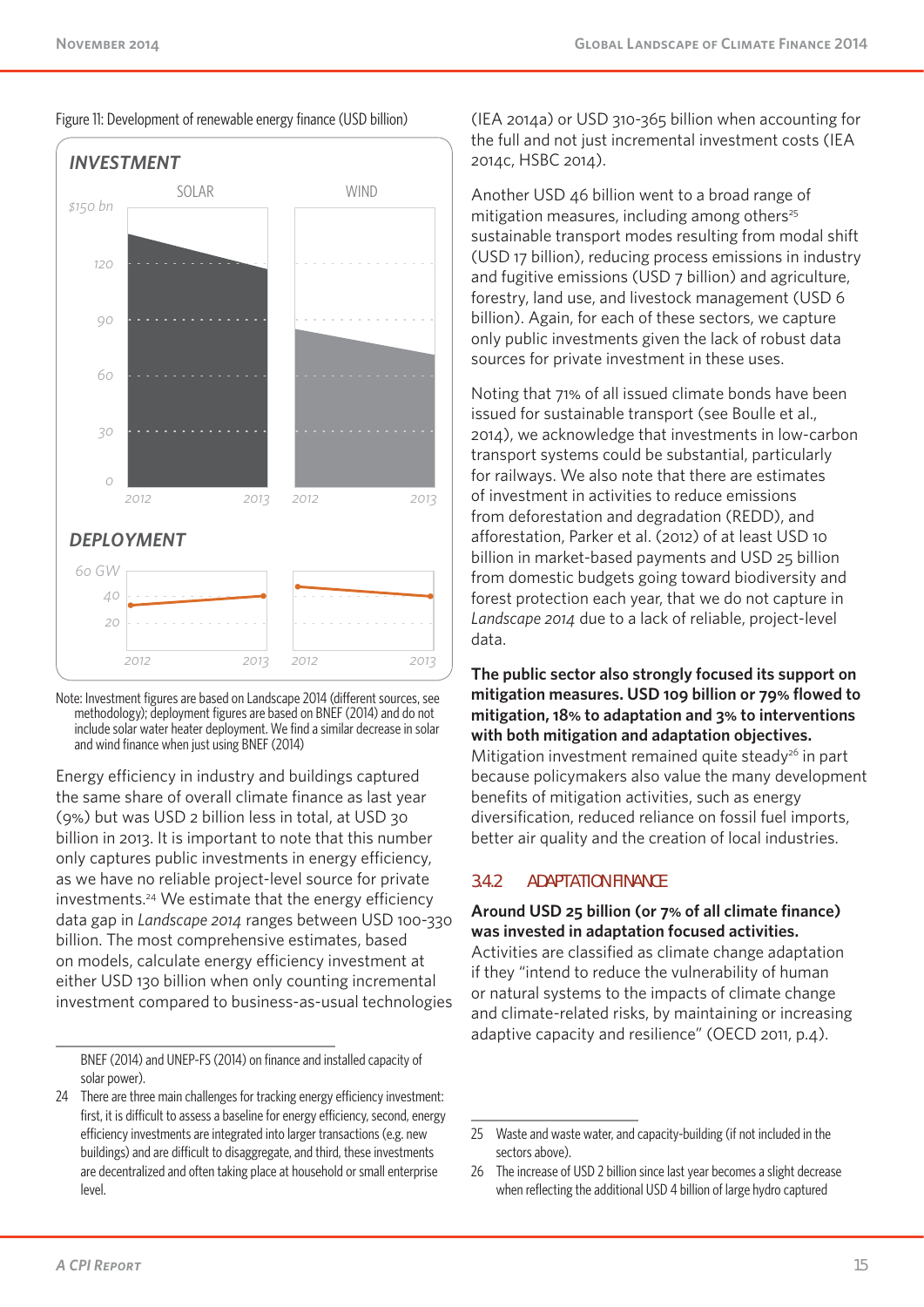Figure 11: Development of renewable energy finance (USD billion)

Note: Investment figures are based on Landscape 2014 (different sources, see methodology); deployment figures are based on BNEF (2014) and do not include solar water heater deployment. We find a similar decrease in solar and wind finance when just using BNEF (2014)

Energy efficiency in industry and buildings captured the same share of overall climate finance as last year (9%) but was USD 2 billion less in total, at USD 30 billion in 2013. It is important to note that this number only captures public investments in energy efficiency, as we have no reliable project-level source for private investments.[24] We estimate that the energy efficiency data gap in *Landscape 2014* ranges between USD 100-330 billion. The most comprehensive estimates, based on models, calculate energy efficiency investment at either USD 130 billion when only counting incremental investment compared to business-as-usual technologies (IEA 2014a) or USD 310-365 billion when accounting for the full and not just incremental investment costs (IEA 2014c, HSBC 2014).

Another USD 46 billion went to a broad range of mitigation measures, including among others[25] sustainable transport modes resulting from modal shift (USD 17 billion), reducing process emissions in industry and fugitive emissions (USD 7 billion) and agriculture, forestry, land use, and livestock management (USD 6 billion). Again, for each of these sectors, we capture only public investments given the lack of robust data sources for private investment in these uses.

Noting that 71% of all issued climate bonds have been issued for sustainable transport (see Boulle et al., 2014), we acknowledge that investments in low-carbon transport systems could be substantial, particularly for railways. We also note that there are estimates of investment in activities to reduce emissions from deforestation and degradation (REDD), and afforestation, Parker et al. (2012) of at least USD 10 billion in market-based payments and USD 25 billion from domestic budgets going toward biodiversity and forest protection each year, that we do not capture in *Landscape 2014* due to a lack of reliable, project-level data.

**The public sector also strongly focused its support on mitigation measures. USD 109 billion or 79% flowed to mitigation, 18% to adaptation and 3% to interventions with both mitigation and adaptation objectives.** Mitigation investment remained quite steady[26] in part because policymakers also value the many development benefits of mitigation activities, such as energy diversification, reduced reliance on fossil fuel imports, better air quality and the creation of local industries.

### 3.4.2 ADAPTATION FINANCE

**Around USD 25 billion (or 7% of all climate finance) was invested in adaptation focused activities.** Activities are classified as climate change adaptation if they "intend to reduce the vulnerability of human or natural systems to the impacts of climate change and climate-related risks, by maintaining or increasing adaptive capacity and resilience" (OECD 2011, p.4).

---

BNEF (2014) and UNEP-FS (2014) on finance and installed capacity of solar power).

24 There are three main challenges for tracking energy efficiency investment: first, it is difficult to assess a baseline for energy efficiency, second, energy efficiency investments are integrated into larger transactions (e.g. new buildings) and are difficult to disaggregate, and third, these investments are decentralized and often taking place at household or small enterprise level.

25 Waste and waste water, and capacity-building (if not included in the sectors above).

26 The increase of USD 2 billion since last year becomes a slight decrease when reflecting the additional USD 4 billion of large hydro captured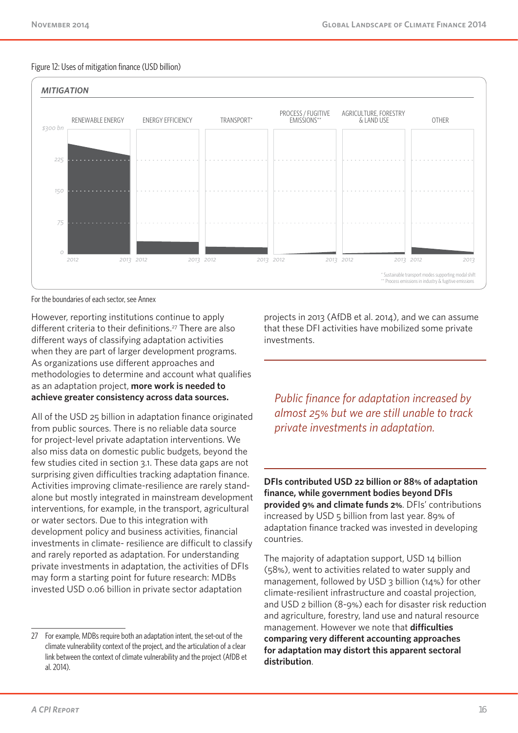Figure 12: Uses of mitigation finance (USD billion)

MITIGATION

RENEWABLE ENERGY | ENERGY EFFICIENCY | TRANSPORT* | PROCESS / FUGITIVE EMISSIONS** | AGRICULTURE, FORESTRY & LAND USE | OTHER

$300 bn, 225, 150, 75, 0

2012 2013 2012 2013 2012 2013 2012 2013 2012 2013 2012 2013

\* Sustainable transport modes supporting modal shift
\** Process emissions in industry & fugitive emissions

For the boundaries of each sector, see Annex

However, reporting institutions continue to apply different criteria to their definitions.[27] There are also different ways of classifying adaptation activities when they are part of larger development programs. As organizations use different approaches and methodologies to determine and account what qualifies as an adaptation project, **more work is needed to achieve greater consistency across data sources.**

All of the USD 25 billion in adaptation finance originated from public sources. There is no reliable data source for project-level private adaptation interventions. We also miss data on domestic public budgets, beyond the few studies cited in section 3.1. These data gaps are not surprising given difficulties tracking adaptation finance. Activities improving climate-resilience are rarely stand-alone but mostly integrated in mainstream development interventions, for example, in the transport, agricultural or water sectors. Due to this integration with development policy and business activities, financial investments in climate- resilience are difficult to classify and rarely reported as adaptation. For understanding private investments in adaptation, the activities of DFIs may form a starting point for future research: MDBs invested USD 0.06 billion in private sector adaptation projects in 2013 (AfDB et al. 2014), and we can assume that these DFI activities have mobilized some private investments.

*Public finance for adaptation increased by almost 25% but we are still unable to track private investments in adaptation.*

**DFIs contributed USD 22 billion or 88% of adaptation finance, while government bodies beyond DFIs provided 9% and climate funds 2%.** DFIs' contributions increased by USD 5 billion from last year. 89% of adaptation finance tracked was invested in developing countries.

The majority of adaptation support, USD 14 billion (58%), went to activities related to water supply and management, followed by USD 3 billion (14%) for other climate-resilient infrastructure and coastal projection, and USD 2 billion (8-9%) each for disaster risk reduction and agriculture, forestry, land use and natural resource management. However we note that **difficulties comparing very different accounting approaches for adaptation may distort this apparent sectoral distribution**.

---

27 For example, MDBs require both an adaptation intent, the set-out of the climate vulnerability context of the project, and the articulation of a clear link between the context of climate vulnerability and the project (AfDB et al. 2014).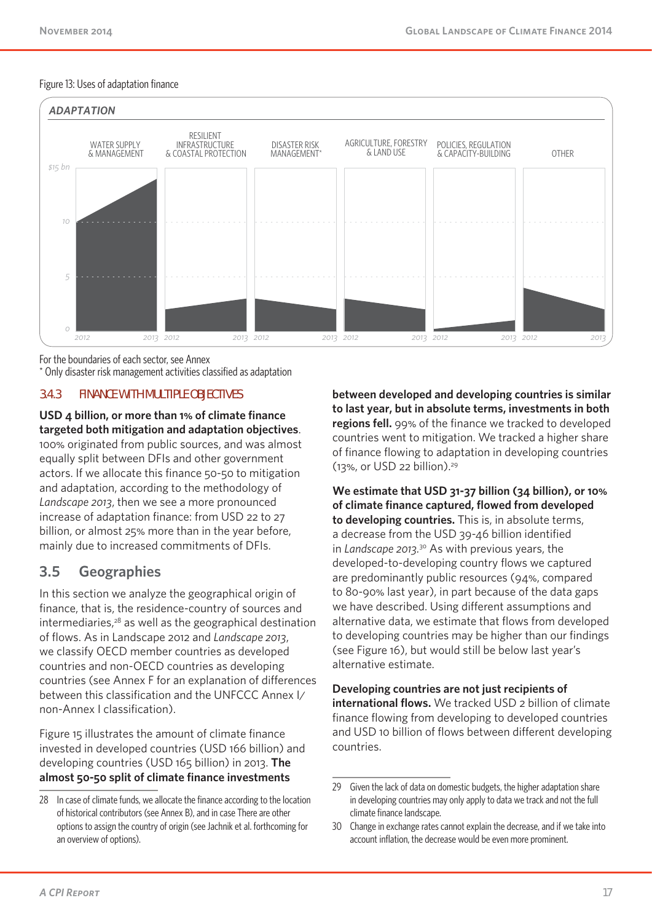Figure 13: Uses of adaptation finance

*ADAPTATION*

| | WATER SUPPLY & MANAGEMENT | RESILIENT INFRASTRUCTURE & COASTAL PROTECTION | DISASTER RISK MANAGEMENT* | AGRICULTURE, FORESTRY & LAND USE | POLICIES, REGULATION & CAPACITY-BUILDING | OTHER |
|---|---|---|---|---|---|---|
| Years | 2012–2013 | 2012–2013 | 2012–2013 | 2012–2013 | 2012–2013 | 2012–2013 |

For the boundaries of each sector, see Annex

\* Only disaster risk management activities classified as adaptation

### 3.4.3 FINANCE WITH MULTIPLE OBJECTIVES

**USD 4 billion, or more than 1% of climate finance targeted both mitigation and adaptation objectives**. 100% originated from public sources, and was almost equally split between DFIs and other government actors. If we allocate this finance 50-50 to mitigation and adaptation, according to the methodology of *Landscape 2013*, then we see a more pronounced increase of adaptation finance: from USD 22 to 27 billion, or almost 25% more than in the year before, mainly due to increased commitments of DFIs.

## 3.5 Geographies

In this section we analyze the geographical origin of finance, that is, the residence-country of sources and intermediaries,[28] as well as the geographical destination of flows. As in Landscape 2012 and *Landscape 2013*, we classify OECD member countries as developed countries and non-OECD countries as developing countries (see Annex F for an explanation of differences between this classification and the UNFCCC Annex I/ non-Annex I classification).

Figure 15 illustrates the amount of climate finance invested in developed countries (USD 166 billion) and developing countries (USD 165 billion) in 2013. **The almost 50-50 split of climate finance investments between developed and developing countries is similar to last year, but in absolute terms, investments in both regions fell.** 99% of the finance we tracked to developed countries went to mitigation. We tracked a higher share of finance flowing to adaptation in developing countries (13%, or USD 22 billion).[29]

**We estimate that USD 31-37 billion (34 billion), or 10% of climate finance captured, flowed from developed to developing countries.** This is, in absolute terms, a decrease from the USD 39-46 billion identified in *Landscape 2013*.[30] As with previous years, the developed-to-developing country flows we captured are predominantly public resources (94%, compared to 80-90% last year), in part because of the data gaps we have described. Using different assumptions and alternative data, we estimate that flows from developed to developing countries may be higher than our findings (see Figure 16), but would still be below last year's alternative estimate.

**Developing countries are not just recipients of international flows.** We tracked USD 2 billion of climate finance flowing from developing to developed countries and USD 10 billion of flows between different developing countries.

---

28 In case of climate funds, we allocate the finance according to the location of historical contributors (see Annex B), and in case There are other options to assign the country of origin (see Jachnik et al. forthcoming for an overview of options).

29 Given the lack of data on domestic budgets, the higher adaptation share in developing countries may only apply to data we track and not the full climate finance landscape.

30 Change in exchange rates cannot explain the decrease, and if we take into account inflation, the decrease would be even more prominent.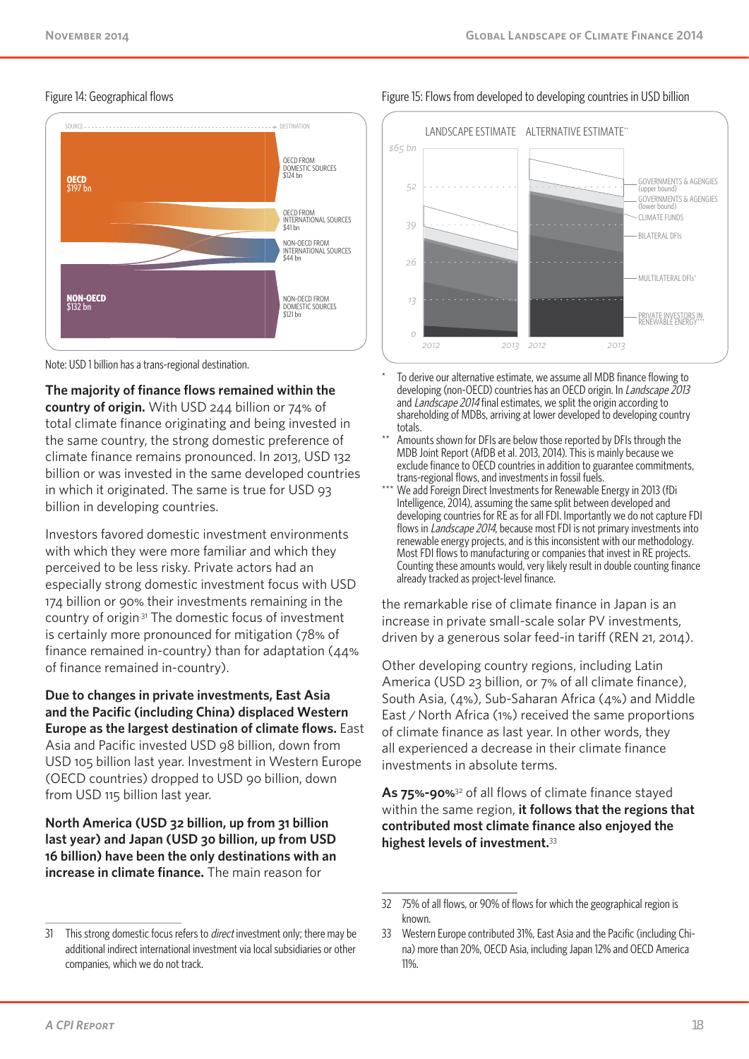Figure 14: Geographical flows

Note: USD 1 billion has a trans-regional destination.

**The majority of finance flows remained within the country of origin.** With USD 244 billion or 74% of total climate finance originating and being invested in the same country, the strong domestic preference of climate finance remains pronounced. In 2013, USD 132 billion or was invested in the same developed countries in which it originated. The same is true for USD 93 billion in developing countries.

Investors favored domestic investment environments with which they were more familiar and which they perceived to be less risky. Private actors had an especially strong domestic investment focus with USD 174 billion or 90% their investments remaining in the country of origin.[31] The domestic focus of investment is certainly more pronounced for mitigation (78% of finance remained in-country) than for adaptation (44% of finance remained in-country).

**Due to changes in private investments, East Asia and the Pacific (including China) displaced Western Europe as the largest destination of climate flows.** East Asia and Pacific invested USD 98 billion, down from USD 105 billion last year. Investment in Western Europe (OECD countries) dropped to USD 90 billion, down from USD 115 billion last year.

**North America (USD 32 billion, up from 31 billion last year) and Japan (USD 30 billion, up from USD 16 billion) have been the only destinations with an increase in climate finance.** The main reason for the remarkable rise of climate finance in Japan is an increase in private small-scale solar PV investments, driven by a generous solar feed-in tariff (REN 21, 2014).

Figure 15: Flows from developed to developing countries in USD billion

\* To derive our alternative estimate, we assume all MDB finance flowing to developing (non-OECD) countries has an OECD origin. In *Landscape 2013* and *Landscape 2014* final estimates, we split the origin according to shareholding of MDBs, arriving at lower developed to developing country totals.

\*\* Amounts shown for DFIs are below those reported by DFIs through the MDB Joint Report (AfDB et al. 2013, 2014). This is mainly because we exclude finance to OECD countries in addition to guarantee commitments, trans-regional flows, and investments in fossil fuels.

\*\*\* We add Foreign Direct Investments for Renewable Energy in 2013 (fDi Intelligence, 2014), assuming the same split between developed and developing countries for RE as for all FDI. Importantly we do not capture FDI flows in *Landscape 2014*, because most FDI is not primary investments into renewable energy projects, and is this inconsistent with our methodology. Most FDI flows to manufacturing or companies that invest in RE projects. Counting these amounts would, very likely result in double counting finance already tracked as project-level finance.

Other developing country regions, including Latin America (USD 23 billion, or 7% of all climate finance), South Asia, (4%), Sub-Saharan Africa (4%) and Middle East / North Africa (1%) received the same proportions of climate finance as last year. In other words, they all experienced a decrease in their climate finance investments in absolute terms.

**As 75%-90%**[32] of all flows of climate finance stayed within the same region, **it follows that the regions that contributed most climate finance also enjoyed the highest levels of investment.**[33]

---

31 This strong domestic focus refers to *direct* investment only; there may be additional indirect international investment via local subsidiaries or other companies, which we do not track.

32 75% of all flows, or 90% of flows for which the geographical region is known.

33 Western Europe contributed 31%, East Asia and the Pacific (including China) more than 20%, OECD Asia, including Japan 12% and OECD America 11%.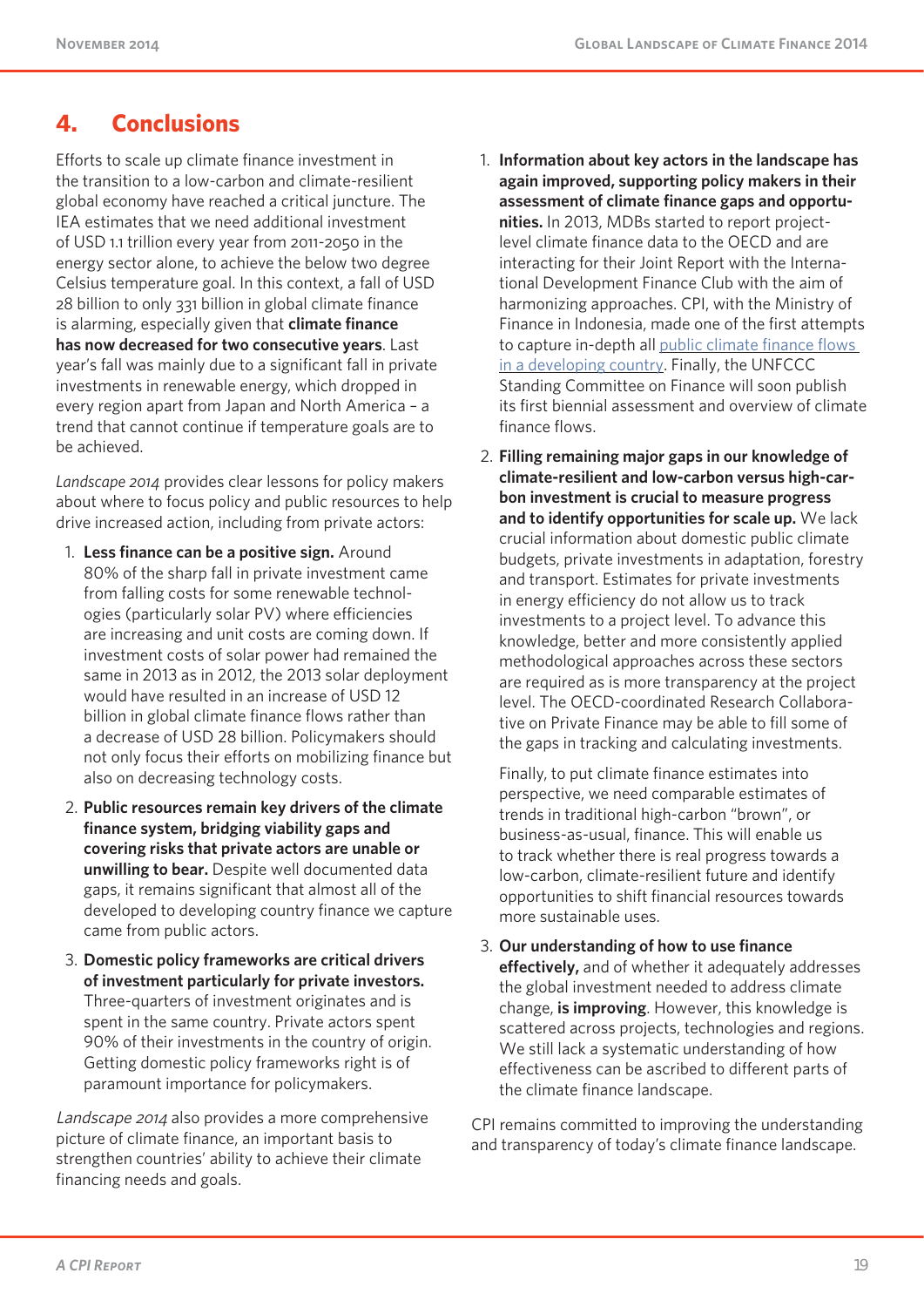## 4. Conclusions

Efforts to scale up climate finance investment in the transition to a low-carbon and climate-resilient global economy have reached a critical juncture. The IEA estimates that we need additional investment of USD 1.1 trillion every year from 2011-2050 in the energy sector alone, to achieve the below two degree Celsius temperature goal. In this context, a fall of USD 28 billion to only 331 billion in global climate finance is alarming, especially given that **climate finance has now decreased for two consecutive years**. Last year's fall was mainly due to a significant fall in private investments in renewable energy, which dropped in every region apart from Japan and North America – a trend that cannot continue if temperature goals are to be achieved.

*Landscape 2014* provides clear lessons for policy makers about where to focus policy and public resources to help drive increased action, including from private actors:

1. **Less finance can be a positive sign.** Around 80% of the sharp fall in private investment came from falling costs for some renewable technologies (particularly solar PV) where efficiencies are increasing and unit costs are coming down. If investment costs of solar power had remained the same in 2013 as in 2012, the 2013 solar deployment would have resulted in an increase of USD 12 billion in global climate finance flows rather than a decrease of USD 28 billion. Policymakers should not only focus their efforts on mobilizing finance but also on decreasing technology costs.
2. **Public resources remain key drivers of the climate finance system, bridging viability gaps and covering risks that private actors are unable or unwilling to bear.** Despite well documented data gaps, it remains significant that almost all of the developed to developing country finance we capture came from public actors.
3. **Domestic policy frameworks are critical drivers of investment particularly for private investors.** Three-quarters of investment originates and is spent in the same country. Private actors spent 90% of their investments in the country of origin. Getting domestic policy frameworks right is of paramount importance for policymakers.

*Landscape 2014* also provides a more comprehensive picture of climate finance, an important basis to strengthen countries' ability to achieve their climate financing needs and goals.

1. **Information about key actors in the landscape has again improved, supporting policy makers in their assessment of climate finance gaps and opportunities.** In 2013, MDBs started to report project-level climate finance data to the OECD and are interacting for their Joint Report with the International Development Finance Club with the aim of harmonizing approaches. CPI, with the Ministry of Finance in Indonesia, made one of the first attempts to capture in-depth all public climate finance flows in a developing country. Finally, the UNFCCC Standing Committee on Finance will soon publish its first biennial assessment and overview of climate finance flows.
2. **Filling remaining major gaps in our knowledge of climate-resilient and low-carbon versus high-carbon investment is crucial to measure progress and to identify opportunities for scale up.** We lack crucial information about domestic public climate budgets, private investments in adaptation, forestry and transport. Estimates for private investments in energy efficiency do not allow us to track investments to a project level. To advance this knowledge, better and more consistently applied methodological approaches across these sectors are required as is more transparency at the project level. The OECD-coordinated Research Collaborative on Private Finance may be able to fill some of the gaps in tracking and calculating investments.

   Finally, to put climate finance estimates into perspective, we need comparable estimates of trends in traditional high-carbon "brown", or business-as-usual, finance. This will enable us to track whether there is real progress towards a low-carbon, climate-resilient future and identify opportunities to shift financial resources towards more sustainable uses.
3. **Our understanding of how to use finance effectively,** and of whether it adequately addresses the global investment needed to address climate change, **is improving**. However, this knowledge is scattered across projects, technologies and regions. We still lack a systematic understanding of how effectiveness can be ascribed to different parts of the climate finance landscape.

CPI remains committed to improving the understanding and transparency of today's climate finance landscape.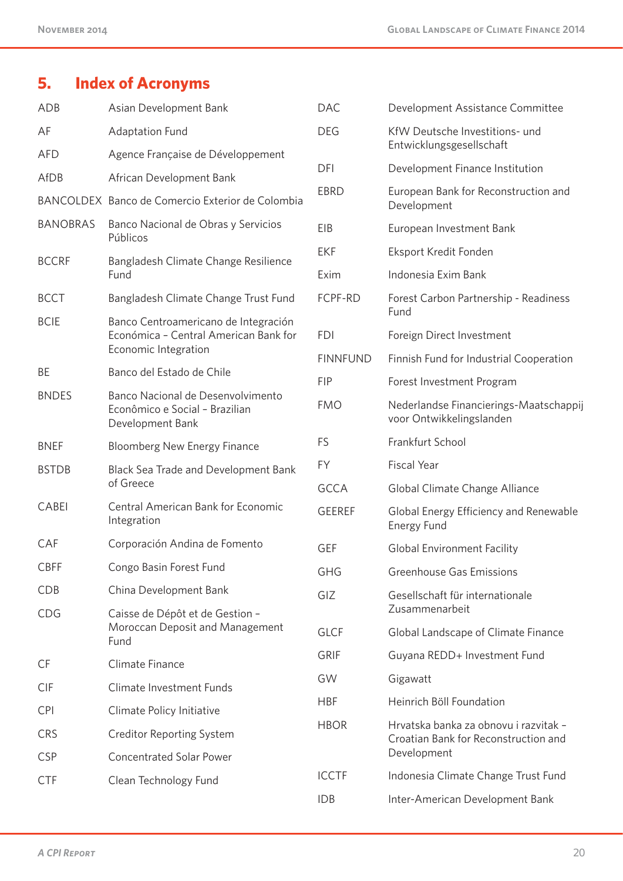## 5. Index of Acronyms

| | |
|---|---|
| ADB | Asian Development Bank |
| AF | Adaptation Fund |
| AFD | Agence Française de Développement |
| AfDB | African Development Bank |
| BANCOLDEX | Banco de Comercio Exterior de Colombia |
| BANOBRAS | Banco Nacional de Obras y Servicios Públicos |
| BCCRF | Bangladesh Climate Change Resilience Fund |
| BCCT | Bangladesh Climate Change Trust Fund |
| BCIE | Banco Centroamericano de Integración Económica – Central American Bank for Economic Integration |
| BE | Banco del Estado de Chile |
| BNDES | Banco Nacional de Desenvolvimento Econômico e Social – Brazilian Development Bank |
| BNEF | Bloomberg New Energy Finance |
| BSTDB | Black Sea Trade and Development Bank of Greece |
| CABEI | Central American Bank for Economic Integration |
| CAF | Corporación Andina de Fomento |
| CBFF | Congo Basin Forest Fund |
| CDB | China Development Bank |
| CDG | Caisse de Dépôt et de Gestion – Moroccan Deposit and Management Fund |
| CF | Climate Finance |
| CIF | Climate Investment Funds |
| CPI | Climate Policy Initiative |
| CRS | Creditor Reporting System |
| CSP | Concentrated Solar Power |
| CTF | Clean Technology Fund |
| DAC | Development Assistance Committee |
| DEG | KfW Deutsche Investitions- und Entwicklungsgesellschaft |
| DFI | Development Finance Institution |
| EBRD | European Bank for Reconstruction and Development |
| EIB | European Investment Bank |
| EKF | Eksport Kredit Fonden |
| Exim | Indonesia Exim Bank |
| FCPF-RD | Forest Carbon Partnership - Readiness Fund |
| FDI | Foreign Direct Investment |
| FINNFUND | Finnish Fund for Industrial Cooperation |
| FIP | Forest Investment Program |
| FMO | Nederlandse Financierings-Maatschappij voor Ontwikkelingslanden |
| FS | Frankfurt School |
| FY | Fiscal Year |
| GCCA | Global Climate Change Alliance |
| GEEREF | Global Energy Efficiency and Renewable Energy Fund |
| GEF | Global Environment Facility |
| GHG | Greenhouse Gas Emissions |
| GIZ | Gesellschaft für internationale Zusammenarbeit |
| GLCF | Global Landscape of Climate Finance |
| GRIF | Guyana REDD+ Investment Fund |
| GW | Gigawatt |
| HBF | Heinrich Böll Foundation |
| HBOR | Hrvatska banka za obnovu i razvitak – Croatian Bank for Reconstruction and Development |
| ICCTF | Indonesia Climate Change Trust Fund |
| IDB | Inter-American Development Bank |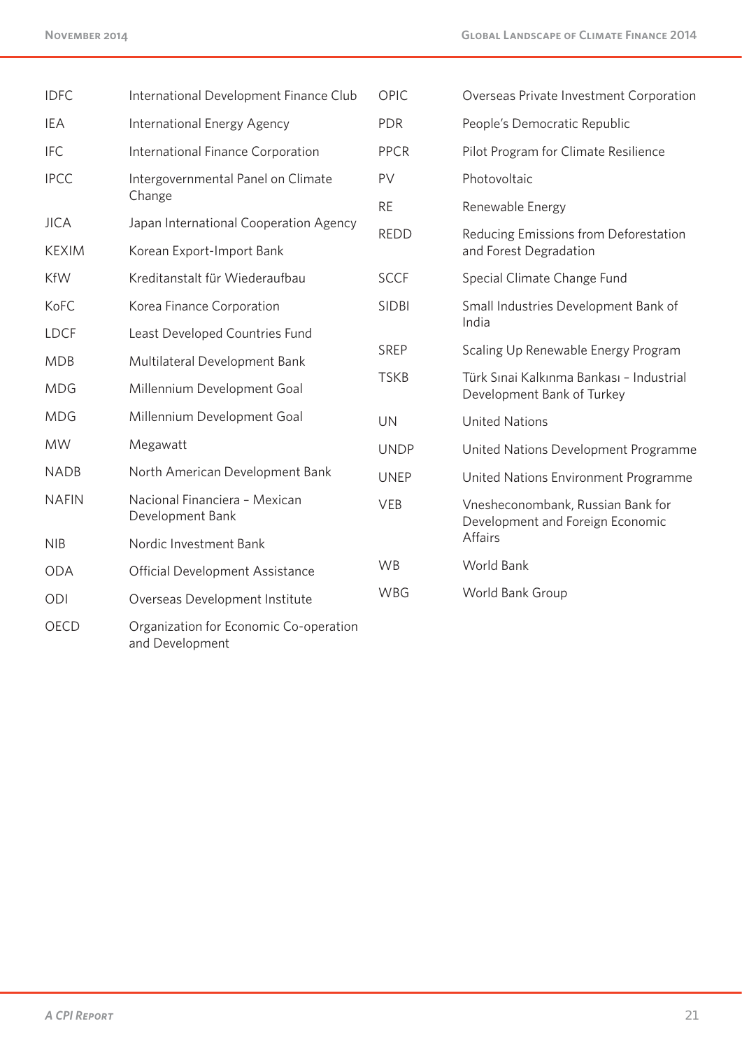| | |
|---|---|
| IDFC | International Development Finance Club |
| IEA | International Energy Agency |
| IFC | International Finance Corporation |
| IPCC | Intergovernmental Panel on Climate Change |
| JICA | Japan International Cooperation Agency |
| KEXIM | Korean Export-Import Bank |
| KfW | Kreditanstalt für Wiederaufbau |
| KoFC | Korea Finance Corporation |
| LDCF | Least Developed Countries Fund |
| MDB | Multilateral Development Bank |
| MDG | Millennium Development Goal |
| MDG | Millennium Development Goal |
| MW | Megawatt |
| NADB | North American Development Bank |
| NAFIN | Nacional Financiera – Mexican Development Bank |
| NIB | Nordic Investment Bank |
| ODA | Official Development Assistance |
| ODI | Overseas Development Institute |
| OECD | Organization for Economic Co-operation and Development |
| OPIC | Overseas Private Investment Corporation |
| PDR | People's Democratic Republic |
| PPCR | Pilot Program for Climate Resilience |
| PV | Photovoltaic |
| RE | Renewable Energy |
| REDD | Reducing Emissions from Deforestation and Forest Degradation |
| SCCF | Special Climate Change Fund |
| SIDBI | Small Industries Development Bank of India |
| SREP | Scaling Up Renewable Energy Program |
| TSKB | Türk Sınai Kalkınma Bankası – Industrial Development Bank of Turkey |
| UN | United Nations |
| UNDP | United Nations Development Programme |
| UNEP | United Nations Environment Programme |
| VEB | Vnesheconombank, Russian Bank for Development and Foreign Economic Affairs |
| WB | World Bank |
| WBG | World Bank Group |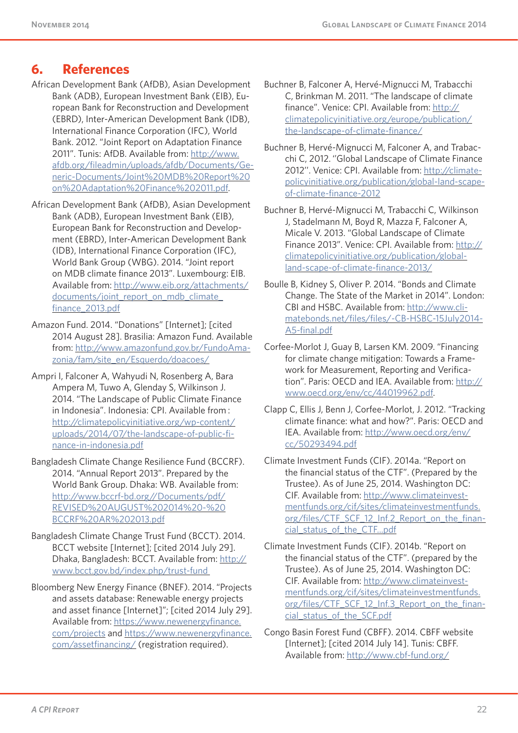## 6. References

African Development Bank (AfDB), Asian Development Bank (ADB), European Investment Bank (EIB), European Bank for Reconstruction and Development (EBRD), Inter-American Development Bank (IDB), International Finance Corporation (IFC), World Bank. 2012. "Joint Report on Adaptation Finance 2011". Tunis: AfDB. Available from: http://www.afdb.org/fileadmin/uploads/afdb/Documents/Generic-Documents/Joint%20MDB%20Report%20on%20Adaptation%20Finance%202011.pdf.

African Development Bank (AfDB), Asian Development Bank (ADB), European Investment Bank (EIB), European Bank for Reconstruction and Development (EBRD), Inter-American Development Bank (IDB), International Finance Corporation (IFC), World Bank Group (WBG). 2014. "Joint report on MDB climate finance 2013". Luxembourg: EIB. Available from: http://www.eib.org/attachments/documents/joint_report_on_mdb_climate_finance_2013.pdf

Amazon Fund. 2014. "Donations" [Internet]; [cited 2014 August 28]. Brasilia: Amazon Fund. Available from: http://www.amazonfund.gov.br/FundoAmazonia/fam/site_en/Esquerdo/doacoes/

Ampri I, Falconer A, Wahyudi N, Rosenberg A, Bara Ampera M, Tuwo A, Glenday S, Wilkinson J. 2014. "The Landscape of Public Climate Finance in Indonesia". Indonesia: CPI. Available from : http://climatepolicyinitiative.org/wp-content/uploads/2014/07/the-landscape-of-public-finance-in-indonesia.pdf

Bangladesh Climate Change Resilience Fund (BCCRF). 2014. "Annual Report 2013". Prepared by the World Bank Group. Dhaka: WB. Available from: http://www.bccrf-bd.org//Documents/pdf/REVISED%20AUGUST%202014%20-%20BCCRF%20AR%202013.pdf

Bangladesh Climate Change Trust Fund (BCCT). 2014. BCCT website [Internet]; [cited 2014 July 29]. Dhaka, Bangladesh: BCCT. Available from: http://www.bcct.gov.bd/index.php/trust-fund

Bloomberg New Energy Finance (BNEF). 2014. "Projects and assets database: Renewable energy projects and asset finance [Internet]"; [cited 2014 July 29]. Available from: https://www.newenergyfinance.com/projects and https://www.newenergyfinance.com/assetfinancing/ (registration required).

Buchner B, Falconer A, Hervé-Mignucci M, Trabacchi C, Brinkman M. 2011. "The landscape of climate finance". Venice: CPI. Available from: http://climatepolicyinitiative.org/europe/publication/the-landscape-of-climate-finance/

Buchner B, Hervé-Mignucci M, Falconer A, and Trabacchi C, 2012. "Global Landscape of Climate Finance 2012". Venice: CPI. Available from: http://climatepolicyinitiative.org/publication/global-land-scape-of-climate-finance-2012

Buchner B, Hervé-Mignucci M, Trabacchi C, Wilkinson J, Stadelmann M, Boyd R, Mazza F, Falconer A, Micale V. 2013. "Global Landscape of Climate Finance 2013". Venice: CPI. Available from: http://climatepolicyinitiative.org/publication/global-land-scape-of-climate-finance-2013/

Boulle B, Kidney S, Oliver P. 2014. "Bonds and Climate Change. The State of the Market in 2014". London: CBI and HSBC. Available from: http://www.climatebonds.net/files/files/-CB-HSBC-15July2014-A5-final.pdf

Corfee-Morlot J, Guay B, Larsen KM. 2009. "Financing for climate change mitigation: Towards a Framework for Measurement, Reporting and Verification". Paris: OECD and IEA. Available from: http://www.oecd.org/env/cc/44019962.pdf.

Clapp C, Ellis J, Benn J, Corfee-Morlot, J. 2012. "Tracking climate finance: what and how?". Paris: OECD and IEA. Available from: http://www.oecd.org/env/cc/50293494.pdf

Climate Investment Funds (CIF). 2014a. "Report on the financial status of the CTF". (Prepared by the Trustee). As of June 25, 2014. Washington DC: CIF. Available from: http://www.climateinvestmentfunds.org/cif/sites/climateinvestmentfunds.org/files/CTF_SCF_12_Inf.2_Report_on_the_financial_status_of_the_CTF...pdf

Climate Investment Funds (CIF). 2014b. "Report on the financial status of the CTF". (prepared by the Trustee). As of June 25, 2014. Washington DC: CIF. Available from: http://www.climateinvestmentfunds.org/cif/sites/climateinvestmentfunds.org/files/CTF_SCF_12_Inf.3_Report_on_the_financial_status_of_the_SCF.pdf

Congo Basin Forest Fund (CBFF). 2014. CBFF website [Internet]; [cited 2014 July 14]. Tunis: CBFF. Available from: http://www.cbf-fund.org/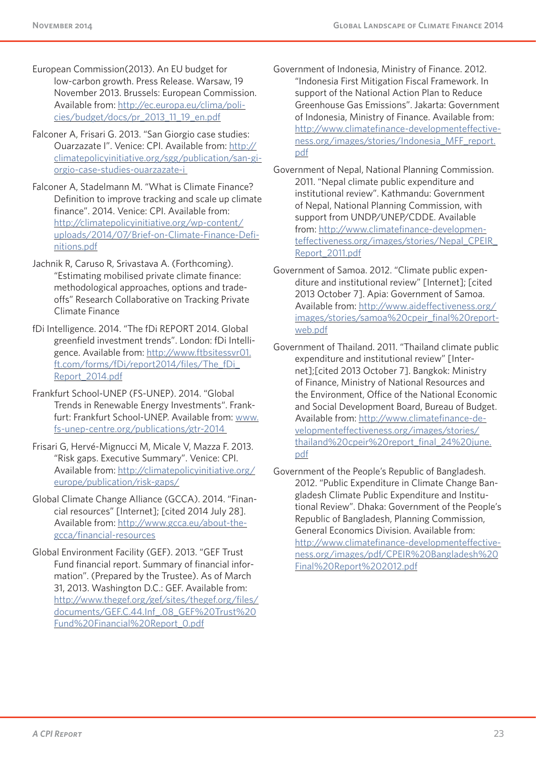European Commission(2013). An EU budget for low-carbon growth. Press Release. Warsaw, 19 November 2013. Brussels: European Commission. Available from: http://ec.europa.eu/clima/policies/budget/docs/pr_2013_11_19_en.pdf

Falconer A, Frisari G. 2013. "San Giorgio case studies: Ouarzazate I". Venice: CPI. Available from: http://climatepolicyinitiative.org/sgg/publication/san-giorgio-case-studies-ouarzazate-i

Falconer A, Stadelmann M. "What is Climate Finance? Definition to improve tracking and scale up climate finance". 2014. Venice: CPI. Available from: http://climatepolicyinitiative.org/wp-content/uploads/2014/07/Brief-on-Climate-Finance-Definitions.pdf

Jachnik R, Caruso R, Srivastava A. (Forthcoming). "Estimating mobilised private climate finance: methodological approaches, options and trade-offs" Research Collaborative on Tracking Private Climate Finance

fDi Intelligence. 2014. "The fDi REPORT 2014. Global greenfield investment trends". London: fDi Intelligence. Available from: http://www.ftbsitessvr01.ft.com/forms/fDi/report2014/files/The_fDi_Report_2014.pdf

Frankfurt School-UNEP (FS-UNEP). 2014. "Global Trends in Renewable Energy Investments". Frankfurt: Frankfurt School-UNEP. Available from: www.fs-unep-centre.org/publications/gtr-2014

Frisari G, Hervé-Mignucci M, Micale V, Mazza F. 2013. "Risk gaps. Executive Summary". Venice: CPI. Available from: http://climatepolicyinitiative.org/europe/publication/risk-gaps/

Global Climate Change Alliance (GCCA). 2014. "Financial resources" [Internet]; [cited 2014 July 28]. Available from: http://www.gcca.eu/about-the-gcca/financial-resources

Global Environment Facility (GEF). 2013. "GEF Trust Fund financial report. Summary of financial information". (Prepared by the Trustee). As of March 31, 2013. Washington D.C.: GEF. Available from: http://www.thegef.org/gef/sites/thegef.org/files/documents/GEF.C.44.Inf_.08_GEF%20Trust%20Fund%20Financial%20Report_0.pdf

Government of Indonesia, Ministry of Finance. 2012. "Indonesia First Mitigation Fiscal Framework. In support of the National Action Plan to Reduce Greenhouse Gas Emissions". Jakarta: Government of Indonesia, Ministry of Finance. Available from: http://www.climatefinance-developmenteffectiveness.org/images/stories/Indonesia_MFF_report.pdf

Government of Nepal, National Planning Commission. 2011. "Nepal climate public expenditure and institutional review". Kathmandu: Government of Nepal, National Planning Commission, with support from UNDP/UNEP/CDDE. Available from: http://www.climatefinance-developmenteffectiveness.org/images/stories/Nepal_CPEIR_Report_2011.pdf

Government of Samoa. 2012. "Climate public expenditure and institutional review" [Internet]; [cited 2013 October 7]. Apia: Government of Samoa. Available from: http://www.aideffectiveness.org/images/stories/samoa%20cpeir_final%20report-web.pdf

Government of Thailand. 2011. "Thailand climate public expenditure and institutional review" [Internet];[cited 2013 October 7]. Bangkok: Ministry of Finance, Ministry of National Resources and the Environment, Office of the National Economic and Social Development Board, Bureau of Budget. Available from: http://www.climatefinance-developmenteffectiveness.org/images/stories/thailand%20cpeir%20report_final_24%20june.pdf

Government of the People's Republic of Bangladesh. 2012. "Public Expenditure in Climate Change Bangladesh Climate Public Expenditure and Institutional Review". Dhaka: Government of the People's Republic of Bangladesh, Planning Commission, General Economics Division. Available from: http://www.climatefinance-developmenteffectiveness.org/images/pdf/CPEIR%20Bangladesh%20Final%20Report%202012.pdf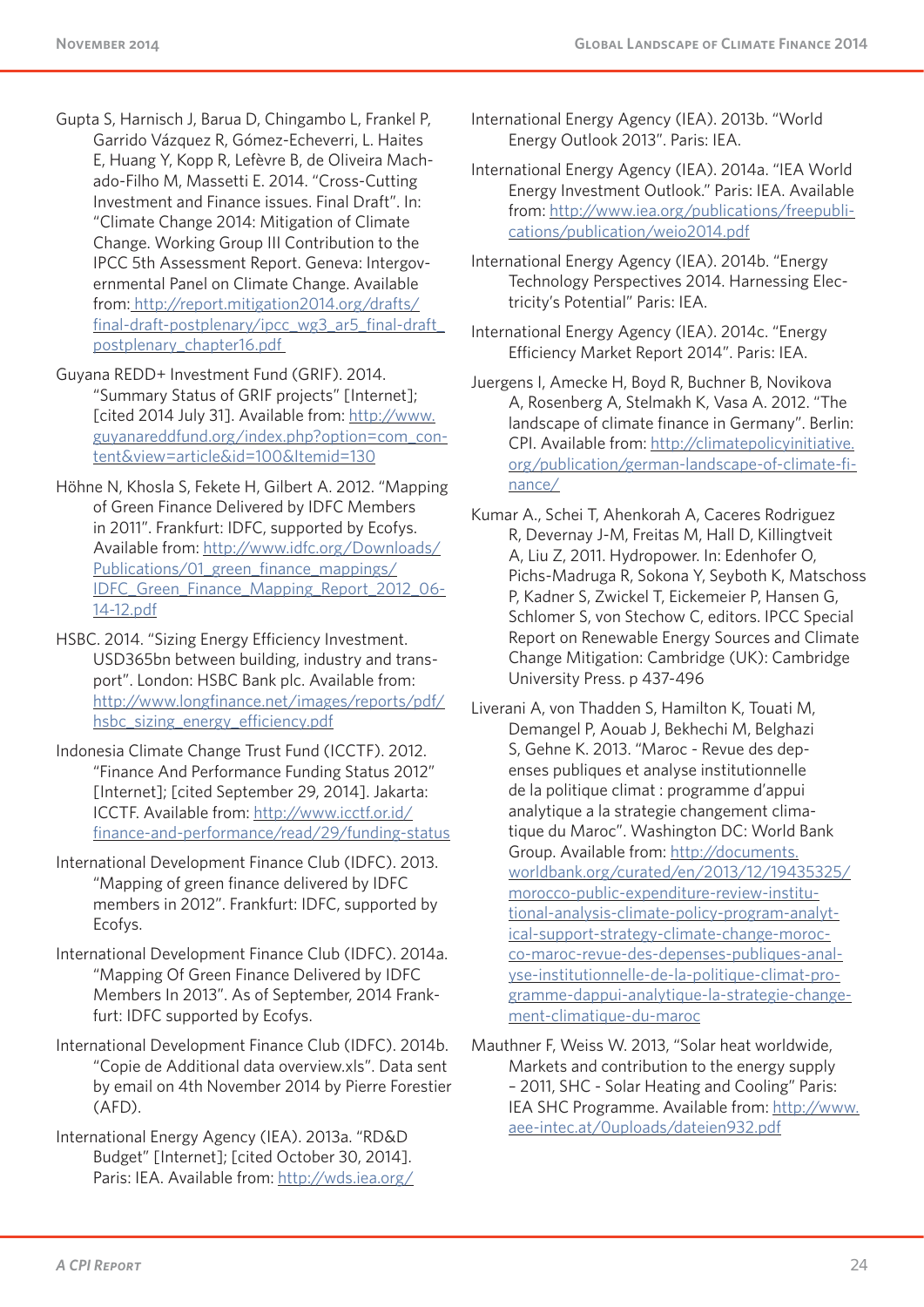Gupta S, Harnisch J, Barua D, Chingambo L, Frankel P, Garrido Vázquez R, Gómez-Echeverri, L. Haites E, Huang Y, Kopp R, Lefèvre B, de Oliveira Machado-Filho M, Massetti E. 2014. "Cross-Cutting Investment and Finance issues. Final Draft". In: "Climate Change 2014: Mitigation of Climate Change. Working Group III Contribution to the IPCC 5th Assessment Report. Geneva: Intergovernmental Panel on Climate Change. Available from: http://report.mitigation2014.org/drafts/final-draft-postplenary/ipcc_wg3_ar5_final-draft_postplenary_chapter16.pdf

Guyana REDD+ Investment Fund (GRIF). 2014. "Summary Status of GRIF projects" [Internet]; [cited 2014 July 31]. Available from: http://www.guyanareddfund.org/index.php?option=com_content&view=article&id=100&Itemid=130

Höhne N, Khosla S, Fekete H, Gilbert A. 2012. "Mapping of Green Finance Delivered by IDFC Members in 2011". Frankfurt: IDFC, supported by Ecofys. Available from: http://www.idfc.org/Downloads/Publications/01_green_finance_mappings/IDFC_Green_Finance_Mapping_Report_2012_06-14-12.pdf

HSBC. 2014. "Sizing Energy Efficiency Investment. USD365bn between building, industry and transport". London: HSBC Bank plc. Available from: http://www.longfinance.net/images/reports/pdf/hsbc_sizing_energy_efficiency.pdf

Indonesia Climate Change Trust Fund (ICCTF). 2012. "Finance And Performance Funding Status 2012" [Internet]; [cited September 29, 2014]. Jakarta: ICCTF. Available from: http://www.icctf.or.id/finance-and-performance/read/29/funding-status

International Development Finance Club (IDFC). 2013. "Mapping of green finance delivered by IDFC members in 2012". Frankfurt: IDFC, supported by Ecofys.

International Development Finance Club (IDFC). 2014a. "Mapping Of Green Finance Delivered by IDFC Members In 2013". As of September, 2014 Frankfurt: IDFC supported by Ecofys.

International Development Finance Club (IDFC). 2014b. "Copie de Additional data overview.xls". Data sent by email on 4th November 2014 by Pierre Forestier (AFD).

International Energy Agency (IEA). 2013a. "RD&D Budget" [Internet]; [cited October 30, 2014]. Paris: IEA. Available from: http://wds.iea.org/

International Energy Agency (IEA). 2013b. "World Energy Outlook 2013". Paris: IEA.

International Energy Agency (IEA). 2014a. "IEA World Energy Investment Outlook." Paris: IEA. Available from: http://www.iea.org/publications/freepublications/publication/weio2014.pdf

International Energy Agency (IEA). 2014b. "Energy Technology Perspectives 2014. Harnessing Electricity's Potential" Paris: IEA.

International Energy Agency (IEA). 2014c. "Energy Efficiency Market Report 2014". Paris: IEA.

Juergens I, Amecke H, Boyd R, Buchner B, Novikova A, Rosenberg A, Stelmakh K, Vasa A. 2012. "The landscape of climate finance in Germany". Berlin: CPI. Available from: http://climatepolicyinitiative.org/publication/german-landscape-of-climate-finance/

Kumar A., Schei T, Ahenkorah A, Caceres Rodriguez R, Devernay J-M, Freitas M, Hall D, Killingtveit A, Liu Z, 2011. Hydropower. In: Edenhofer O, Pichs-Madruga R, Sokona Y, Seyboth K, Matschoss P, Kadner S, Zwickel T, Eickemeier P, Hansen G, Schlomer S, von Stechow C, editors. IPCC Special Report on Renewable Energy Sources and Climate Change Mitigation: Cambridge (UK): Cambridge University Press. p 437-496

Liverani A, von Thadden S, Hamilton K, Touati M, Demangel P, Aouab J, Bekhechi M, Belghazi S, Gehne K. 2013. "Maroc - Revue des depenses publiques et analyse institutionnelle de la politique climat : programme d'appui analytique a la strategie changement climatique du Maroc". Washington DC: World Bank Group. Available from: http://documents.worldbank.org/curated/en/2013/12/19435325/morocco-public-expenditure-review-institutional-analysis-climate-policy-program-analytical-support-strategy-climate-change-morocco-maroc-revue-des-depenses-publiques-analyse-institutionnelle-de-la-politique-climat-programme-dappui-analytique-la-strategie-changement-climatique-du-maroc

Mauthner F, Weiss W. 2013, "Solar heat worldwide, Markets and contribution to the energy supply – 2011, SHC - Solar Heating and Cooling" Paris: IEA SHC Programme. Available from: http://www.aee-intec.at/0uploads/dateien932.pdf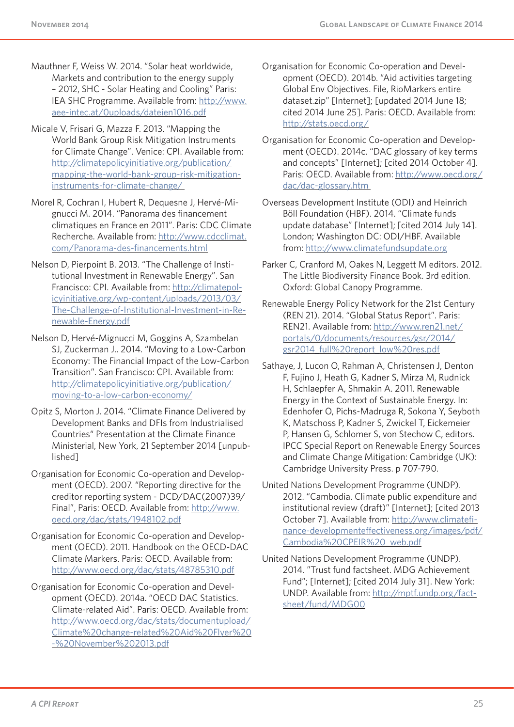Mauthner F, Weiss W. 2014. "Solar heat worldwide, Markets and contribution to the energy supply – 2012, SHC - Solar Heating and Cooling" Paris: IEA SHC Programme. Available from: http://www.aee-intec.at/0uploads/dateien1016.pdf

Micale V, Frisari G, Mazza F. 2013. "Mapping the World Bank Group Risk Mitigation Instruments for Climate Change". Venice: CPI. Available from: http://climatepolicyinitiative.org/publication/mapping-the-world-bank-group-risk-mitigation-instruments-for-climate-change/

Morel R, Cochran I, Hubert R, Dequesne J, Hervé-Mignucci M. 2014. "Panorama des financement climatiques en France en 2011". Paris: CDC Climate Recherche. Available from: http://www.cdcclimat.com/Panorama-des-financements.html

Nelson D, Pierpoint B. 2013. "The Challenge of Institutional Investment in Renewable Energy". San Francisco: CPI. Available from: http://climatepolicyinitiative.org/wp-content/uploads/2013/03/The-Challenge-of-Institutional-Investment-in-Renewable-Energy.pdf

Nelson D, Hervé-Mignucci M, Goggins A, Szambelan SJ, Zuckerman J.. 2014. "Moving to a Low-Carbon Economy: The Financial Impact of the Low-Carbon Transition". San Francisco: CPI. Available from: http://climatepolicyinitiative.org/publication/moving-to-a-low-carbon-economy/

Opitz S, Morton J. 2014. "Climate Finance Delivered by Development Banks and DFIs from Industrialised Countries" Presentation at the Climate Finance Ministerial, New York, 21 September 2014 [unpublished]

Organisation for Economic Co-operation and Development (OECD). 2007. "Reporting directive for the creditor reporting system - DCD/DAC(2007)39/Final", Paris: OECD. Available from: http://www.oecd.org/dac/stats/1948102.pdf

Organisation for Economic Co-operation and Development (OECD). 2011. Handbook on the OECD-DAC Climate Markers. Paris: OECD. Available from: http://www.oecd.org/dac/stats/48785310.pdf

Organisation for Economic Co-operation and Development (OECD). 2014a. "OECD DAC Statistics. Climate-related Aid". Paris: OECD. Available from: http://www.oecd.org/dac/stats/documentupload/Climate%20change-related%20Aid%20Flyer%20-%20November%202013.pdf

Organisation for Economic Co-operation and Development (OECD). 2014b. "Aid activities targeting Global Env Objectives. File, RioMarkers entire dataset.zip" [Internet]; [updated 2014 June 18; cited 2014 June 25]. Paris: OECD. Available from: http://stats.oecd.org/

Organisation for Economic Co-operation and Development (OECD). 2014c. "DAC glossary of key terms and concepts" [Internet]; [cited 2014 October 4]. Paris: OECD. Available from: http://www.oecd.org/dac/dac-glossary.htm

Overseas Development Institute (ODI) and Heinrich Böll Foundation (HBF). 2014. "Climate funds update database" [Internet]; [cited 2014 July 14]. London; Washington DC: ODI/HBF. Available from: http://www.climatefundsupdate.org

Parker C, Cranford M, Oakes N, Leggett M editors. 2012. The Little Biodiversity Finance Book. 3rd edition. Oxford: Global Canopy Programme.

Renewable Energy Policy Network for the 21st Century (REN 21). 2014. "Global Status Report". Paris: REN21. Available from: http://www.ren21.net/portals/0/documents/resources/gsr/2014/gsr2014_full%20report_low%20res.pdf

Sathaye, J, Lucon O, Rahman A, Christensen J, Denton F, Fujino J, Heath G, Kadner S, Mirza M, Rudnick H, Schlaepfer A, Shmakin A. 2011. Renewable Energy in the Context of Sustainable Energy. In: Edenhofer O, Pichs-Madruga R, Sokona Y, Seyboth K, Matschoss P, Kadner S, Zwickel T, Eickemeier P, Hansen G, Schlomer S, von Stechow C, editors. IPCC Special Report on Renewable Energy Sources and Climate Change Mitigation: Cambridge (UK): Cambridge University Press. p 707-790.

United Nations Development Programme (UNDP). 2012. "Cambodia. Climate public expenditure and institutional review (draft)" [Internet]; [cited 2013 October 7]. Available from: http://www.climatefinance-developmenteffectiveness.org/images/pdf/Cambodia%20CPEIR%20_web.pdf

United Nations Development Programme (UNDP). 2014. "Trust fund factsheet. MDG Achievement Fund"; [Internet]; [cited 2014 July 31]. New York: UNDP. Available from: http://mptf.undp.org/factsheet/fund/MDG00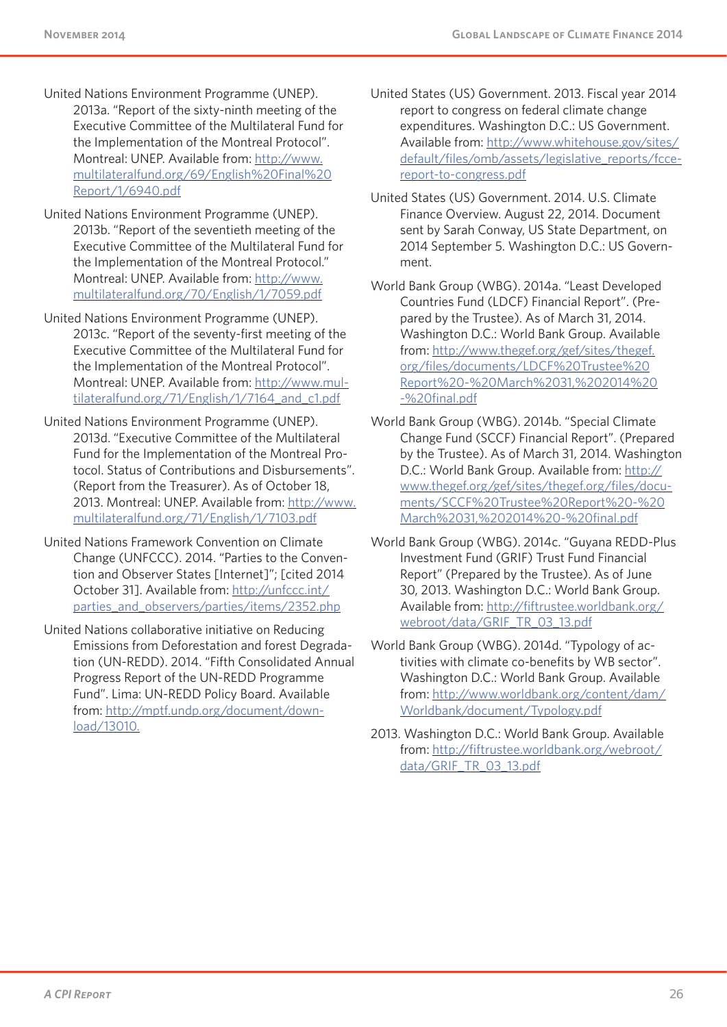United Nations Environment Programme (UNEP). 2013a. "Report of the sixty-ninth meeting of the Executive Committee of the Multilateral Fund for the Implementation of the Montreal Protocol". Montreal: UNEP. Available from: http://www.multilateralfund.org/69/English%20Final%20Report/1/6940.pdf

United Nations Environment Programme (UNEP). 2013b. "Report of the seventieth meeting of the Executive Committee of the Multilateral Fund for the Implementation of the Montreal Protocol." Montreal: UNEP. Available from: http://www.multilateralfund.org/70/English/1/7059.pdf

United Nations Environment Programme (UNEP). 2013c. "Report of the seventy-first meeting of the Executive Committee of the Multilateral Fund for the Implementation of the Montreal Protocol". Montreal: UNEP. Available from: http://www.multilateralfund.org/71/English/1/7164_and_c1.pdf

United Nations Environment Programme (UNEP). 2013d. "Executive Committee of the Multilateral Fund for the Implementation of the Montreal Protocol. Status of Contributions and Disbursements". (Report from the Treasurer). As of October 18, 2013. Montreal: UNEP. Available from: http://www.multilateralfund.org/71/English/1/7103.pdf

United Nations Framework Convention on Climate Change (UNFCCC). 2014. "Parties to the Convention and Observer States [Internet]"; [cited 2014 October 31]. Available from: http://unfccc.int/parties_and_observers/parties/items/2352.php

United Nations collaborative initiative on Reducing Emissions from Deforestation and forest Degradation (UN-REDD). 2014. "Fifth Consolidated Annual Progress Report of the UN-REDD Programme Fund". Lima: UN-REDD Policy Board. Available from: http://mptf.undp.org/document/download/13010.

United States (US) Government. 2013. Fiscal year 2014 report to congress on federal climate change expenditures. Washington D.C.: US Government. Available from: http://www.whitehouse.gov/sites/default/files/omb/assets/legislative_reports/fcce-report-to-congress.pdf

United States (US) Government. 2014. U.S. Climate Finance Overview. August 22, 2014. Document sent by Sarah Conway, US State Department, on 2014 September 5. Washington D.C.: US Government.

World Bank Group (WBG). 2014a. "Least Developed Countries Fund (LDCF) Financial Report". (Prepared by the Trustee). As of March 31, 2014. Washington D.C.: World Bank Group. Available from: http://www.thegef.org/gef/sites/thegef.org/files/documents/LDCF%20Trustee%20Report%20-%20March%2031,%202014%20-%20final.pdf

World Bank Group (WBG). 2014b. "Special Climate Change Fund (SCCF) Financial Report". (Prepared by the Trustee). As of March 31, 2014. Washington D.C.: World Bank Group. Available from: http://www.thegef.org/gef/sites/thegef.org/files/documents/SCCF%20Trustee%20Report%20-%20March%2031,%202014%20-%20final.pdf

World Bank Group (WBG). 2014c. "Guyana REDD-Plus Investment Fund (GRIF) Trust Fund Financial Report" (Prepared by the Trustee). As of June 30, 2013. Washington D.C.: World Bank Group. Available from: http://fiftrustee.worldbank.org/webroot/data/GRIF_TR_03_13.pdf

World Bank Group (WBG). 2014d. "Typology of activities with climate co-benefits by WB sector". Washington D.C.: World Bank Group. Available from: http://www.worldbank.org/content/dam/Worldbank/document/Typology.pdf

2013. Washington D.C.: World Bank Group. Available from: http://fiftrustee.worldbank.org/webroot/data/GRIF_TR_03_13.pdf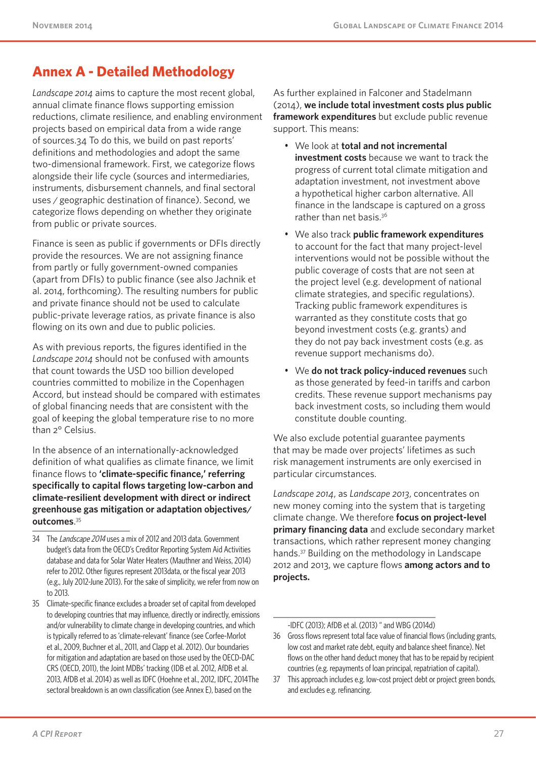# Annex A - Detailed Methodology

*Landscape 2014* aims to capture the most recent global, annual climate finance flows supporting emission reductions, climate resilience, and enabling environment projects based on empirical data from a wide range of sources.34 To do this, we build on past reports' definitions and methodologies and adopt the same two-dimensional framework. First, we categorize flows alongside their life cycle (sources and intermediaries, instruments, disbursement channels, and final sectoral uses / geographic destination of finance). Second, we categorize flows depending on whether they originate from public or private sources.

Finance is seen as public if governments or DFIs directly provide the resources. We are not assigning finance from partly or fully government-owned companies (apart from DFIs) to public finance (see also Jachnik et al. 2014, forthcoming). The resulting numbers for public and private finance should not be used to calculate public-private leverage ratios, as private finance is also flowing on its own and due to public policies.

As with previous reports, the figures identified in the *Landscape 2014* should not be confused with amounts that count towards the USD 100 billion developed countries committed to mobilize in the Copenhagen Accord, but instead should be compared with estimates of global financing needs that are consistent with the goal of keeping the global temperature rise to no more than 2° Celsius.

In the absence of an internationally-acknowledged definition of what qualifies as climate finance, we limit finance flows to **'climate-specific finance,' referring specifically to capital flows targeting low-carbon and climate-resilient development with direct or indirect greenhouse gas mitigation or adaptation objectives/outcomes**.[35]

As further explained in Falconer and Stadelmann (2014), **we include total investment costs plus public framework expenditures** but exclude public revenue support. This means:

- We look at **total and not incremental investment costs** because we want to track the progress of current total climate mitigation and adaptation investment, not investment above a hypothetical higher carbon alternative. All finance in the landscape is captured on a gross rather than net basis.[36]
- We also track **public framework expenditures** to account for the fact that many project-level interventions would not be possible without the public coverage of costs that are not seen at the project level (e.g. development of national climate strategies, and specific regulations). Tracking public framework expenditures is warranted as they constitute costs that go beyond investment costs (e.g. grants) and they do not pay back investment costs (e.g. as revenue support mechanisms do).
- We **do not track policy-induced revenues** such as those generated by feed-in tariffs and carbon credits. These revenue support mechanisms pay back investment costs, so including them would constitute double counting.

We also exclude potential guarantee payments that may be made over projects' lifetimes as such risk management instruments are only exercised in particular circumstances.

*Landscape 2014*, as *Landscape 2013*, concentrates on new money coming into the system that is targeting climate change. We therefore **focus on project-level primary financing data** and exclude secondary market transactions, which rather represent money changing hands.[37] Building on the methodology in Landscape 2012 and 2013, we capture flows **among actors and to projects.**

---

34 The *Landscape 2014* uses a mix of 2012 and 2013 data. Government budget's data from the OECD's Creditor Reporting System Aid Activities database and data for Solar Water Heaters (Mauthner and Weiss, 2014) refer to 2012. Other figures represent 2013data, or the fiscal year 2013 (e.g., July 2012-June 2013). For the sake of simplicity, we refer from now on to 2013.

35 Climate-specific finance excludes a broader set of capital from developed to developing countries that may influence, directly or indirectly, emissions and/or vulnerability to climate change in developing countries, and which is typically referred to as 'climate-relevant' finance (see Corfee-Morlot et al., 2009, Buchner et al., 2011, and Clapp et al. 2012). Our boundaries for mitigation and adaptation are based on those used by the OECD-DAC CRS (OECD, 2011), the Joint MDBs' tracking (IDB et al. 2012, AfDB et al. 2013, AfDB et al. 2014) as well as IDFC (Hoehne et al., 2012, IDFC, 2014The sectoral breakdown is an own classification (see Annex E), based on the -IDFC (2013); AfDB et al. (2013) " and WBG (2014d)

36 Gross flows represent total face value of financial flows (including grants, low cost and market rate debt, equity and balance sheet finance). Net flows on the other hand deduct money that has to be repaid by recipient countries (e.g. repayments of loan principal, repatriation of capital).

37 This approach includes e.g. low-cost project debt or project green bonds, and excludes e.g. refinancing.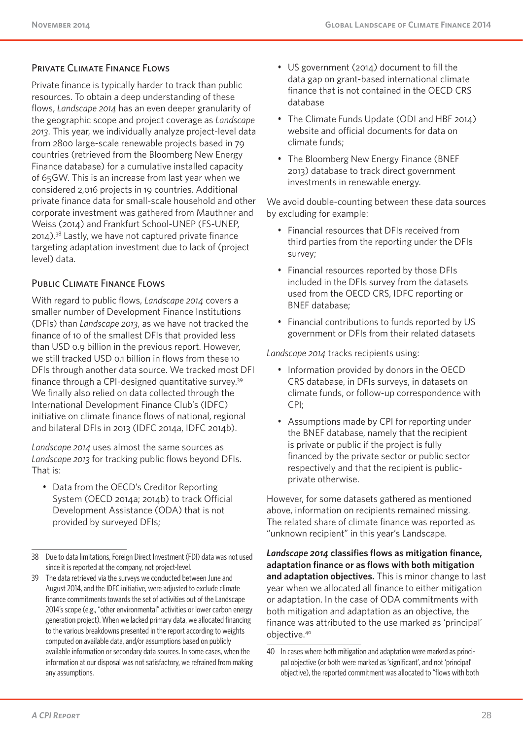## Private Climate Finance Flows

Private finance is typically harder to track than public resources. To obtain a deep understanding of these flows, *Landscape 2014* has an even deeper granularity of the geographic scope and project coverage as *Landscape 2013*. This year, we individually analyze project-level data from 2800 large-scale renewable projects based in 79 countries (retrieved from the Bloomberg New Energy Finance database) for a cumulative installed capacity of 65GW. This is an increase from last year when we considered 2,016 projects in 19 countries. Additional private finance data for small-scale household and other corporate investment was gathered from Mauthner and Weiss (2014) and Frankfurt School-UNEP (FS-UNEP, 2014).[38] Lastly, we have not captured private finance targeting adaptation investment due to lack of (project level) data.

## Public Climate Finance Flows

With regard to public flows, *Landscape 2014* covers a smaller number of Development Finance Institutions (DFIs) than *Landscape 2013*, as we have not tracked the finance of 10 of the smallest DFIs that provided less than USD 0.9 billion in the previous report. However, we still tracked USD 0.1 billion in flows from these 10 DFIs through another data source. We tracked most DFI finance through a CPI-designed quantitative survey.[39] We finally also relied on data collected through the International Development Finance Club's (IDFC) initiative on climate finance flows of national, regional and bilateral DFIs in 2013 (IDFC 2014a, IDFC 2014b).

*Landscape 2014* uses almost the same sources as *Landscape 2013* for tracking public flows beyond DFIs. That is:

- Data from the OECD's Creditor Reporting System (OECD 2014a; 2014b) to track Official Development Assistance (ODA) that is not provided by surveyed DFIs;
- US government (2014) document to fill the data gap on grant-based international climate finance that is not contained in the OECD CRS database
- The Climate Funds Update (ODI and HBF 2014) website and official documents for data on climate funds;
- The Bloomberg New Energy Finance (BNEF 2013) database to track direct government investments in renewable energy.

We avoid double-counting between these data sources by excluding for example:

- Financial resources that DFIs received from third parties from the reporting under the DFIs survey;
- Financial resources reported by those DFIs included in the DFIs survey from the datasets used from the OECD CRS, IDFC reporting or BNEF database;
- Financial contributions to funds reported by US government or DFIs from their related datasets

*Landscape 2014* tracks recipients using:

- Information provided by donors in the OECD CRS database, in DFIs surveys, in datasets on climate funds, or follow-up correspondence with CPI;
- Assumptions made by CPI for reporting under the BNEF database, namely that the recipient is private or public if the project is fully financed by the private sector or public sector respectively and that the recipient is public-private otherwise.

However, for some datasets gathered as mentioned above, information on recipients remained missing. The related share of climate finance was reported as "unknown recipient" in this year's Landscape.

***Landscape 2014* classifies flows as mitigation finance, adaptation finance or as flows with both mitigation and adaptation objectives.** This is minor change to last year when we allocated all finance to either mitigation or adaptation. In the case of ODA commitments with both mitigation and adaptation as an objective, the finance was attributed to the use marked as 'principal' objective.[40]

---

38 Due to data limitations, Foreign Direct Investment (FDI) data was not used since it is reported at the company, not project-level.

39 The data retrieved via the surveys we conducted between June and August 2014, and the IDFC initiative, were adjusted to exclude climate finance commitments towards the set of activities out of the Landscape 2014's scope (e.g., "other environmental" activities or lower carbon energy generation project). When we lacked primary data, we allocated financing to the various breakdowns presented in the report according to weights computed on available data, and/or assumptions based on publicly available information or secondary data sources. In some cases, when the information at our disposal was not satisfactory, we refrained from making any assumptions.

40 In cases where both mitigation and adaptation were marked as principal objective (or both were marked as 'significant', and not 'principal' objective), the reported commitment was allocated to "flows with both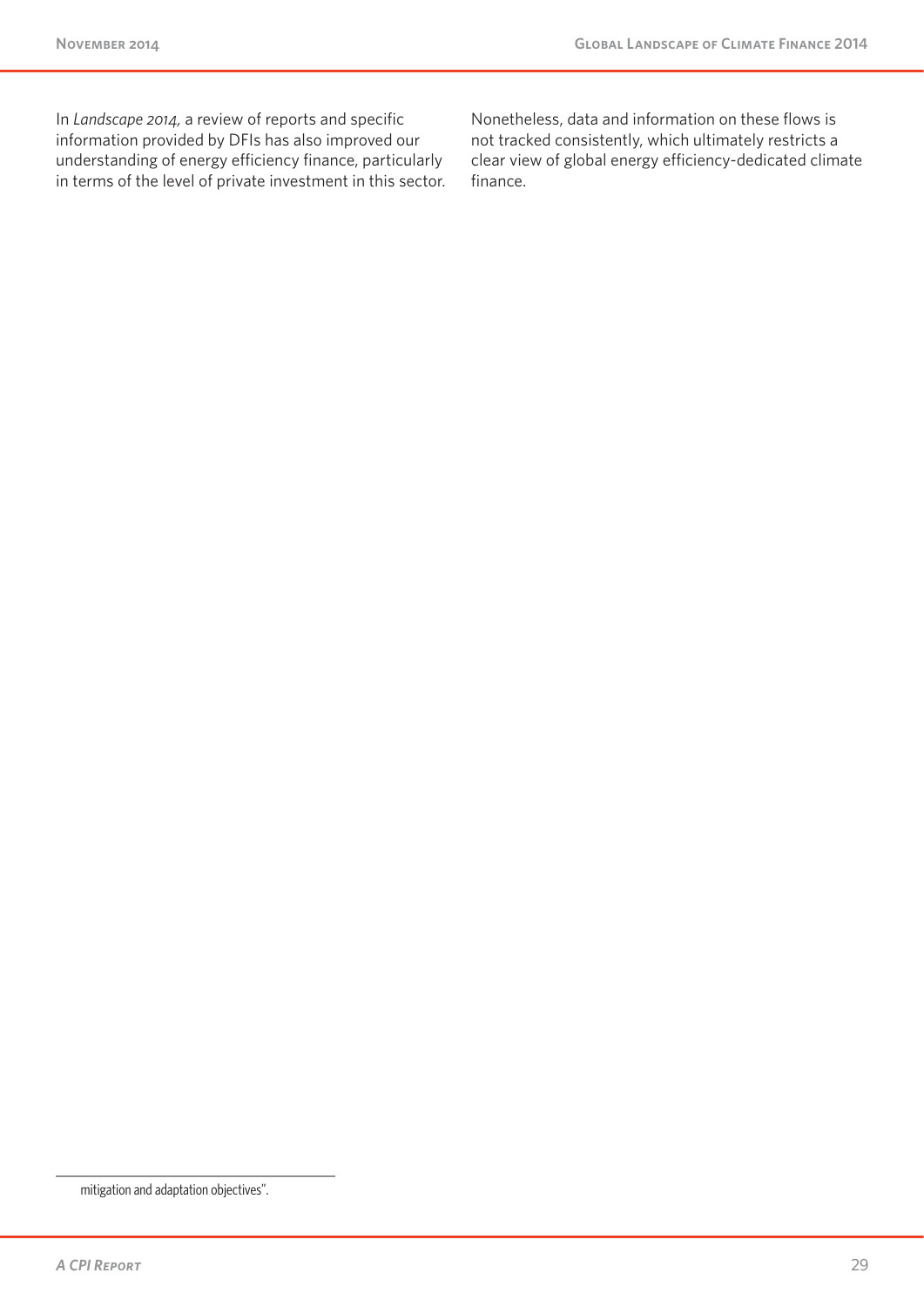In *Landscape 2014,* a review of reports and specific information provided by DFIs has also improved our understanding of energy efficiency finance, particularly in terms of the level of private investment in this sector. Nonetheless, data and information on these flows is not tracked consistently, which ultimately restricts a clear view of global energy efficiency-dedicated climate finance.

mitigation and adaptation objectives".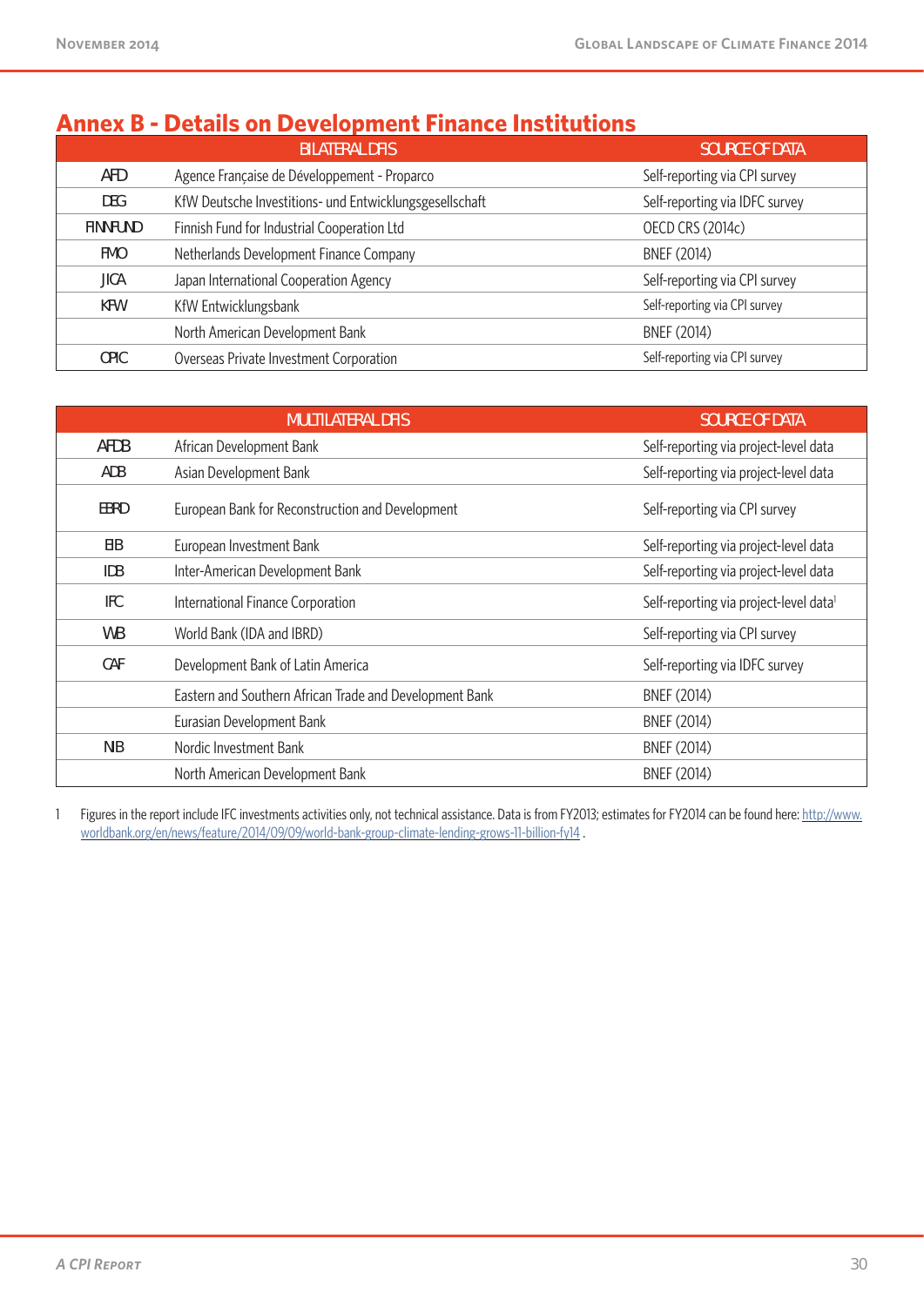## Annex B - Details on Development Finance Institutions

| | BILATERAL DFIS | SOURCE OF DATA |
|---|---|---|
| AFD | Agence Française de Développement - Proparco | Self-reporting via CPI survey |
| DEG | KfW Deutsche Investitions- und Entwicklungsgesellschaft | Self-reporting via IDFC survey |
| FINNFUND | Finnish Fund for Industrial Cooperation Ltd | OECD CRS (2014c) |
| FMO | Netherlands Development Finance Company | BNEF (2014) |
| JICA | Japan International Cooperation Agency | Self-reporting via CPI survey |
| KFW | KfW Entwicklungsbank | Self-reporting via CPI survey |
| | North American Development Bank | BNEF (2014) |
| OPIC | Overseas Private Investment Corporation | Self-reporting via CPI survey |

| | MULTILATERAL DFIS | SOURCE OF DATA |
|---|---|---|
| AFDB | African Development Bank | Self-reporting via project-level data |
| ADB | Asian Development Bank | Self-reporting via project-level data |
| EBRD | European Bank for Reconstruction and Development | Self-reporting via CPI survey |
| EIB | European Investment Bank | Self-reporting via project-level data |
| IDB | Inter-American Development Bank | Self-reporting via project-level data |
| IFC | International Finance Corporation | Self-reporting via project-level data[1] |
| WB | World Bank (IDA and IBRD) | Self-reporting via CPI survey |
| CAF | Development Bank of Latin America | Self-reporting via IDFC survey |
| | Eastern and Southern African Trade and Development Bank | BNEF (2014) |
| | Eurasian Development Bank | BNEF (2014) |
| NIB | Nordic Investment Bank | BNEF (2014) |
| | North American Development Bank | BNEF (2014) |

1 Figures in the report include IFC investments activities only, not technical assistance. Data is from FY2013; estimates for FY2014 can be found here: http://www.worldbank.org/en/news/feature/2014/09/09/world-bank-group-climate-lending-grows-11-billion-fy14 .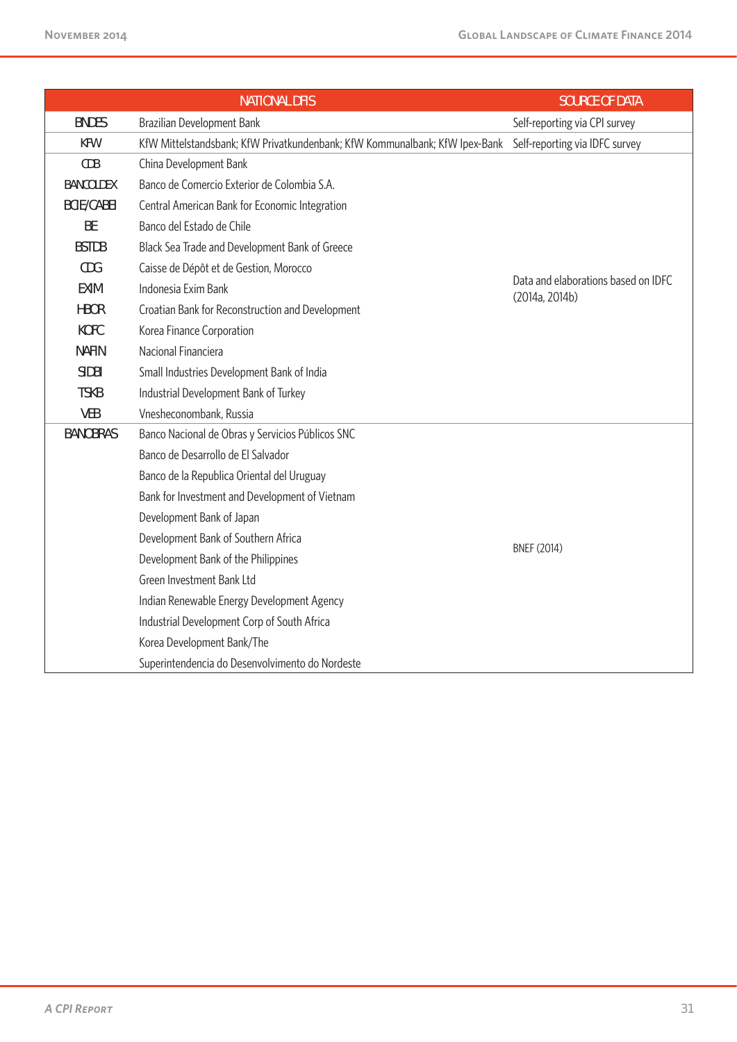| | NATIONAL DFIS | SOURCE OF DATA |
|---|---|---|
| BNDES | Brazilian Development Bank | Self-reporting via CPI survey |
| KFW | KfW Mittelstandsbank; KfW Privatkundenbank; KfW Kommunalbank; KfW Ipex-Bank | Self-reporting via IDFC survey |
| CDB | China Development Bank | Data and elaborations based on IDFC (2014a, 2014b) |
| BANCOLDEX | Banco de Comercio Exterior de Colombia S.A. | |
| BCIE/CABEI | Central American Bank for Economic Integration | |
| BE | Banco del Estado de Chile | |
| BSTDB | Black Sea Trade and Development Bank of Greece | |
| CDG | Caisse de Dépôt et de Gestion, Morocco | |
| EXIM | Indonesia Exim Bank | |
| HBOR | Croatian Bank for Reconstruction and Development | |
| KOFC | Korea Finance Corporation | |
| NAFIN | Nacional Financiera | |
| SIDBI | Small Industries Development Bank of India | |
| TSKB | Industrial Development Bank of Turkey | |
| VEB | Vnesheconombank, Russia | |
| BANOBRAS | Banco Nacional de Obras y Servicios Públicos SNC | BNEF (2014) |
| | Banco de Desarrollo de El Salvador | |
| | Banco de la Republica Oriental del Uruguay | |
| | Bank for Investment and Development of Vietnam | |
| | Development Bank of Japan | |
| | Development Bank of Southern Africa | |
| | Development Bank of the Philippines | |
| | Green Investment Bank Ltd | |
| | Indian Renewable Energy Development Agency | |
| | Industrial Development Corp of South Africa | |
| | Korea Development Bank/The | |
| | Superintendencia do Desenvolvimento do Nordeste | |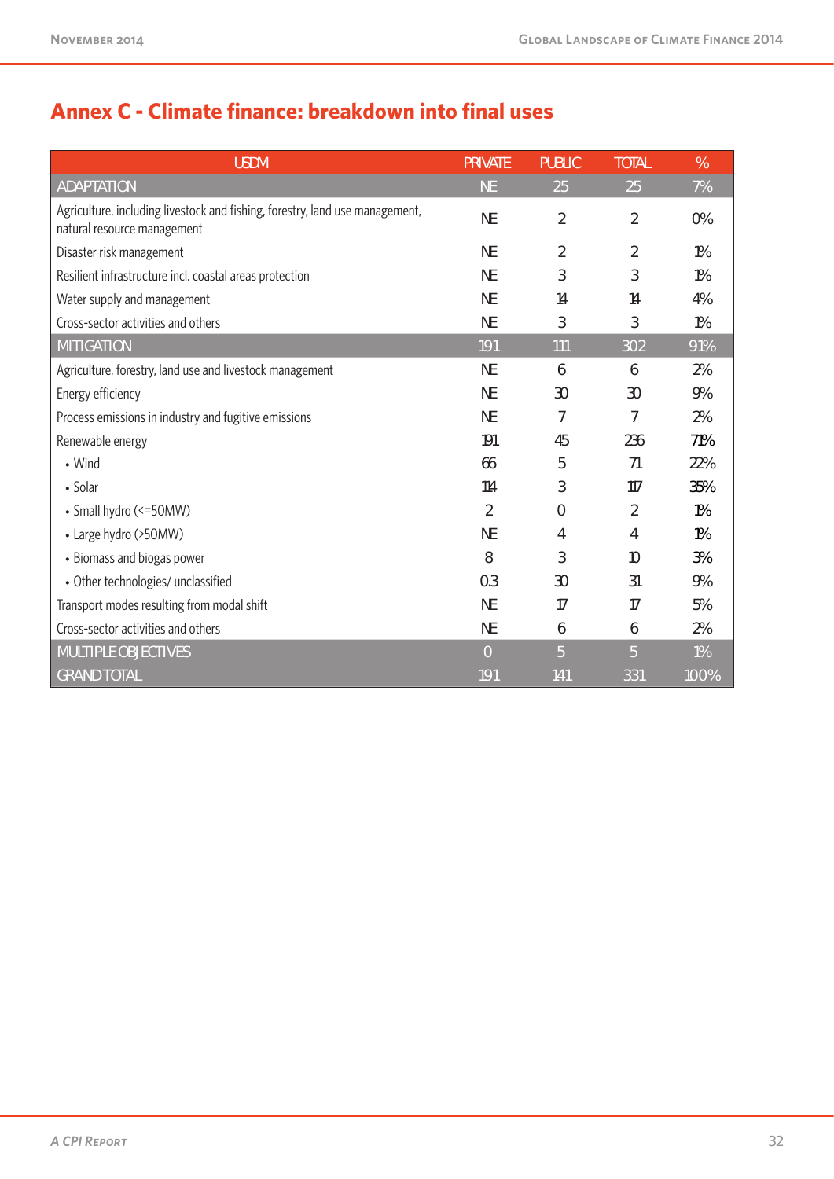## Annex C - Climate finance: breakdown into final uses

| USDM | PRIVATE | PUBLIC | TOTAL | % |
|---|---|---|---|---|
| **ADAPTATION** | **NE** | **25** | **25** | **7%** |
| Agriculture, including livestock and fishing, forestry, land use management, natural resource management | NE | 2 | 2 | 0% |
| Disaster risk management | NE | 2 | 2 | 1% |
| Resilient infrastructure incl. coastal areas protection | NE | 3 | 3 | 1% |
| Water supply and management | NE | 14 | 14 | 4% |
| Cross-sector activities and others | NE | 3 | 3 | 1% |
| **MITIGATION** | **191** | **111** | **302** | **91%** |
| Agriculture, forestry, land use and livestock management | NE | 6 | 6 | 2% |
| Energy efficiency | NE | 30 | 30 | 9% |
| Process emissions in industry and fugitive emissions | NE | 7 | 7 | 2% |
| Renewable energy | 191 | 45 | 236 | 71% |
| • Wind | 66 | 5 | 71 | 22% |
| • Solar | 114 | 3 | 117 | 35% |
| • Small hydro (<=50MW) | 2 | 0 | 2 | 1% |
| • Large hydro (>50MW) | NE | 4 | 4 | 1% |
| • Biomass and biogas power | 8 | 3 | 10 | 3% |
| • Other technologies/ unclassified | 0.3 | 30 | 31 | 9% |
| Transport modes resulting from modal shift | NE | 17 | 17 | 5% |
| Cross-sector activities and others | NE | 6 | 6 | 2% |
| **MULTIPLE OBJECTIVES** | **0** | **5** | **5** | **1%** |
| **GRAND TOTAL** | **191** | **141** | **331** | **100%** |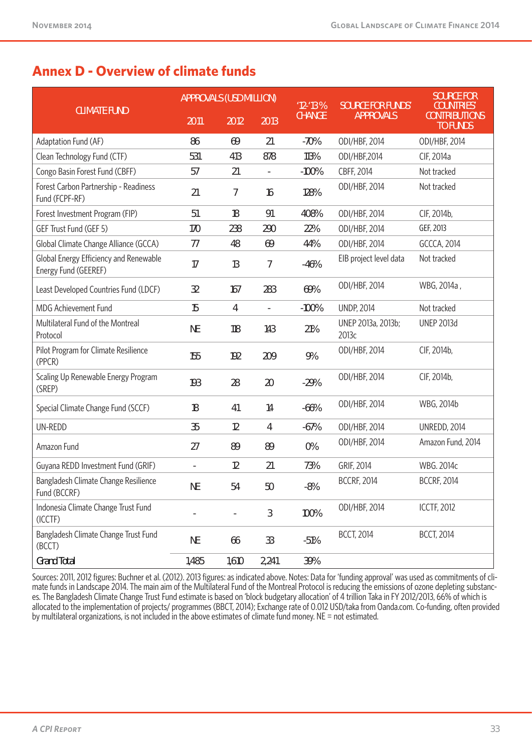## Annex D - Overview of climate funds

| CLIMATE FUND | APPROVALS (USD MILLION) | | | '12-'13 % CHANGE | SOURCE FOR FUNDS' APPROVALS | SOURCE FOR COUNTRIES' CONTRIBUTIONS TO FUNDS |
|---|---|---|---|---|---|---|
| | 2011 | 2012 | 2013 | | | |
| Adaptation Fund (AF) | 86 | 69 | 21 | -70% | ODI/HBF, 2014 | ODI/HBF, 2014 |
| Clean Technology Fund (CTF) | 531 | 413 | 878 | 113% | ODI/HBF,2014 | CIF, 2014a |
| Congo Basin Forest Fund (CBFF) | 57 | 21 | - | -100% | CBFF, 2014 | Not tracked |
| Forest Carbon Partnership - Readiness Fund (FCPF-RF) | 21 | 7 | 16 | 128% | ODI/HBF, 2014 | Not tracked |
| Forest Investment Program (FIP) | 51 | 18 | 91 | 408% | ODI/HBF, 2014 | CIF, 2014b, |
| GEF Trust Fund (GEF 5) | 170 | 238 | 290 | 22% | ODI/HBF, 2014 | GEF, 2013 |
| Global Climate Change Alliance (GCCA) | 77 | 48 | 69 | 44% | ODI/HBF, 2014 | GCCCA, 2014 |
| Global Energy Efficiency and Renewable Energy Fund (GEEREF) | 17 | 13 | 7 | -46% | EIB project level data | Not tracked |
| Least Developed Countries Fund (LDCF) | 32 | 167 | 283 | 69% | ODI/HBF, 2014 | WBG, 2014a , |
| MDG Achievement Fund | 15 | 4 | - | -100% | UNDP, 2014 | Not tracked |
| Multilateral Fund of the Montreal Protocol | NE | 118 | 143 | 21% | UNEP 2013a, 2013b; 2013c | UNEP 2013d |
| Pilot Program for Climate Resilience (PPCR) | 155 | 192 | 209 | 9% | ODI/HBF, 2014 | CIF, 2014b, |
| Scaling Up Renewable Energy Program (SREP) | 193 | 28 | 20 | -29% | ODI/HBF, 2014 | CIF, 2014b, |
| Special Climate Change Fund (SCCF) | 18 | 41 | 14 | -66% | ODI/HBF, 2014 | WBG, 2014b |
| UN-REDD | 35 | 12 | 4 | -67% | ODI/HBF, 2014 | UNREDD, 2014 |
| Amazon Fund | 27 | 89 | 89 | 0% | ODI/HBF, 2014 | Amazon Fund, 2014 |
| Guyana REDD Investment Fund (GRIF) | - | 12 | 21 | 73% | GRIF, 2014 | WBG. 2014c |
| Bangladesh Climate Change Resilience Fund (BCCRF) | NE | 54 | 50 | -8% | BCCRF, 2014 | BCCRF, 2014 |
| Indonesia Climate Change Trust Fund (ICCTF) | - | - | 3 | 100% | ODI/HBF, 2014 | ICCTF, 2012 |
| Bangladesh Climate Change Trust Fund (BCCT) | NE | 66 | 33 | -51% | BCCT, 2014 | BCCT, 2014 |
| Grand Total | 1,485 | 1,610 | 2,241 | 39% | | |

Sources: 2011, 2012 figures: Buchner et al. (2012). 2013 figures: as indicated above. Notes: Data for 'funding approval' was used as commitments of climate funds in Landscape 2014. The main aim of the Multilateral Fund of the Montreal Protocol is reducing the emissions of ozone depleting substances. The Bangladesh Climate Change Trust Fund estimate is based on 'block budgetary allocation' of 4 trillion Taka in FY 2012/2013, 66% of which is allocated to the implementation of projects/ programmes (BBCT, 2014); Exchange rate of 0.012 USD/taka from Oanda.com. Co-funding, often provided by multilateral organizations, is not included in the above estimates of climate fund money. NE = not estimated.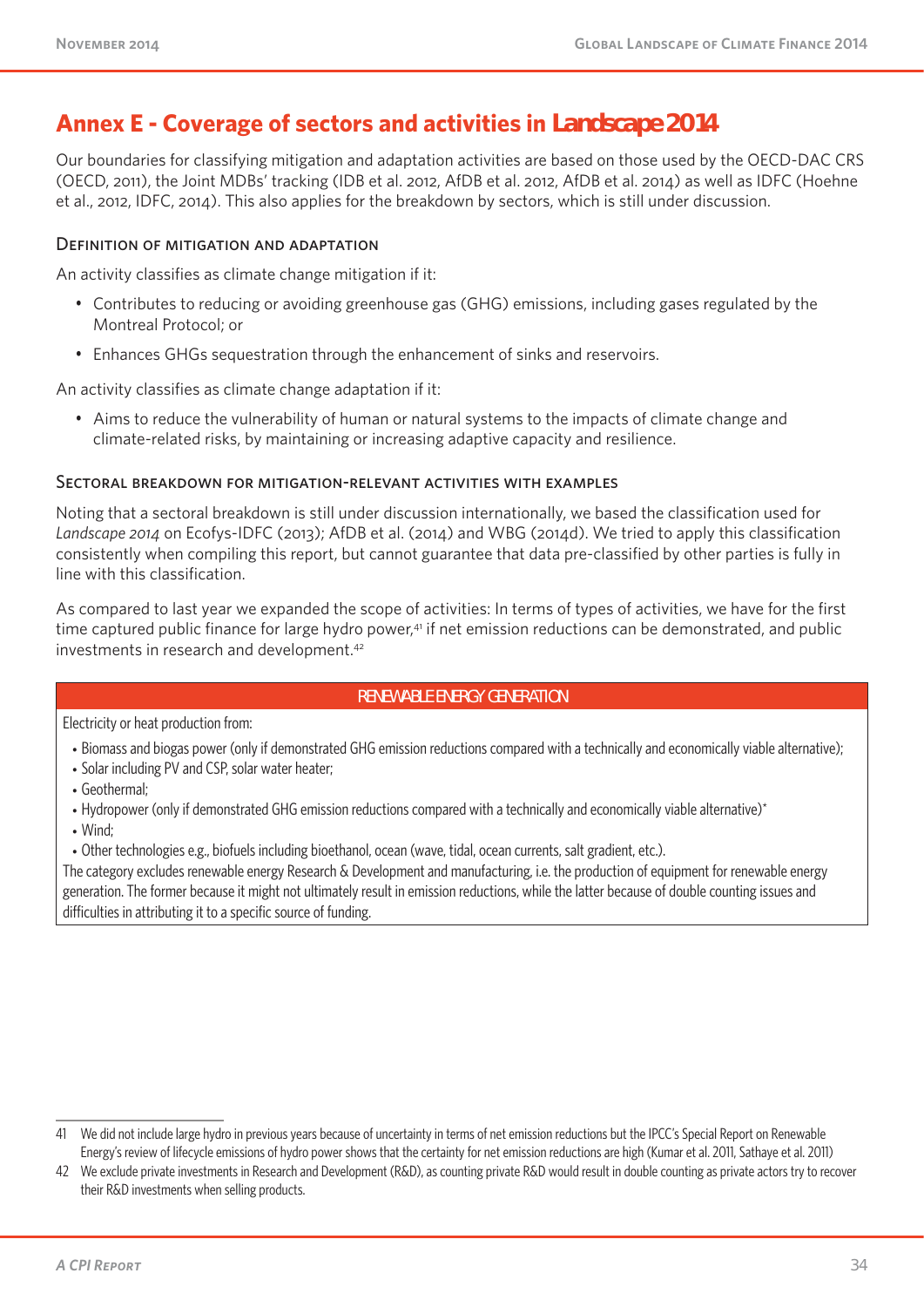# Annex E - Coverage of sectors and activities in *Landscape 2014*

Our boundaries for classifying mitigation and adaptation activities are based on those used by the OECD-DAC CRS (OECD, 2011), the Joint MDBs' tracking (IDB et al. 2012, AfDB et al. 2012, AfDB et al. 2014) as well as IDFC (Hoehne et al., 2012, IDFC, 2014). This also applies for the breakdown by sectors, which is still under discussion.

### Definition of mitigation and adaptation

An activity classifies as climate change mitigation if it:

- Contributes to reducing or avoiding greenhouse gas (GHG) emissions, including gases regulated by the Montreal Protocol; or
- Enhances GHGs sequestration through the enhancement of sinks and reservoirs.

An activity classifies as climate change adaptation if it:

- Aims to reduce the vulnerability of human or natural systems to the impacts of climate change and climate-related risks, by maintaining or increasing adaptive capacity and resilience.

### Sectoral breakdown for mitigation-relevant activities with examples

Noting that a sectoral breakdown is still under discussion internationally, we based the classification used for *Landscape 2014* on Ecofys-IDFC (2013); AfDB et al. (2014) and WBG (2014d). We tried to apply this classification consistently when compiling this report, but cannot guarantee that data pre-classified by other parties is fully in line with this classification.

As compared to last year we expanded the scope of activities: In terms of types of activities, we have for the first time captured public finance for large hydro power,[41] if net emission reductions can be demonstrated, and public investments in research and development.[42]

| RENEWABLE ENERGY GENERATION |
|---|
| Electricity or heat production from:<br>• Biomass and biogas power (only if demonstrated GHG emission reductions compared with a technically and economically viable alternative);<br>• Solar including PV and CSP, solar water heater;<br>• Geothermal;<br>• Hydropower (only if demonstrated GHG emission reductions compared with a technically and economically viable alternative)*<br>• Wind;<br>• Other technologies e.g., biofuels including bioethanol, ocean (wave, tidal, ocean currents, salt gradient, etc.).<br>The category excludes renewable energy Research & Development and manufacturing, i.e. the production of equipment for renewable energy generation. The former because it might not ultimately result in emission reductions, while the latter because of double counting issues and difficulties in attributing it to a specific source of funding. |

41 We did not include large hydro in previous years because of uncertainty in terms of net emission reductions but the IPCC's Special Report on Renewable Energy's review of lifecycle emissions of hydro power shows that the certainty for net emission reductions are high (Kumar et al. 2011, Sathaye et al. 2011)

42 We exclude private investments in Research and Development (R&D), as counting private R&D would result in double counting as private actors try to recover their R&D investments when selling products.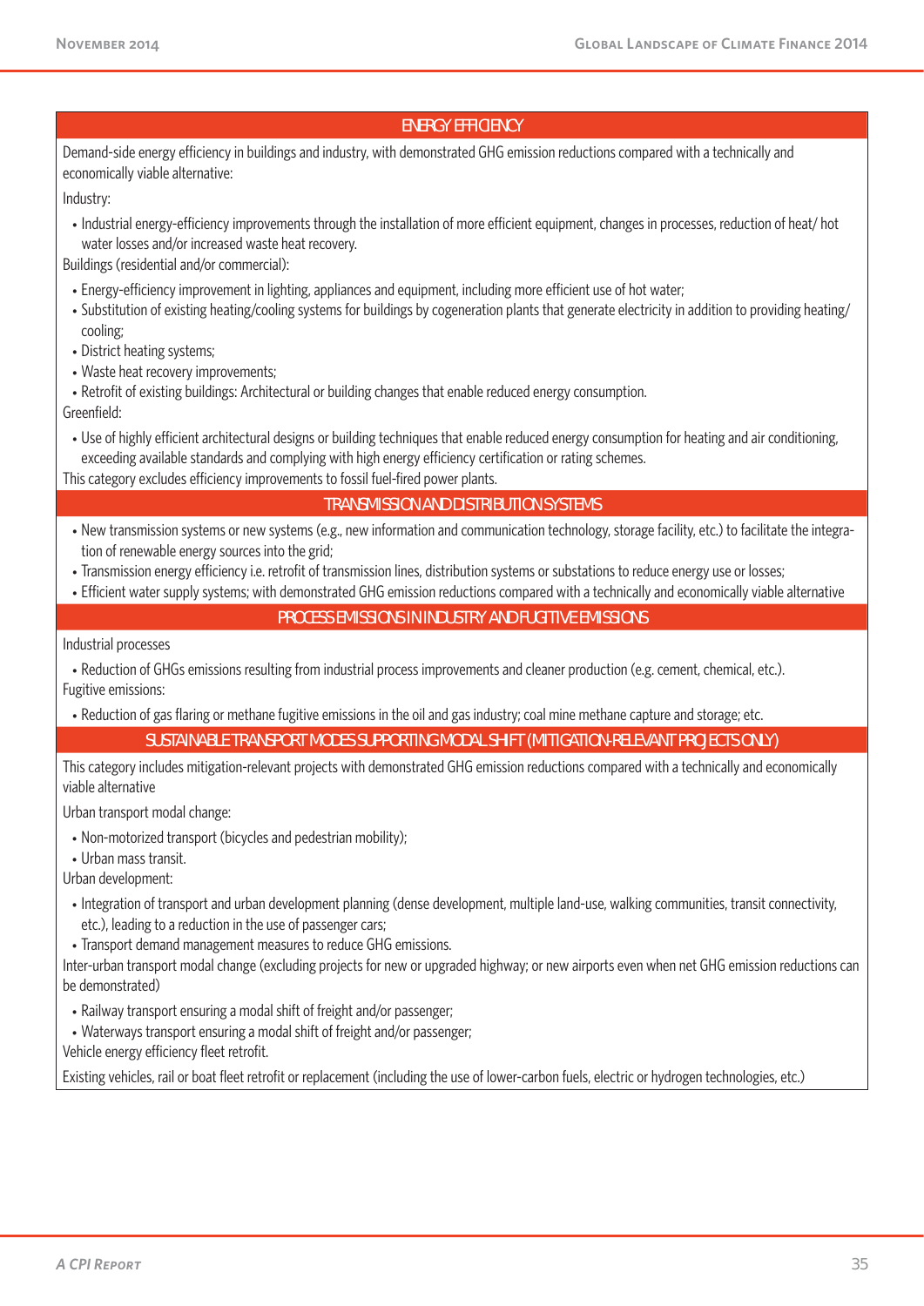| ENERGY EFFICIENCY |
|---|
| Demand-side energy efficiency in buildings and industry, with demonstrated GHG emission reductions compared with a technically and economically viable alternative:<br>Industry:<br>• Industrial energy-efficiency improvements through the installation of more efficient equipment, changes in processes, reduction of heat/ hot water losses and/or increased waste heat recovery.<br>Buildings (residential and/or commercial):<br>• Energy-efficiency improvement in lighting, appliances and equipment, including more efficient use of hot water;<br>• Substitution of existing heating/cooling systems for buildings by cogeneration plants that generate electricity in addition to providing heating/ cooling;<br>• District heating systems;<br>• Waste heat recovery improvements;<br>• Retrofit of existing buildings: Architectural or building changes that enable reduced energy consumption.<br>Greenfield:<br>• Use of highly efficient architectural designs or building techniques that enable reduced energy consumption for heating and air conditioning, exceeding available standards and complying with high energy efficiency certification or rating schemes.<br>This category excludes efficiency improvements to fossil fuel-fired power plants. |
| **TRANSMISSION AND DISTRIBUTION SYSTEMS** |
| • New transmission systems or new systems (e.g., new information and communication technology, storage facility, etc.) to facilitate the integration of renewable energy sources into the grid;<br>• Transmission energy efficiency i.e. retrofit of transmission lines, distribution systems or substations to reduce energy use or losses;<br>• Efficient water supply systems; with demonstrated GHG emission reductions compared with a technically and economically viable alternative |
| **PROCESS EMISSIONS IN INDUSTRY AND FUGITIVE EMISSIONS** |
| Industrial processes<br>• Reduction of GHGs emissions resulting from industrial process improvements and cleaner production (e.g. cement, chemical, etc.).<br>Fugitive emissions:<br>• Reduction of gas flaring or methane fugitive emissions in the oil and gas industry; coal mine methane capture and storage; etc. |
| **SUSTAINABLE TRANSPORT MODES SUPPORTING MODAL SHIFT (MITIGATION-RELEVANT PROJECTS ONLY)** |
| This category includes mitigation-relevant projects with demonstrated GHG emission reductions compared with a technically and economically viable alternative<br>Urban transport modal change:<br>• Non-motorized transport (bicycles and pedestrian mobility);<br>• Urban mass transit.<br>Urban development:<br>• Integration of transport and urban development planning (dense development, multiple land-use, walking communities, transit connectivity, etc.), leading to a reduction in the use of passenger cars;<br>• Transport demand management measures to reduce GHG emissions.<br>Inter-urban transport modal change (excluding projects for new or upgraded highway; or new airports even when net GHG emission reductions can be demonstrated)<br>• Railway transport ensuring a modal shift of freight and/or passenger;<br>• Waterways transport ensuring a modal shift of freight and/or passenger;<br>Vehicle energy efficiency fleet retrofit.<br>Existing vehicles, rail or boat fleet retrofit or replacement (including the use of lower-carbon fuels, electric or hydrogen technologies, etc.) |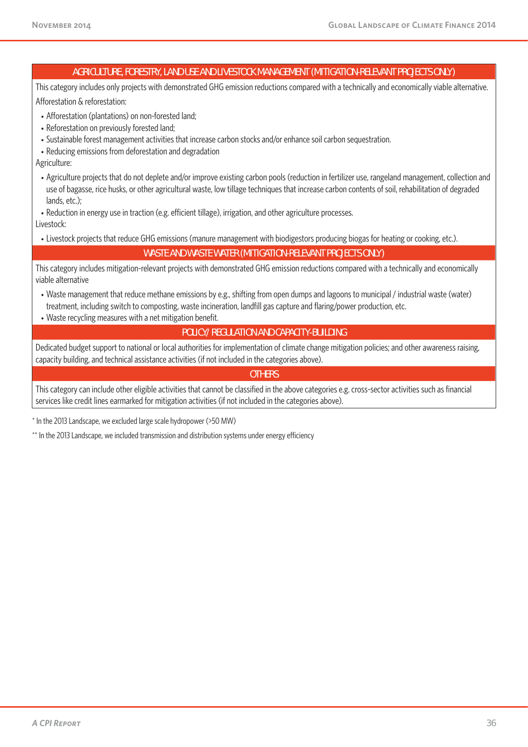### AGRICULTURE, FORESTRY, LAND USE AND LIVESTOCK MANAGEMENT (MITIGATION-RELEVANT PROJECTS ONLY)

This category includes only projects with demonstrated GHG emission reductions compared with a technically and economically viable alternative.

Afforestation & reforestation:

- Afforestation (plantations) on non-forested land;
- Reforestation on previously forested land;
- Sustainable forest management activities that increase carbon stocks and/or enhance soil carbon sequestration.
- Reducing emissions from deforestation and degradation

Agriculture:

- Agriculture projects that do not deplete and/or improve existing carbon pools (reduction in fertilizer use, rangeland management, collection and use of bagasse, rice husks, or other agricultural waste, low tillage techniques that increase carbon contents of soil, rehabilitation of degraded lands, etc.);
- Reduction in energy use in traction (e.g. efficient tillage), irrigation, and other agriculture processes.

Livestock:

- Livestock projects that reduce GHG emissions (manure management with biodigestors producing biogas for heating or cooking, etc.).

### WASTE AND WASTE WATER (MITIGATION-RELEVANT PROJECTS ONLY)

This category includes mitigation-relevant projects with demonstrated GHG emission reductions compared with a technically and economically viable alternative

- Waste management that reduce methane emissions by e.g., shifting from open dumps and lagoons to municipal / industrial waste (water) treatment, including switch to composting, waste incineration, landfill gas capture and flaring/power production, etc.
- Waste recycling measures with a net mitigation benefit.

### POLICY/ REGULATION AND CAPACITY-BUILDING

Dedicated budget support to national or local authorities for implementation of climate change mitigation policies; and other awareness raising, capacity building, and technical assistance activities (if not included in the categories above).

### OTHERS

This category can include other eligible activities that cannot be classified in the above categories e.g. cross-sector activities such as financial services like credit lines earmarked for mitigation activities (if not included in the categories above).

* In the 2013 Landscape, we excluded large scale hydropower (>50 MW)

** In the 2013 Landscape, we included transmission and distribution systems under energy efficiency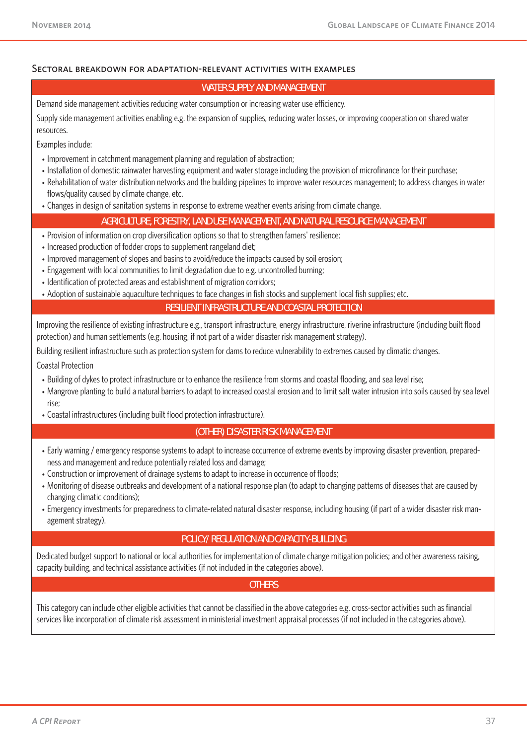## Sectoral breakdown for adaptation-relevant activities with examples

### WATER SUPPLY AND MANAGEMENT

Demand side management activities reducing water consumption or increasing water use efficiency.

Supply side management activities enabling e.g. the expansion of supplies, reducing water losses, or improving cooperation on shared water resources.

Examples include:

- Improvement in catchment management planning and regulation of abstraction;
- Installation of domestic rainwater harvesting equipment and water storage including the provision of microfinance for their purchase;
- Rehabilitation of water distribution networks and the building pipelines to improve water resources management; to address changes in water flows/quality caused by climate change, etc.
- Changes in design of sanitation systems in response to extreme weather events arising from climate change.

### AGRICULTURE, FORESTRY, LAND USE MANAGEMENT, AND NATURAL RESOURCE MANAGEMENT

- Provision of information on crop diversification options so that to strengthen famers' resilience;
- Increased production of fodder crops to supplement rangeland diet;
- Improved management of slopes and basins to avoid/reduce the impacts caused by soil erosion;
- Engagement with local communities to limit degradation due to e.g. uncontrolled burning;
- Identification of protected areas and establishment of migration corridors;
- Adoption of sustainable aquaculture techniques to face changes in fish stocks and supplement local fish supplies; etc.

### RESILIENT INFRASTRUCTURE AND COASTAL PROTECTION

Improving the resilience of existing infrastructure e.g., transport infrastructure, energy infrastructure, riverine infrastructure (including built flood protection) and human settlements (e.g. housing, if not part of a wider disaster risk management strategy).

Building resilient infrastructure such as protection system for dams to reduce vulnerability to extremes caused by climatic changes.

Coastal Protection

- Building of dykes to protect infrastructure or to enhance the resilience from storms and coastal flooding, and sea level rise;
- Mangrove planting to build a natural barriers to adapt to increased coastal erosion and to limit salt water intrusion into soils caused by sea level rise;
- Coastal infrastructures (including built flood protection infrastructure).

### (OTHER) DISASTER RISK MANAGEMENT

- Early warning / emergency response systems to adapt to increase occurrence of extreme events by improving disaster prevention, preparedness and management and reduce potentially related loss and damage;
- Construction or improvement of drainage systems to adapt to increase in occurrence of floods;
- Monitoring of disease outbreaks and development of a national response plan (to adapt to changing patterns of diseases that are caused by changing climatic conditions);
- Emergency investments for preparedness to climate-related natural disaster response, including housing (if part of a wider disaster risk management strategy).

### POLICY/ REGULATION AND CAPACITY-BUILDING

Dedicated budget support to national or local authorities for implementation of climate change mitigation policies; and other awareness raising, capacity building, and technical assistance activities (if not included in the categories above).

### OTHERS

This category can include other eligible activities that cannot be classified in the above categories e.g. cross-sector activities such as financial services like incorporation of climate risk assessment in ministerial investment appraisal processes (if not included in the categories above).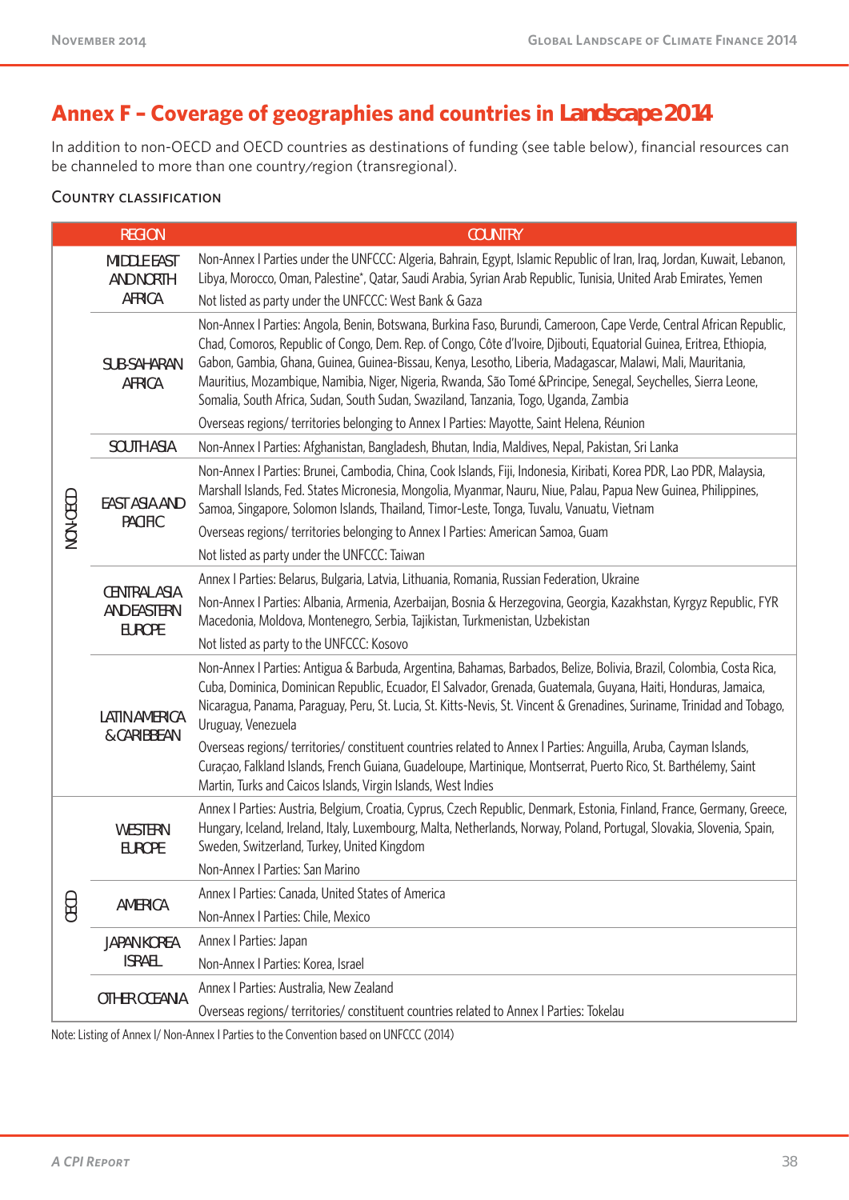## Annex F – Coverage of geographies and countries in *Landscape 2014*

In addition to non-OECD and OECD countries as destinations of funding (see table below), financial resources can be channeled to more than one country/region (transregional).

### Country classification

| | REGION | COUNTRY |
|---|---|---|
| NON-OECD | MIDDLE EAST AND NORTH AFRICA | Non-Annex I Parties under the UNFCCC: Algeria, Bahrain, Egypt, Islamic Republic of Iran, Iraq, Jordan, Kuwait, Lebanon, Libya, Morocco, Oman, Palestine*, Qatar, Saudi Arabia, Syrian Arab Republic, Tunisia, United Arab Emirates, Yemen |
| | | Not listed as party under the UNFCCC: West Bank & Gaza |
| | SUB-SAHARAN AFRICA | Non-Annex I Parties: Angola, Benin, Botswana, Burkina Faso, Burundi, Cameroon, Cape Verde, Central African Republic, Chad, Comoros, Republic of Congo, Dem. Rep. of Congo, Côte d'Ivoire, Djibouti, Equatorial Guinea, Eritrea, Ethiopia, Gabon, Gambia, Ghana, Guinea, Guinea-Bissau, Kenya, Lesotho, Liberia, Madagascar, Malawi, Mali, Mauritania, Mauritius, Mozambique, Namibia, Niger, Nigeria, Rwanda, São Tomé &Principe, Senegal, Seychelles, Sierra Leone, Somalia, South Africa, Sudan, South Sudan, Swaziland, Tanzania, Togo, Uganda, Zambia |
| | | Overseas regions/ territories belonging to Annex I Parties: Mayotte, Saint Helena, Réunion |
| | SOUTH ASIA | Non-Annex I Parties: Afghanistan, Bangladesh, Bhutan, India, Maldives, Nepal, Pakistan, Sri Lanka |
| | EAST ASIA AND PACIFIC | Non-Annex I Parties: Brunei, Cambodia, China, Cook Islands, Fiji, Indonesia, Kiribati, Korea PDR, Lao PDR, Malaysia, Marshall Islands, Fed. States Micronesia, Mongolia, Myanmar, Nauru, Niue, Palau, Papua New Guinea, Philippines, Samoa, Singapore, Solomon Islands, Thailand, Timor-Leste, Tonga, Tuvalu, Vanuatu, Vietnam |
| | | Overseas regions/ territories belonging to Annex I Parties: American Samoa, Guam |
| | | Not listed as party under the UNFCCC: Taiwan |
| | CENTRAL ASIA AND EASTERN EUROPE | Annex I Parties: Belarus, Bulgaria, Latvia, Lithuania, Romania, Russian Federation, Ukraine |
| | | Non-Annex I Parties: Albania, Armenia, Azerbaijan, Bosnia & Herzegovina, Georgia, Kazakhstan, Kyrgyz Republic, FYR Macedonia, Moldova, Montenegro, Serbia, Tajikistan, Turkmenistan, Uzbekistan |
| | | Not listed as party to the UNFCCC: Kosovo |
| | LATIN AMERICA & CARIBBEAN | Non-Annex I Parties: Antigua & Barbuda, Argentina, Bahamas, Barbados, Belize, Bolivia, Brazil, Colombia, Costa Rica, Cuba, Dominica, Dominican Republic, Ecuador, El Salvador, Grenada, Guatemala, Guyana, Haiti, Honduras, Jamaica, Nicaragua, Panama, Paraguay, Peru, St. Lucia, St. Kitts-Nevis, St. Vincent & Grenadines, Suriname, Trinidad and Tobago, Uruguay, Venezuela |
| | | Overseas regions/ territories/ constituent countries related to Annex I Parties: Anguilla, Aruba, Cayman Islands, Curaçao, Falkland Islands, French Guiana, Guadeloupe, Martinique, Montserrat, Puerto Rico, St. Barthélemy, Saint Martin, Turks and Caicos Islands, Virgin Islands, West Indies |
| OECD | WESTERN EUROPE | Annex I Parties: Austria, Belgium, Croatia, Cyprus, Czech Republic, Denmark, Estonia, Finland, France, Germany, Greece, Hungary, Iceland, Ireland, Italy, Luxembourg, Malta, Netherlands, Norway, Poland, Portugal, Slovakia, Slovenia, Spain, Sweden, Switzerland, Turkey, United Kingdom |
| | | Non-Annex I Parties: San Marino |
| | AMERICA | Annex I Parties: Canada, United States of America |
| | | Non-Annex I Parties: Chile, Mexico |
| | JAPAN KOREA ISRAEL | Annex I Parties: Japan |
| | | Non-Annex I Parties: Korea, Israel |
| | OTHER OCEANIA | Annex I Parties: Australia, New Zealand |
| | | Overseas regions/ territories/ constituent countries related to Annex I Parties: Tokelau |

Note: Listing of Annex I/ Non-Annex I Parties to the Convention based on UNFCCC (2014)